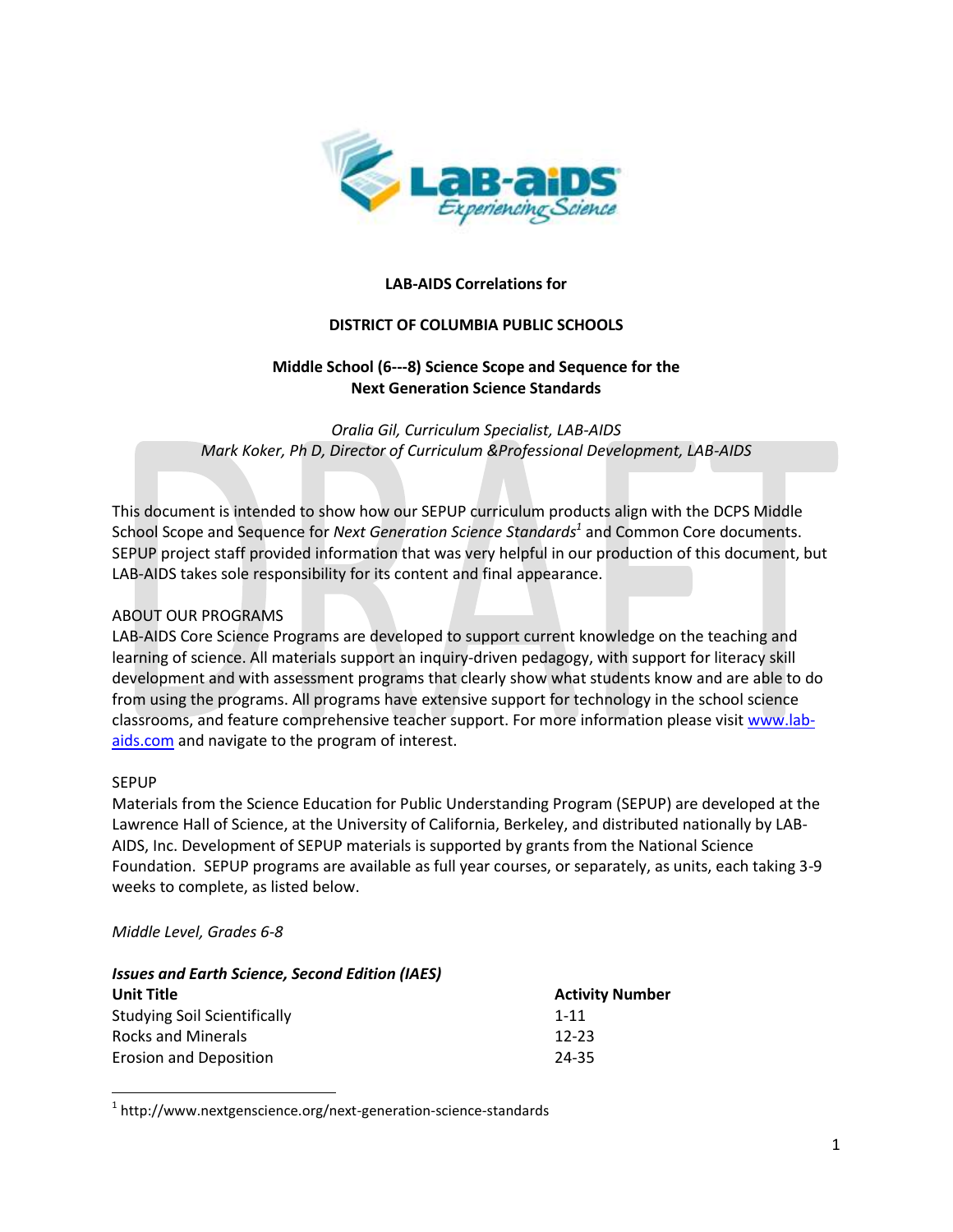**LAB-AIDS Correlations for**

**DISTRICT OF COLUMBIA PUBLIC SCHOOLS**

**Middle School (6---8) Science Scope and Sequence for the Next Generation Science Standards**

*Oralia Gil, Curriculum Specialist, LAB-AIDS*
*Mark Koker, Ph D, Director of Curriculum &Professional Development, LAB-AIDS*

This document is intended to show how our SEPUP curriculum products align with the DCPS Middle School Scope and Sequence for *Next Generation Science Standards*[1] and Common Core documents. SEPUP project staff provided information that was very helpful in our production of this document, but LAB-AIDS takes sole responsibility for its content and final appearance.

ABOUT OUR PROGRAMS

LAB-AIDS Core Science Programs are developed to support current knowledge on the teaching and learning of science. All materials support an inquiry-driven pedagogy, with support for literacy skill development and with assessment programs that clearly show what students know and are able to do from using the programs. All programs have extensive support for technology in the school science classrooms, and feature comprehensive teacher support. For more information please visit www.lab-aids.com and navigate to the program of interest.

SEPUP

Materials from the Science Education for Public Understanding Program (SEPUP) are developed at the Lawrence Hall of Science, at the University of California, Berkeley, and distributed nationally by LAB-AIDS, Inc. Development of SEPUP materials is supported by grants from the National Science Foundation. SEPUP programs are available as full year courses, or separately, as units, each taking 3-9 weeks to complete, as listed below.

*Middle Level, Grades 6-8*

***Issues and Earth Science, Second Edition (IAES)***

| **Unit Title** | **Activity Number** |
|---|---|
| Studying Soil Scientifically | 1-11 |
| Rocks and Minerals | 12-23 |
| Erosion and Deposition | 24-35 |

[1] http://www.nextgenscience.org/next-generation-science-standards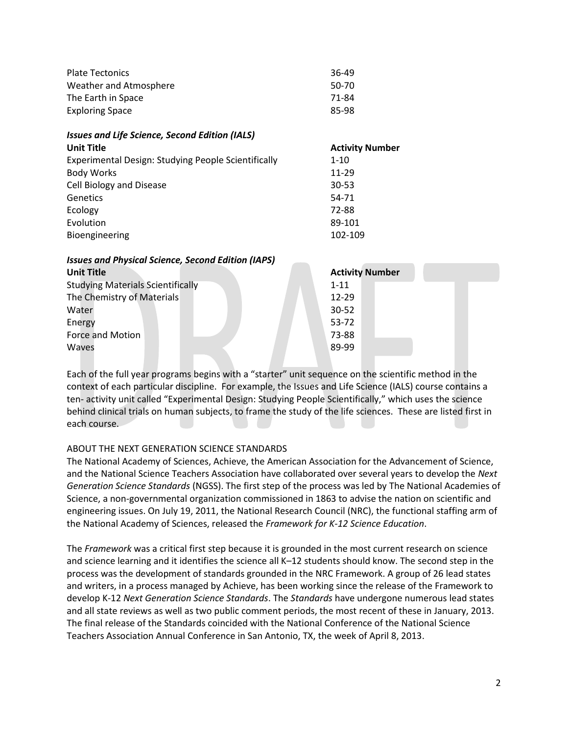| | |
|---|---|
| Plate Tectonics | 36-49 |
| Weather and Atmosphere | 50-70 |
| The Earth in Space | 71-84 |
| Exploring Space | 85-98 |

***Issues and Life Science, Second Edition (IALS)***

| Unit Title | Activity Number |
|---|---|
| Experimental Design: Studying People Scientifically | 1-10 |
| Body Works | 11-29 |
| Cell Biology and Disease | 30-53 |
| Genetics | 54-71 |
| Ecology | 72-88 |
| Evolution | 89-101 |
| Bioengineering | 102-109 |

***Issues and Physical Science, Second Edition (IAPS)***

| Unit Title | Activity Number |
|---|---|
| Studying Materials Scientifically | 1-11 |
| The Chemistry of Materials | 12-29 |
| Water | 30-52 |
| Energy | 53-72 |
| Force and Motion | 73-88 |
| Waves | 89-99 |

Each of the full year programs begins with a "starter" unit sequence on the scientific method in the context of each particular discipline. For example, the Issues and Life Science (IALS) course contains a ten- activity unit called "Experimental Design: Studying People Scientifically," which uses the science behind clinical trials on human subjects, to frame the study of the life sciences. These are listed first in each course.

ABOUT THE NEXT GENERATION SCIENCE STANDARDS

The National Academy of Sciences, Achieve, the American Association for the Advancement of Science, and the National Science Teachers Association have collaborated over several years to develop the *Next Generation Science Standards* (NGSS). The first step of the process was led by The National Academies of Science, a non-governmental organization commissioned in 1863 to advise the nation on scientific and engineering issues. On July 19, 2011, the National Research Council (NRC), the functional staffing arm of the National Academy of Sciences, released the *Framework for K-12 Science Education*.

The *Framework* was a critical first step because it is grounded in the most current research on science and science learning and it identifies the science all K–12 students should know. The second step in the process was the development of standards grounded in the NRC Framework. A group of 26 lead states and writers, in a process managed by Achieve, has been working since the release of the Framework to develop K-12 *Next Generation Science Standards*. The *Standards* have undergone numerous lead states and all state reviews as well as two public comment periods, the most recent of these in January, 2013. The final release of the Standards coincided with the National Conference of the National Science Teachers Association Annual Conference in San Antonio, TX, the week of April 8, 2013.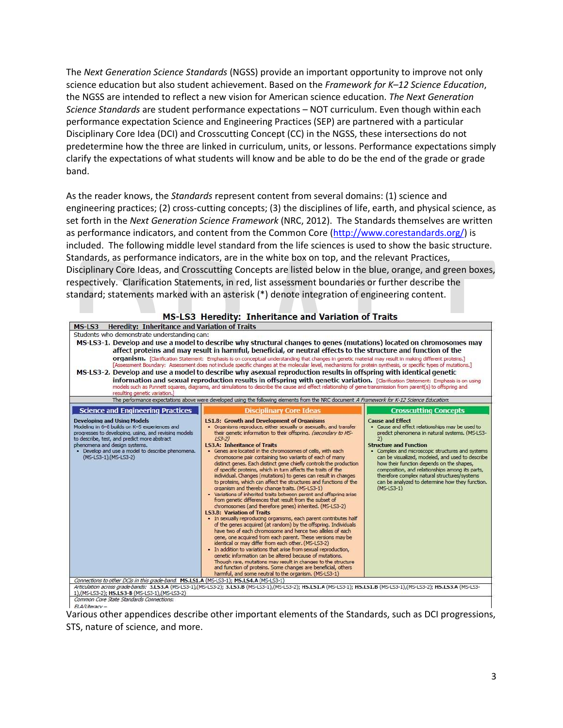The *Next Generation Science Standards* (NGSS) provide an important opportunity to improve not only science education but also student achievement. Based on the *Framework for K–12 Science Education*, the NGSS are intended to reflect a new vision for American science education. *The Next Generation Science Standards* are student performance expectations – NOT curriculum. Even though within each performance expectation Science and Engineering Practices (SEP) are partnered with a particular Disciplinary Core Idea (DCI) and Crosscutting Concept (CC) in the NGSS, these intersections do not predetermine how the three are linked in curriculum, units, or lessons. Performance expectations simply clarify the expectations of what students will know and be able to do be the end of the grade or grade band.

As the reader knows, the *Standards* represent content from several domains: (1) science and engineering practices; (2) cross-cutting concepts; (3) the disciplines of life, earth, and physical science, as set forth in the *Next Generation Science Framework* (NRC, 2012). The Standards themselves are written as performance indicators, and content from the Common Core (http://www.corestandards.org/) is included. The following middle level standard from the life sciences is used to show the basic structure. Standards, as performance indicators, are in the white box on top, and the relevant Practices, Disciplinary Core Ideas, and Crosscutting Concepts are listed below in the blue, orange, and green boxes, respectively. Clarification Statements, in red, list assessment boundaries or further describe the standard; statements marked with an asterisk (*) denote integration of engineering content.

## MS-LS3 Heredity: Inheritance and Variation of Traits

**MS-LS3 Heredity: Inheritance and Variation of Traits**

Students who demonstrate understanding can:

**MS-LS3-1.** **Develop and use a model to describe why structural changes to genes (mutations) located on chromosomes may affect proteins and may result in harmful, beneficial, or neutral effects to the structure and function of the organism.** [Clarification Statement: Emphasis is on conceptual understanding that changes in genetic material may result in making different proteins.] [Assessment Boundary: Assessment does not include specific changes at the molecular level, mechanisms for protein synthesis, or specific types of mutations.]

**MS-LS3-2.** **Develop and use a model to describe why asexual reproduction results in offspring with identical genetic information and sexual reproduction results in offspring with genetic variation.** [Clarification Statement: Emphasis is on using models such as Punnett squares, diagrams, and simulations to describe the cause and effect relationship of gene transmission from parent(s) to offspring and resulting genetic variation.]

The performance expectations above were developed using the following elements from the NRC document *A Framework for K-12 Science Education*:

| Science and Engineering Practices | Disciplinary Core Ideas | Crosscutting Concepts |
|---|---|---|
| **Developing and Using Models**<br>Modeling in 6–8 builds on K–5 experiences and progresses to developing, using, and revising models to describe, test, and predict more abstract phenomena and design systems.<br>• Develop and use a model to describe phenomena. (MS-LS3-1),(MS-LS3-2) | **LS1.B: Growth and Development of Organisms**<br>• Organisms reproduce, either sexually or asexually, and transfer their genetic information to their offspring. *(secondary to MS-LS3-2)*<br>**LS3.A: Inheritance of Traits**<br>• Genes are located in the chromosomes of cells, with each chromosome pair containing two variants of each of many distinct genes. Each distinct gene chiefly controls the production of specific proteins, which in turn affects the traits of the individual. Changes (mutations) to genes can result in changes to proteins, which can affect the structures and functions of the organism and thereby change traits. (MS-LS3-1)<br>• Variations of inherited traits between parent and offspring arise from genetic differences that result from the subset of chromosomes (and therefore genes) inherited. (MS-LS3-2)<br>**LS3.B: Variation of Traits**<br>• In sexually reproducing organisms, each parent contributes half of the genes acquired (at random) by the offspring. Individuals have two of each chromosome and hence two alleles of each gene, one acquired from each parent. These versions may be identical or may differ from each other. (MS-LS3-2)<br>• In addition to variations that arise from sexual reproduction, genetic information can be altered because of mutations. Though rare, mutations may result in changes to the structure and function of proteins. Some changes are beneficial, others harmful, and some neutral to the organism. (MS-LS3-1) | **Cause and Effect**<br>• Cause and effect relationships may be used to predict phenomena in natural systems. (MS-LS3-2)<br>**Structure and Function**<br>• Complex and microscopic structures and systems can be visualized, modeled, and used to describe how their function depends on the shapes, composition, and relationships among its parts, therefore complex natural structures/systems can be analyzed to determine how they function. (MS-LS3-1) |

*Connections to other DCIs in this grade-band:* **MS.LS1.A** (MS-LS3-1); **MS.LS4.A** (MS-LS3-1)

*Articulation across grade-bands:* **3.LS3.A** (MS-LS3-1),(MS-LS3-2); **3.LS3.B** (MS-LS3-1),(MS-LS3-2); **HS.LS1.A** (MS-LS3-1); **HS.LS1.B** (MS-LS3-1),(MS-LS3-2); **HS.LS3.A** (MS-LS3-1),(MS-LS3-2); **HS.LS3-B** (MS-LS3-1),(MS-LS3-2)

*Common Core State Standards Connections:*

*ELA/Literacy –*

Various other appendices describe other important elements of the Standards, such as DCI progressions, STS, nature of science, and more.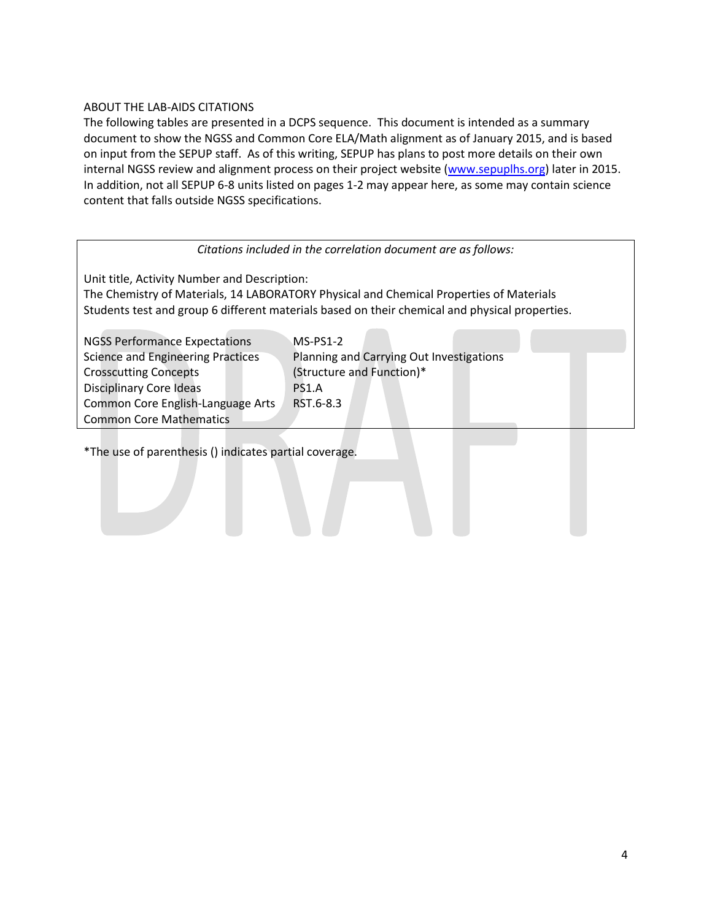## ABOUT THE LAB-AIDS CITATIONS

The following tables are presented in a DCPS sequence. This document is intended as a summary document to show the NGSS and Common Core ELA/Math alignment as of January 2015, and is based on input from the SEPUP staff. As of this writing, SEPUP has plans to post more details on their own internal NGSS review and alignment process on their project website (www.sepuplhs.org) later in 2015. In addition, not all SEPUP 6-8 units listed on pages 1-2 may appear here, as some may contain science content that falls outside NGSS specifications.

*Citations included in the correlation document are as follows:*

Unit title, Activity Number and Description:
The Chemistry of Materials, 14 LABORATORY Physical and Chemical Properties of Materials
Students test and group 6 different materials based on their chemical and physical properties.

| | |
|---|---|
| NGSS Performance Expectations | MS-PS1-2 |
| Science and Engineering Practices | Planning and Carrying Out Investigations |
| Crosscutting Concepts | (Structure and Function)* |
| Disciplinary Core Ideas | PS1.A |
| Common Core English-Language Arts | RST.6-8.3 |
| Common Core Mathematics | |

*The use of parenthesis () indicates partial coverage.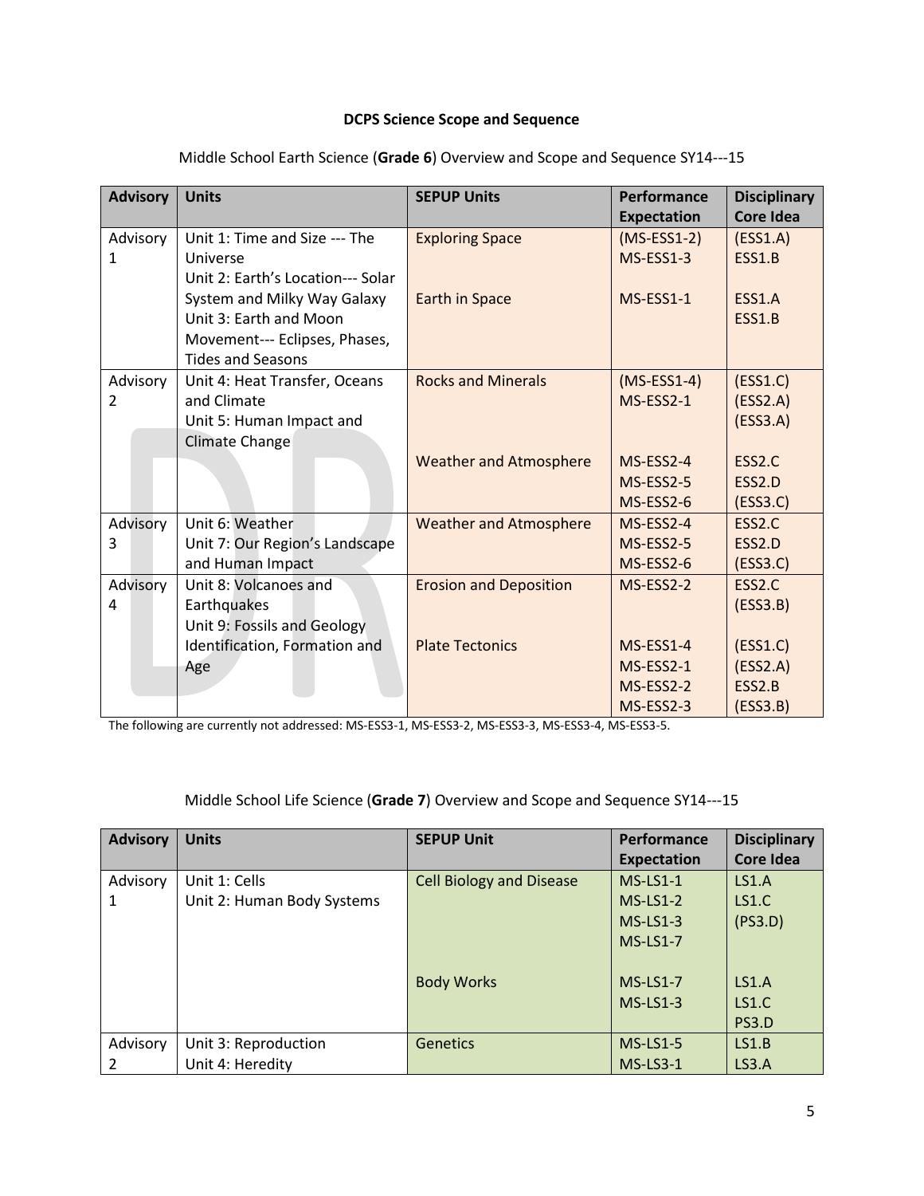**DCPS Science Scope and Sequence**

Middle School Earth Science (**Grade 6**) Overview and Scope and Sequence SY14---15

| Advisory | Units | SEPUP Units | Performance Expectation | Disciplinary Core Idea |
|---|---|---|---|---|
| Advisory 1 | Unit 1: Time and Size --- The Universe<br>Unit 2: Earth's Location--- Solar System and Milky Way Galaxy<br>Unit 3: Earth and Moon Movement--- Eclipses, Phases, Tides and Seasons | Exploring Space<br><br>Earth in Space | (MS-ESS1-2)<br>MS-ESS1-3<br><br>MS-ESS1-1 | (ESS1.A)<br>ESS1.B<br><br>ESS1.A<br>ESS1.B |
| Advisory 2 | Unit 4: Heat Transfer, Oceans and Climate<br>Unit 5: Human Impact and Climate Change | Rocks and Minerals<br><br>Weather and Atmosphere | (MS-ESS1-4)<br>MS-ESS2-1<br><br>MS-ESS2-4<br>MS-ESS2-5<br>MS-ESS2-6 | (ESS1.C)<br>(ESS2.A)<br>(ESS3.A)<br>ESS2.C<br>ESS2.D<br>(ESS3.C) |
| Advisory 3 | Unit 6: Weather<br>Unit 7: Our Region's Landscape and Human Impact | Weather and Atmosphere | MS-ESS2-4<br>MS-ESS2-5<br>MS-ESS2-6 | ESS2.C<br>ESS2.D<br>(ESS3.C) |
| Advisory 4 | Unit 8: Volcanoes and Earthquakes<br>Unit 9: Fossils and Geology Identification, Formation and Age | Erosion and Deposition<br><br>Plate Tectonics | MS-ESS2-2<br><br>MS-ESS1-4<br>MS-ESS2-1<br>MS-ESS2-2<br>MS-ESS2-3 | ESS2.C<br>(ESS3.B)<br>(ESS1.C)<br>(ESS2.A)<br>ESS2.B<br>(ESS3.B) |

The following are currently not addressed: MS-ESS3-1, MS-ESS3-2, MS-ESS3-3, MS-ESS3-4, MS-ESS3-5.

Middle School Life Science (**Grade 7**) Overview and Scope and Sequence SY14---15

| Advisory | Units | SEPUP Unit | Performance Expectation | Disciplinary Core Idea |
|---|---|---|---|---|
| Advisory 1 | Unit 1: Cells<br>Unit 2: Human Body Systems | Cell Biology and Disease<br><br>Body Works | MS-LS1-1<br>MS-LS1-2<br>MS-LS1-3<br>MS-LS1-7<br><br>MS-LS1-7<br>MS-LS1-3 | LS1.A<br>LS1.C<br>(PS3.D)<br><br>LS1.A<br>LS1.C<br>PS3.D |
| Advisory 2 | Unit 3: Reproduction<br>Unit 4: Heredity | Genetics | MS-LS1-5<br>MS-LS3-1 | LS1.B<br>LS3.A |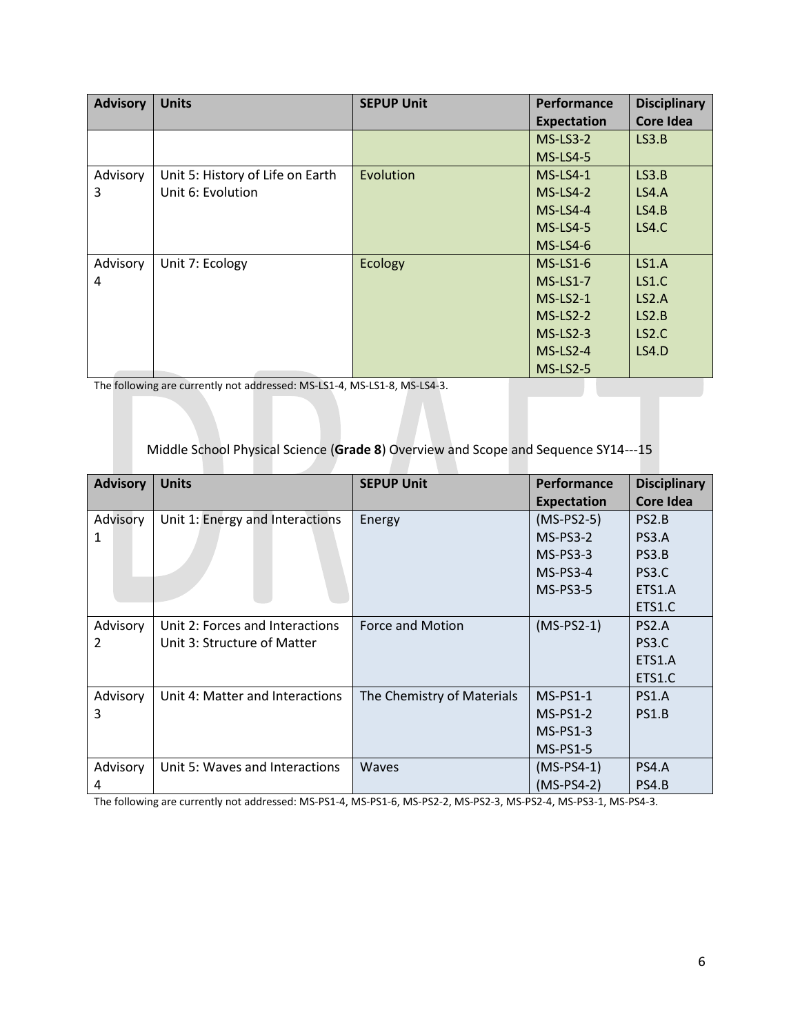| Advisory | Units | SEPUP Unit | Performance Expectation | Disciplinary Core Idea |
|---|---|---|---|---|
| | | | MS-LS3-2<br>MS-LS4-5 | LS3.B |
| Advisory 3 | Unit 5: History of Life on Earth<br>Unit 6: Evolution | Evolution | MS-LS4-1<br>MS-LS4-2<br>MS-LS4-4<br>MS-LS4-5<br>MS-LS4-6 | LS3.B<br>LS4.A<br>LS4.B<br>LS4.C |
| Advisory 4 | Unit 7: Ecology | Ecology | MS-LS1-6<br>MS-LS1-7<br>MS-LS2-1<br>MS-LS2-2<br>MS-LS2-3<br>MS-LS2-4<br>MS-LS2-5 | LS1.A<br>LS1.C<br>LS2.A<br>LS2.B<br>LS2.C<br>LS4.D |

The following are currently not addressed: MS-LS1-4, MS-LS1-8, MS-LS4-3.

## Middle School Physical Science (**Grade 8**) Overview and Scope and Sequence SY14---15

| Advisory | Units | SEPUP Unit | Performance Expectation | Disciplinary Core Idea |
|---|---|---|---|---|
| Advisory 1 | Unit 1: Energy and Interactions | Energy | (MS-PS2-5)<br>MS-PS3-2<br>MS-PS3-3<br>MS-PS3-4<br>MS-PS3-5 | PS2.B<br>PS3.A<br>PS3.B<br>PS3.C<br>ETS1.A<br>ETS1.C |
| Advisory 2 | Unit 2: Forces and Interactions<br>Unit 3: Structure of Matter | Force and Motion | (MS-PS2-1) | PS2.A<br>PS3.C<br>ETS1.A<br>ETS1.C |
| Advisory 3 | Unit 4: Matter and Interactions | The Chemistry of Materials | MS-PS1-1<br>MS-PS1-2<br>MS-PS1-3<br>MS-PS1-5 | PS1.A<br>PS1.B |
| Advisory 4 | Unit 5: Waves and Interactions | Waves | (MS-PS4-1)<br>(MS-PS4-2) | PS4.A<br>PS4.B |

The following are currently not addressed: MS-PS1-4, MS-PS1-6, MS-PS2-2, MS-PS2-3, MS-PS2-4, MS-PS3-1, MS-PS4-3.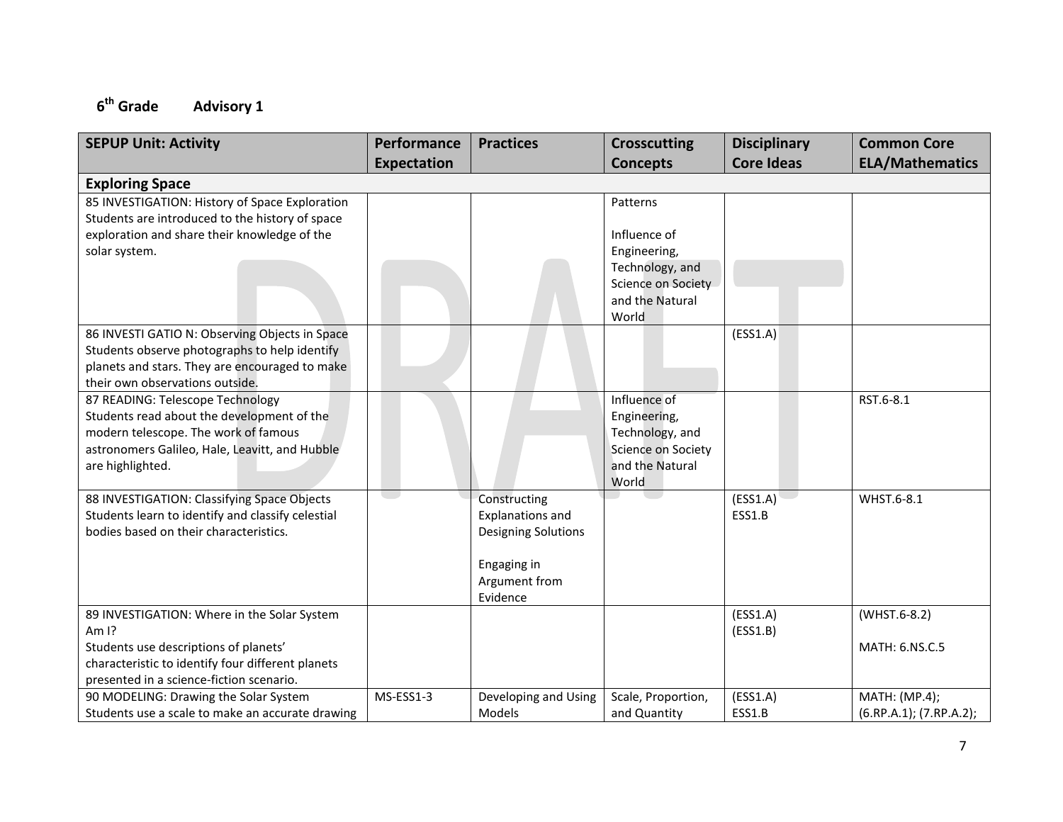## 6th Grade    Advisory 1

| SEPUP Unit: Activity | Performance Expectation | Practices | Crosscutting Concepts | Disciplinary Core Ideas | Common Core ELA/Mathematics |
|---|---|---|---|---|---|
| **Exploring Space** | | | | | |
| 85 INVESTIGATION: History of Space Exploration<br>Students are introduced to the history of space exploration and share their knowledge of the solar system. | | | Patterns<br><br>Influence of Engineering, Technology, and Science on Society and the Natural World | | |
| 86 INVESTI GATIO N: Observing Objects in Space<br>Students observe photographs to help identify planets and stars. They are encouraged to make their own observations outside. | | | | (ESS1.A) | |
| 87 READING: Telescope Technology<br>Students read about the development of the modern telescope. The work of famous astronomers Galileo, Hale, Leavitt, and Hubble are highlighted. | | | Influence of Engineering, Technology, and Science on Society and the Natural World | | RST.6-8.1 |
| 88 INVESTIGATION: Classifying Space Objects<br>Students learn to identify and classify celestial bodies based on their characteristics. | | Constructing Explanations and Designing Solutions<br><br>Engaging in Argument from Evidence | | (ESS1.A)<br>ESS1.B | WHST.6-8.1 |
| 89 INVESTIGATION: Where in the Solar System Am I?<br>Students use descriptions of planets' characteristic to identify four different planets presented in a science-fiction scenario. | | | | (ESS1.A)<br>(ESS1.B) | (WHST.6-8.2)<br><br>MATH: 6.NS.C.5 |
| 90 MODELING: Drawing the Solar System<br>Students use a scale to make an accurate drawing | MS-ESS1-3 | Developing and Using Models | Scale, Proportion, and Quantity | (ESS1.A)<br>ESS1.B | MATH: (MP.4); (6.RP.A.1); (7.RP.A.2); |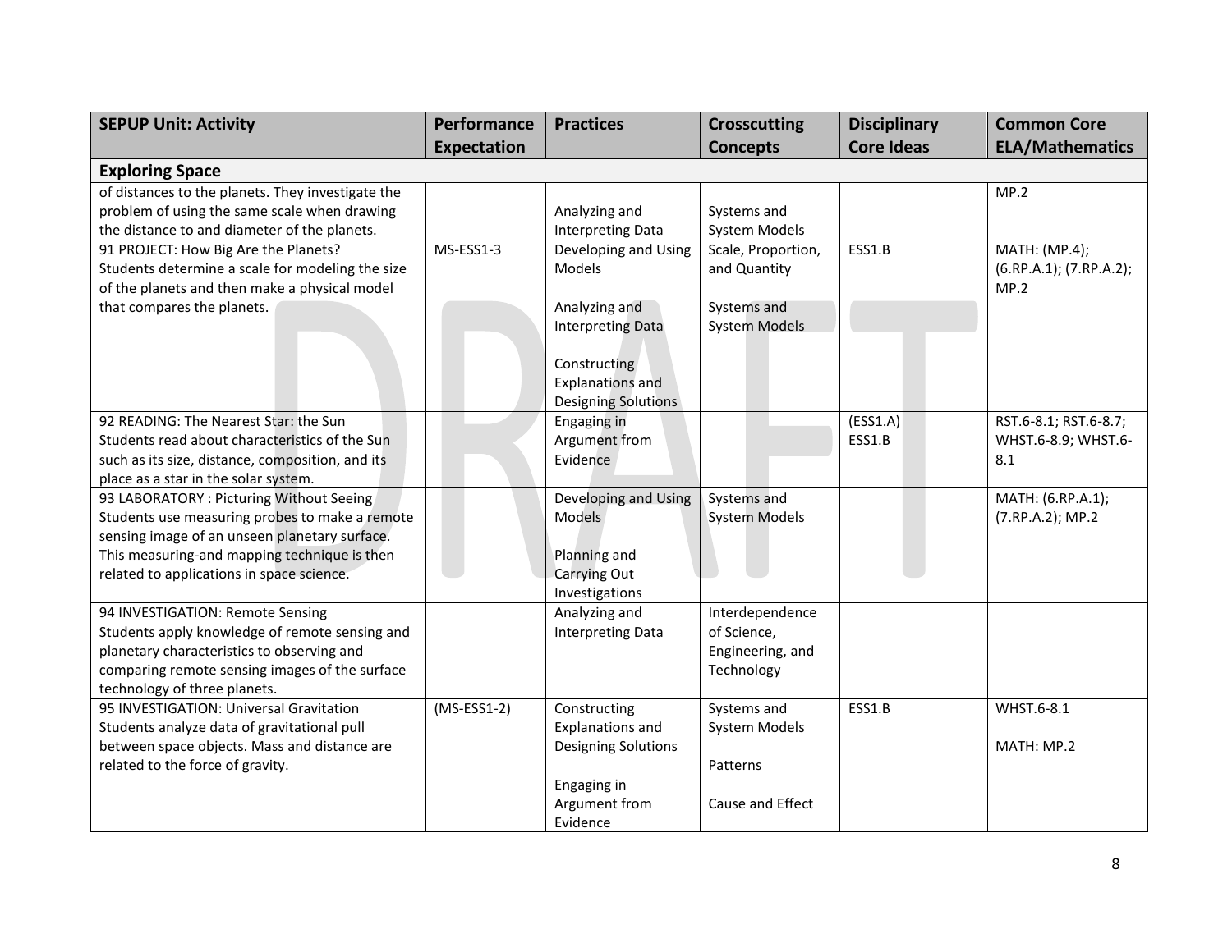| SEPUP Unit: Activity | Performance Expectation | Practices | Crosscutting Concepts | Disciplinary Core Ideas | Common Core ELA/Mathematics |
|---|---|---|---|---|---|
| **Exploring Space** | | | | | |
| of distances to the planets. They investigate the problem of using the same scale when drawing the distance to and diameter of the planets. | | Analyzing and Interpreting Data | Systems and System Models | | MP.2 |
| 91 PROJECT: How Big Are the Planets? Students determine a scale for modeling the size of the planets and then make a physical model that compares the planets. | MS-ESS1-3 | Developing and Using Models<br><br>Analyzing and Interpreting Data<br><br>Constructing Explanations and Designing Solutions | Scale, Proportion, and Quantity<br><br>Systems and System Models | ESS1.B | MATH: (MP.4); (6.RP.A.1); (7.RP.A.2); MP.2 |
| 92 READING: The Nearest Star: the Sun Students read about characteristics of the Sun such as its size, distance, composition, and its place as a star in the solar system. | | Engaging in Argument from Evidence | | (ESS1.A) ESS1.B | RST.6-8.1; RST.6-8.7; WHST.6-8.9; WHST.6-8.1 |
| 93 LABORATORY : Picturing Without Seeing Students use measuring probes to make a remote sensing image of an unseen planetary surface. This measuring-and mapping technique is then related to applications in space science. | | Developing and Using Models<br><br>Planning and Carrying Out Investigations | Systems and System Models | | MATH: (6.RP.A.1); (7.RP.A.2); MP.2 |
| 94 INVESTIGATION: Remote Sensing Students apply knowledge of remote sensing and planetary characteristics to observing and comparing remote sensing images of the surface technology of three planets. | | Analyzing and Interpreting Data | Interdependence of Science, Engineering, and Technology | | |
| 95 INVESTIGATION: Universal Gravitation Students analyze data of gravitational pull between space objects. Mass and distance are related to the force of gravity. | (MS-ESS1-2) | Constructing Explanations and Designing Solutions<br><br>Engaging in Argument from Evidence | Systems and System Models<br><br>Patterns<br><br>Cause and Effect | ESS1.B | WHST.6-8.1<br><br>MATH: MP.2 |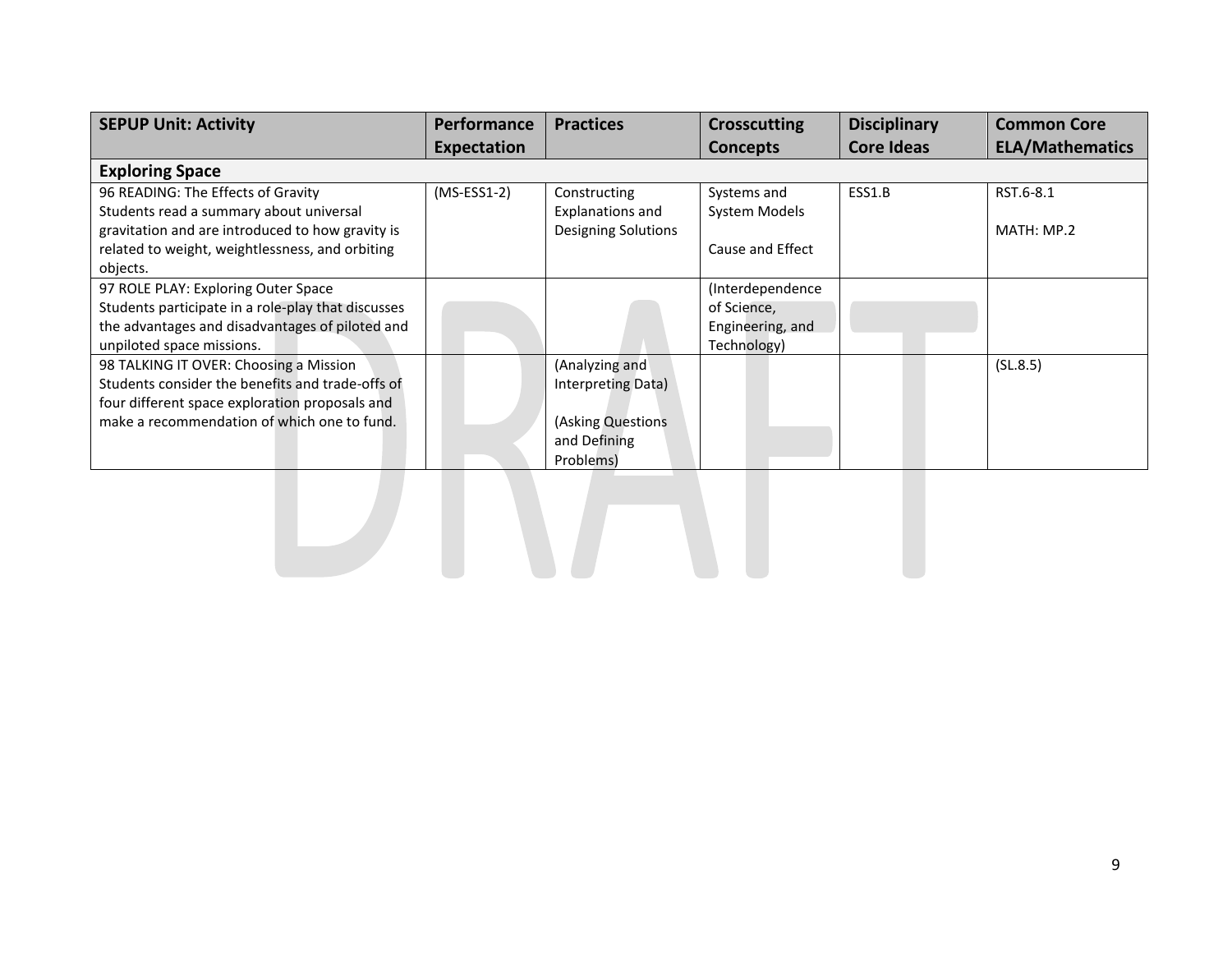| SEPUP Unit: Activity | Performance Expectation | Practices | Crosscutting Concepts | Disciplinary Core Ideas | Common Core ELA/Mathematics |
|---|---|---|---|---|---|
| **Exploring Space** | | | | | |
| 96 READING: The Effects of Gravity<br>Students read a summary about universal gravitation and are introduced to how gravity is related to weight, weightlessness, and orbiting objects. | (MS-ESS1-2) | Constructing Explanations and Designing Solutions | Systems and System Models<br><br>Cause and Effect | ESS1.B | RST.6-8.1<br><br>MATH: MP.2 |
| 97 ROLE PLAY: Exploring Outer Space<br>Students participate in a role-play that discusses the advantages and disadvantages of piloted and unpiloted space missions. | | | (Interdependence of Science, Engineering, and Technology) | | |
| 98 TALKING IT OVER: Choosing a Mission<br>Students consider the benefits and trade-offs of four different space exploration proposals and make a recommendation of which one to fund. | | (Analyzing and Interpreting Data)<br><br>(Asking Questions and Defining Problems) | | | (SL.8.5) |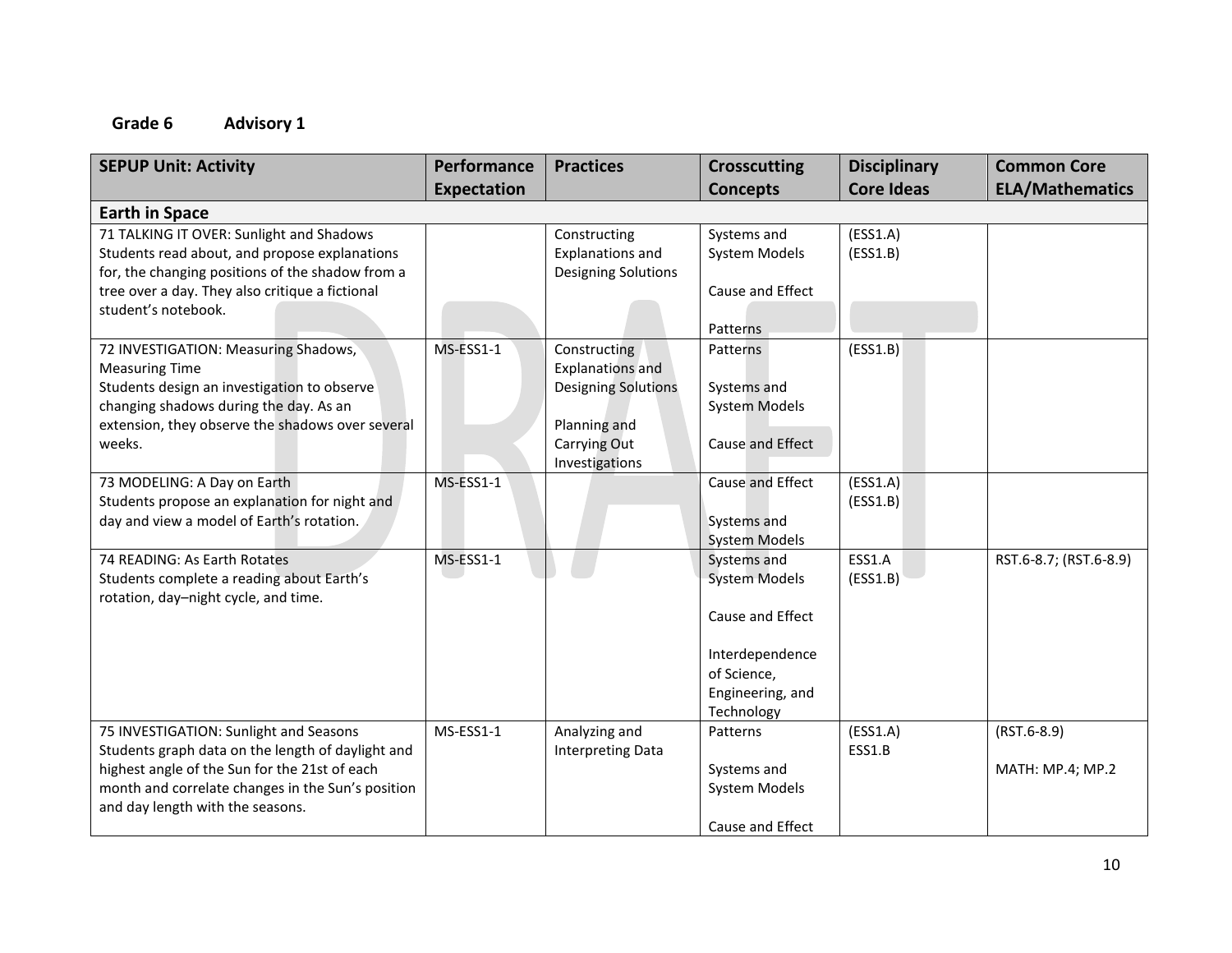**Grade 6 Advisory 1**

| SEPUP Unit: Activity | Performance Expectation | Practices | Crosscutting Concepts | Disciplinary Core Ideas | Common Core ELA/Mathematics |
|---|---|---|---|---|---|
| **Earth in Space** | | | | | |
| 71 TALKING IT OVER: Sunlight and Shadows<br>Students read about, and propose explanations for, the changing positions of the shadow from a tree over a day. They also critique a fictional student's notebook. | | Constructing Explanations and Designing Solutions | Systems and System Models<br><br>Cause and Effect<br><br>Patterns | (ESS1.A)<br>(ESS1.B) | |
| 72 INVESTIGATION: Measuring Shadows, Measuring Time<br>Students design an investigation to observe changing shadows during the day. As an extension, they observe the shadows over several weeks. | MS-ESS1-1 | Constructing Explanations and Designing Solutions<br><br>Planning and Carrying Out Investigations | Patterns<br><br>Systems and System Models<br><br>Cause and Effect | (ESS1.B) | |
| 73 MODELING: A Day on Earth<br>Students propose an explanation for night and day and view a model of Earth's rotation. | MS-ESS1-1 | | Cause and Effect<br><br>Systems and System Models | (ESS1.A)<br>(ESS1.B) | |
| 74 READING: As Earth Rotates<br>Students complete a reading about Earth's rotation, day–night cycle, and time. | MS-ESS1-1 | | Systems and System Models<br><br>Cause and Effect<br><br>Interdependence of Science, Engineering, and Technology | ESS1.A<br>(ESS1.B) | RST.6-8.7; (RST.6-8.9) |
| 75 INVESTIGATION: Sunlight and Seasons<br>Students graph data on the length of daylight and highest angle of the Sun for the 21st of each month and correlate changes in the Sun's position and day length with the seasons. | MS-ESS1-1 | Analyzing and Interpreting Data | Patterns<br><br>Systems and System Models<br><br>Cause and Effect | (ESS1.A)<br>ESS1.B | (RST.6-8.9)<br><br>MATH: MP.4; MP.2 |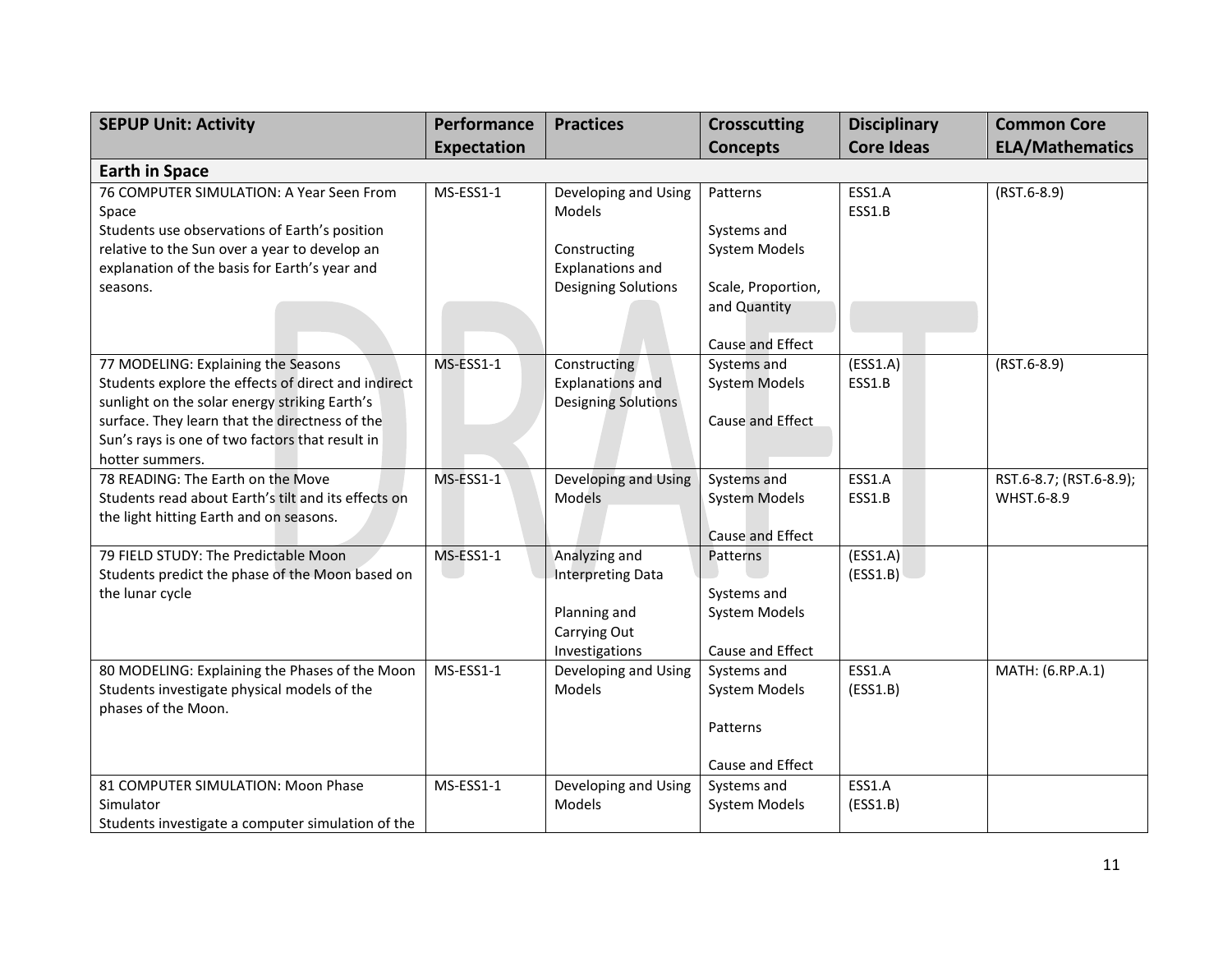| SEPUP Unit: Activity | Performance Expectation | Practices | Crosscutting Concepts | Disciplinary Core Ideas | Common Core ELA/Mathematics |
|---|---|---|---|---|---|
| **Earth in Space** | | | | | |
| 76 COMPUTER SIMULATION: A Year Seen From Space<br>Students use observations of Earth's position relative to the Sun over a year to develop an explanation of the basis for Earth's year and seasons. | MS-ESS1-1 | Developing and Using Models<br><br>Constructing Explanations and Designing Solutions | Patterns<br><br>Systems and System Models<br><br>Scale, Proportion, and Quantity<br><br>Cause and Effect | ESS1.A<br>ESS1.B | (RST.6-8.9) |
| 77 MODELING: Explaining the Seasons<br>Students explore the effects of direct and indirect sunlight on the solar energy striking Earth's surface. They learn that the directness of the Sun's rays is one of two factors that result in hotter summers. | MS-ESS1-1 | Constructing Explanations and Designing Solutions | Systems and System Models<br><br>Cause and Effect | (ESS1.A)<br>ESS1.B | (RST.6-8.9) |
| 78 READING: The Earth on the Move<br>Students read about Earth's tilt and its effects on the light hitting Earth and on seasons. | MS-ESS1-1 | Developing and Using Models | Systems and System Models<br><br>Cause and Effect | ESS1.A<br>ESS1.B | RST.6-8.7; (RST.6-8.9); WHST.6-8.9 |
| 79 FIELD STUDY: The Predictable Moon<br>Students predict the phase of the Moon based on the lunar cycle | MS-ESS1-1 | Analyzing and Interpreting Data<br><br>Planning and Carrying Out Investigations | Patterns<br><br>Systems and System Models<br><br>Cause and Effect | (ESS1.A)<br>(ESS1.B) | |
| 80 MODELING: Explaining the Phases of the Moon<br>Students investigate physical models of the phases of the Moon. | MS-ESS1-1 | Developing and Using Models | Systems and System Models<br><br>Patterns<br><br>Cause and Effect | ESS1.A<br>(ESS1.B) | MATH: (6.RP.A.1) |
| 81 COMPUTER SIMULATION: Moon Phase Simulator<br>Students investigate a computer simulation of the | MS-ESS1-1 | Developing and Using Models | Systems and System Models | ESS1.A<br>(ESS1.B) | |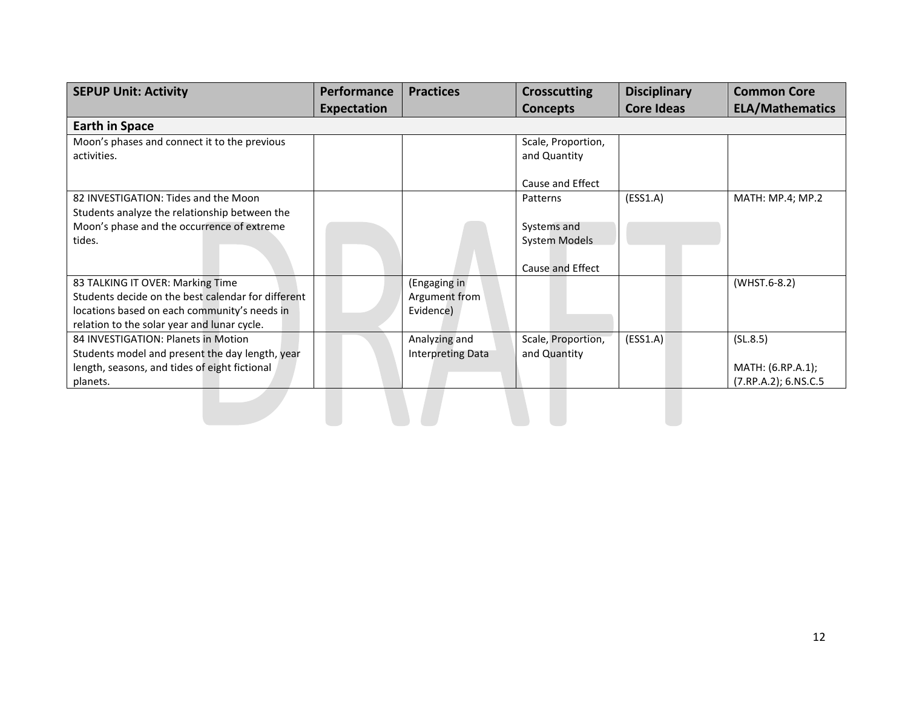| SEPUP Unit: Activity | Performance Expectation | Practices | Crosscutting Concepts | Disciplinary Core Ideas | Common Core ELA/Mathematics |
|---|---|---|---|---|---|
| **Earth in Space** | | | | | |
| Moon's phases and connect it to the previous activities. | | | Scale, Proportion, and Quantity<br><br>Cause and Effect | | |
| 82 INVESTIGATION: Tides and the Moon<br>Students analyze the relationship between the Moon's phase and the occurrence of extreme tides. | | | Patterns<br><br>Systems and System Models<br><br>Cause and Effect | (ESS1.A) | MATH: MP.4; MP.2 |
| 83 TALKING IT OVER: Marking Time<br>Students decide on the best calendar for different locations based on each community's needs in relation to the solar year and lunar cycle. | | (Engaging in Argument from Evidence) | | | (WHST.6-8.2) |
| 84 INVESTIGATION: Planets in Motion<br>Students model and present the day length, year length, seasons, and tides of eight fictional planets. | | Analyzing and Interpreting Data | Scale, Proportion, and Quantity | (ESS1.A) | (SL.8.5)<br><br>MATH: (6.RP.A.1); (7.RP.A.2); 6.NS.C.5 |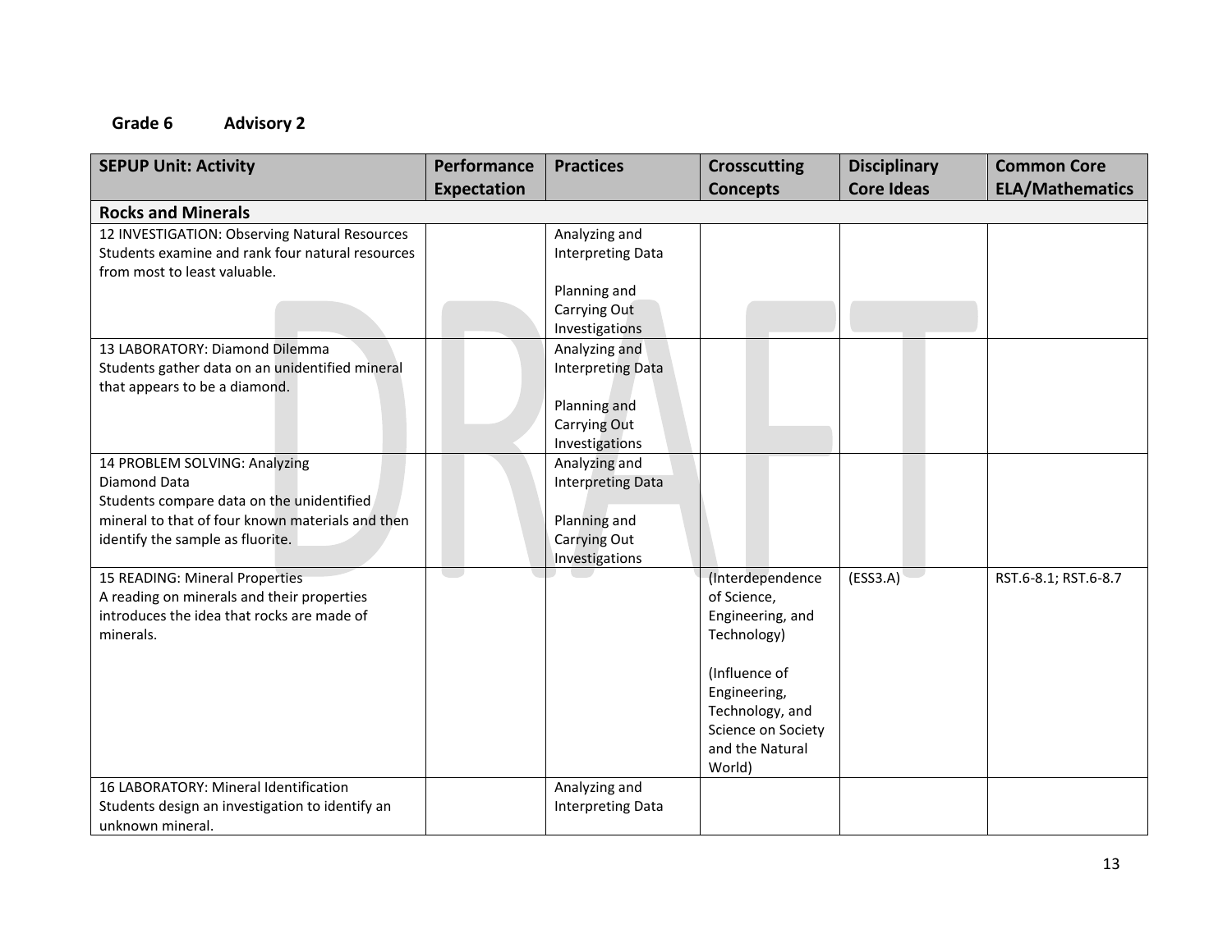**Grade 6 Advisory 2**

| SEPUP Unit: Activity | Performance Expectation | Practices | Crosscutting Concepts | Disciplinary Core Ideas | Common Core ELA/Mathematics |
|---|---|---|---|---|---|
| **Rocks and Minerals** | | | | | |
| 12 INVESTIGATION: Observing Natural Resources<br>Students examine and rank four natural resources from most to least valuable. | | Analyzing and Interpreting Data<br><br>Planning and Carrying Out Investigations | | | |
| 13 LABORATORY: Diamond Dilemma<br>Students gather data on an unidentified mineral that appears to be a diamond. | | Analyzing and Interpreting Data<br><br>Planning and Carrying Out Investigations | | | |
| 14 PROBLEM SOLVING: Analyzing Diamond Data<br>Students compare data on the unidentified mineral to that of four known materials and then identify the sample as fluorite. | | Analyzing and Interpreting Data<br><br>Planning and Carrying Out Investigations | | | |
| 15 READING: Mineral Properties<br>A reading on minerals and their properties introduces the idea that rocks are made of minerals. | | | (Interdependence of Science, Engineering, and Technology)<br><br>(Influence of Engineering, Technology, and Science on Society and the Natural World) | (ESS3.A) | RST.6-8.1; RST.6-8.7 |
| 16 LABORATORY: Mineral Identification<br>Students design an investigation to identify an unknown mineral. | | Analyzing and Interpreting Data | | | |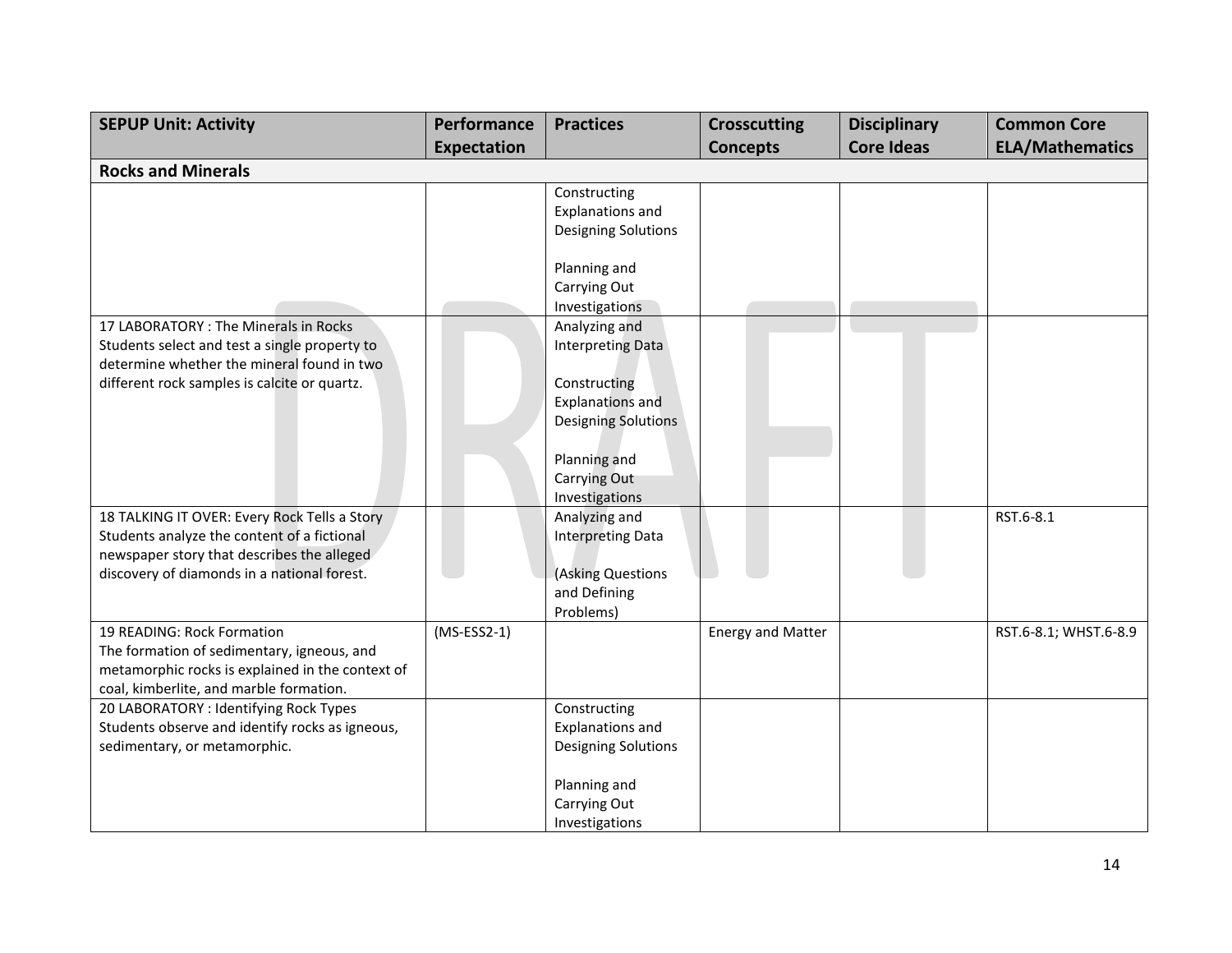| SEPUP Unit: Activity | Performance Expectation | Practices | Crosscutting Concepts | Disciplinary Core Ideas | Common Core ELA/Mathematics |
|---|---|---|---|---|---|
| **Rocks and Minerals** | | | | | |
| | | Constructing Explanations and Designing Solutions<br><br>Planning and Carrying Out Investigations | | | |
| 17 LABORATORY : The Minerals in Rocks<br>Students select and test a single property to determine whether the mineral found in two different rock samples is calcite or quartz. | | Analyzing and Interpreting Data<br><br>Constructing Explanations and Designing Solutions<br><br>Planning and Carrying Out Investigations | | | |
| 18 TALKING IT OVER: Every Rock Tells a Story<br>Students analyze the content of a fictional newspaper story that describes the alleged discovery of diamonds in a national forest. | | Analyzing and Interpreting Data<br><br>(Asking Questions and Defining Problems) | | | RST.6-8.1 |
| 19 READING: Rock Formation<br>The formation of sedimentary, igneous, and metamorphic rocks is explained in the context of coal, kimberlite, and marble formation. | (MS-ESS2-1) | | Energy and Matter | | RST.6-8.1; WHST.6-8.9 |
| 20 LABORATORY : Identifying Rock Types<br>Students observe and identify rocks as igneous, sedimentary, or metamorphic. | | Constructing Explanations and Designing Solutions<br><br>Planning and Carrying Out Investigations | | | |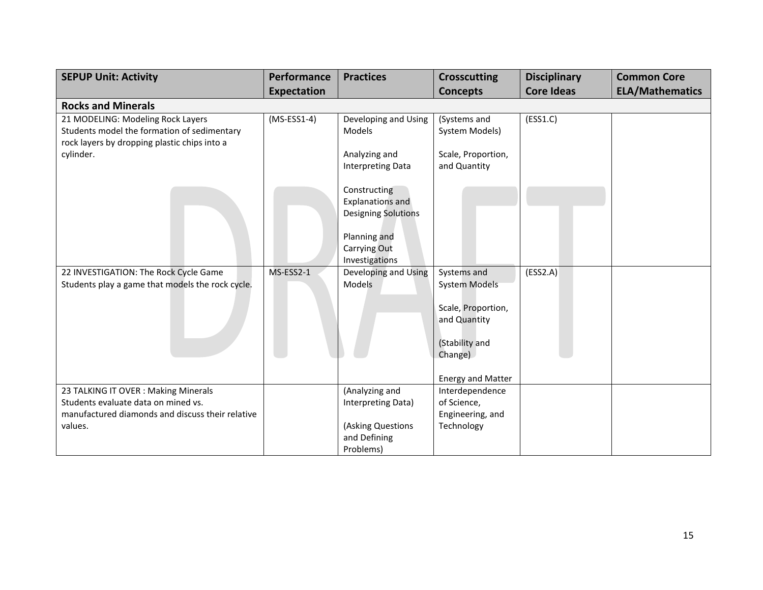| SEPUP Unit: Activity | Performance Expectation | Practices | Crosscutting Concepts | Disciplinary Core Ideas | Common Core ELA/Mathematics |
|---|---|---|---|---|---|
| **Rocks and Minerals** | | | | | |
| 21 MODELING: Modeling Rock Layers<br>Students model the formation of sedimentary rock layers by dropping plastic chips into a cylinder. | (MS-ESS1-4) | Developing and Using Models<br><br>Analyzing and Interpreting Data<br><br>Constructing Explanations and Designing Solutions<br><br>Planning and Carrying Out Investigations | (Systems and System Models)<br><br>Scale, Proportion, and Quantity | (ESS1.C) | |
| 22 INVESTIGATION: The Rock Cycle Game<br>Students play a game that models the rock cycle. | MS-ESS2-1 | Developing and Using Models | Systems and System Models<br><br>Scale, Proportion, and Quantity<br><br>(Stability and Change)<br><br>Energy and Matter | (ESS2.A) | |
| 23 TALKING IT OVER : Making Minerals<br>Students evaluate data on mined vs. manufactured diamonds and discuss their relative values. | | (Analyzing and Interpreting Data)<br><br>(Asking Questions and Defining Problems) | Interdependence of Science, Engineering, and Technology | | |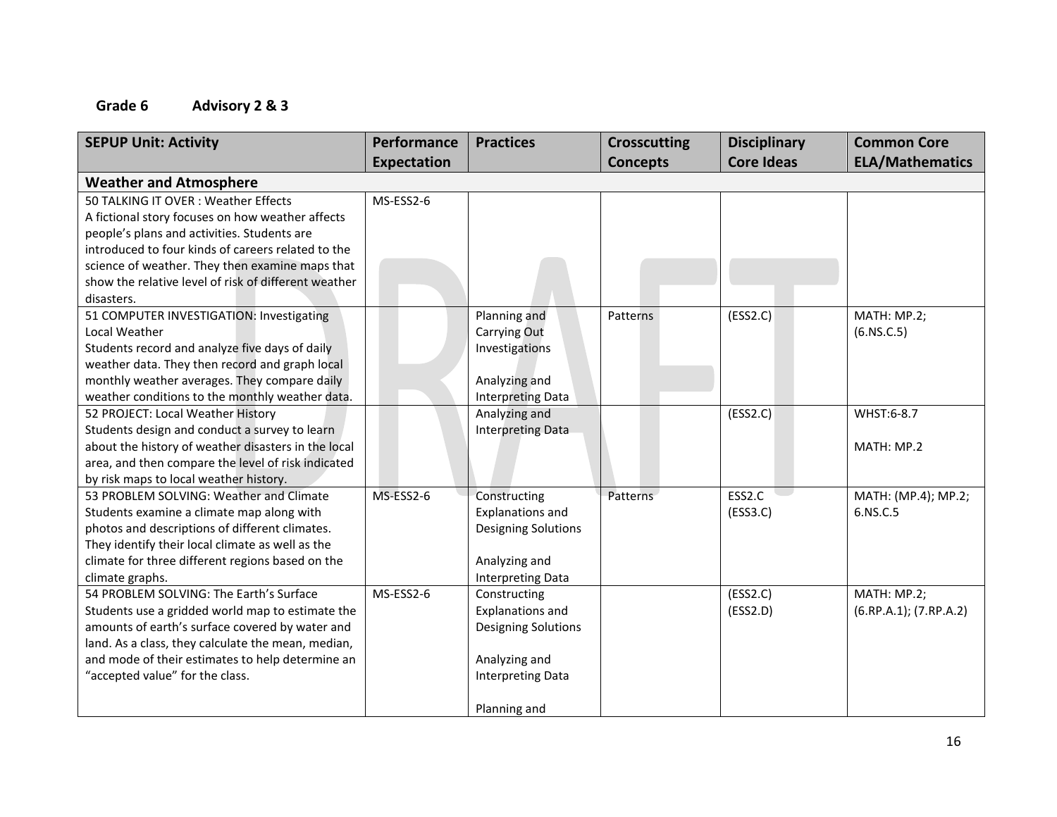## Grade 6 Advisory 2 & 3

| SEPUP Unit: Activity | Performance Expectation | Practices | Crosscutting Concepts | Disciplinary Core Ideas | Common Core ELA/Mathematics |
|---|---|---|---|---|---|
| **Weather and Atmosphere** | | | | | |
| 50 TALKING IT OVER : Weather Effects<br>A fictional story focuses on how weather affects people's plans and activities. Students are introduced to four kinds of careers related to the science of weather. They then examine maps that show the relative level of risk of different weather disasters. | MS-ESS2-6 | | | | |
| 51 COMPUTER INVESTIGATION: Investigating Local Weather<br>Students record and analyze five days of daily weather data. They then record and graph local monthly weather averages. They compare daily weather conditions to the monthly weather data. | | Planning and Carrying Out Investigations<br><br>Analyzing and Interpreting Data | Patterns | (ESS2.C) | MATH: MP.2; (6.NS.C.5) |
| 52 PROJECT: Local Weather History<br>Students design and conduct a survey to learn about the history of weather disasters in the local area, and then compare the level of risk indicated by risk maps to local weather history. | | Analyzing and Interpreting Data | | (ESS2.C) | WHST:6-8.7<br><br>MATH: MP.2 |
| 53 PROBLEM SOLVING: Weather and Climate<br>Students examine a climate map along with photos and descriptions of different climates. They identify their local climate as well as the climate for three different regions based on the climate graphs. | MS-ESS2-6 | Constructing Explanations and Designing Solutions<br><br>Analyzing and Interpreting Data | Patterns | ESS2.C<br>(ESS3.C) | MATH: (MP.4); MP.2; 6.NS.C.5 |
| 54 PROBLEM SOLVING: The Earth's Surface<br>Students use a gridded world map to estimate the amounts of earth's surface covered by water and land. As a class, they calculate the mean, median, and mode of their estimates to help determine an "accepted value" for the class. | MS-ESS2-6 | Constructing Explanations and Designing Solutions<br><br>Analyzing and Interpreting Data<br><br>Planning and | | (ESS2.C)<br>(ESS2.D) | MATH: MP.2; (6.RP.A.1); (7.RP.A.2) |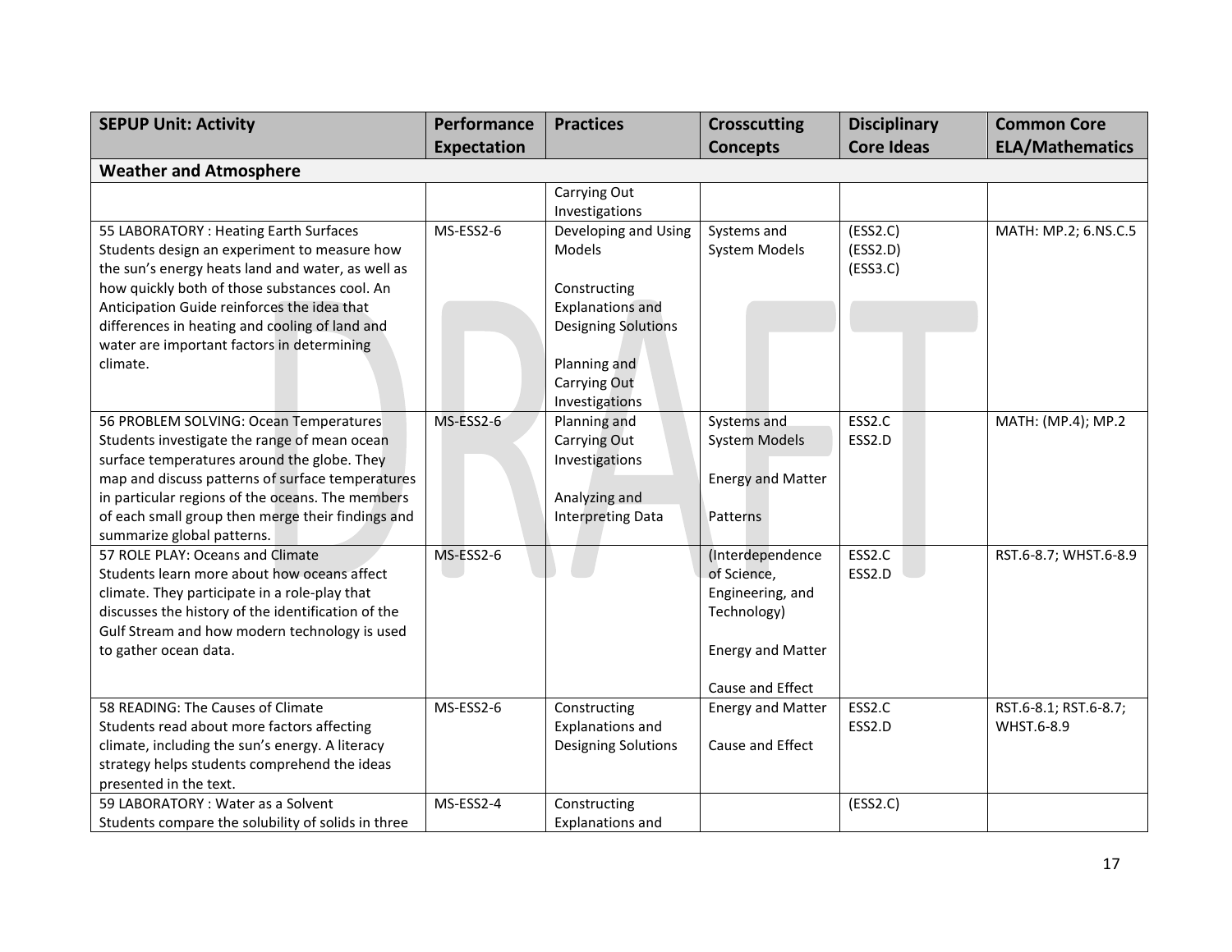| SEPUP Unit: Activity | Performance Expectation | Practices | Crosscutting Concepts | Disciplinary Core Ideas | Common Core ELA/Mathematics |
|---|---|---|---|---|---|
| **Weather and Atmosphere** | | | | | |
| | | Carrying Out Investigations | | | |
| 55 LABORATORY : Heating Earth Surfaces<br>Students design an experiment to measure how the sun's energy heats land and water, as well as how quickly both of those substances cool. An Anticipation Guide reinforces the idea that differences in heating and cooling of land and water are important factors in determining climate. | MS-ESS2-6 | Developing and Using Models<br><br>Constructing Explanations and Designing Solutions<br><br>Planning and Carrying Out Investigations | Systems and System Models | (ESS2.C)<br>(ESS2.D)<br>(ESS3.C) | MATH: MP.2; 6.NS.C.5 |
| 56 PROBLEM SOLVING: Ocean Temperatures<br>Students investigate the range of mean ocean surface temperatures around the globe. They map and discuss patterns of surface temperatures in particular regions of the oceans. The members of each small group then merge their findings and summarize global patterns. | MS-ESS2-6 | Planning and Carrying Out Investigations<br><br>Analyzing and Interpreting Data | Systems and System Models<br><br>Energy and Matter<br><br>Patterns | ESS2.C<br>ESS2.D | MATH: (MP.4); MP.2 |
| 57 ROLE PLAY: Oceans and Climate<br>Students learn more about how oceans affect climate. They participate in a role-play that discusses the history of the identification of the Gulf Stream and how modern technology is used to gather ocean data. | MS-ESS2-6 | | (Interdependence of Science, Engineering, and Technology)<br><br>Energy and Matter<br><br>Cause and Effect | ESS2.C<br>ESS2.D | RST.6-8.7; WHST.6-8.9 |
| 58 READING: The Causes of Climate<br>Students read about more factors affecting climate, including the sun's energy. A literacy strategy helps students comprehend the ideas presented in the text. | MS-ESS2-6 | Constructing Explanations and Designing Solutions | Energy and Matter<br><br>Cause and Effect | ESS2.C<br>ESS2.D | RST.6-8.1; RST.6-8.7; WHST.6-8.9 |
| 59 LABORATORY : Water as a Solvent<br>Students compare the solubility of solids in three | MS-ESS2-4 | Constructing Explanations and | | (ESS2.C) | |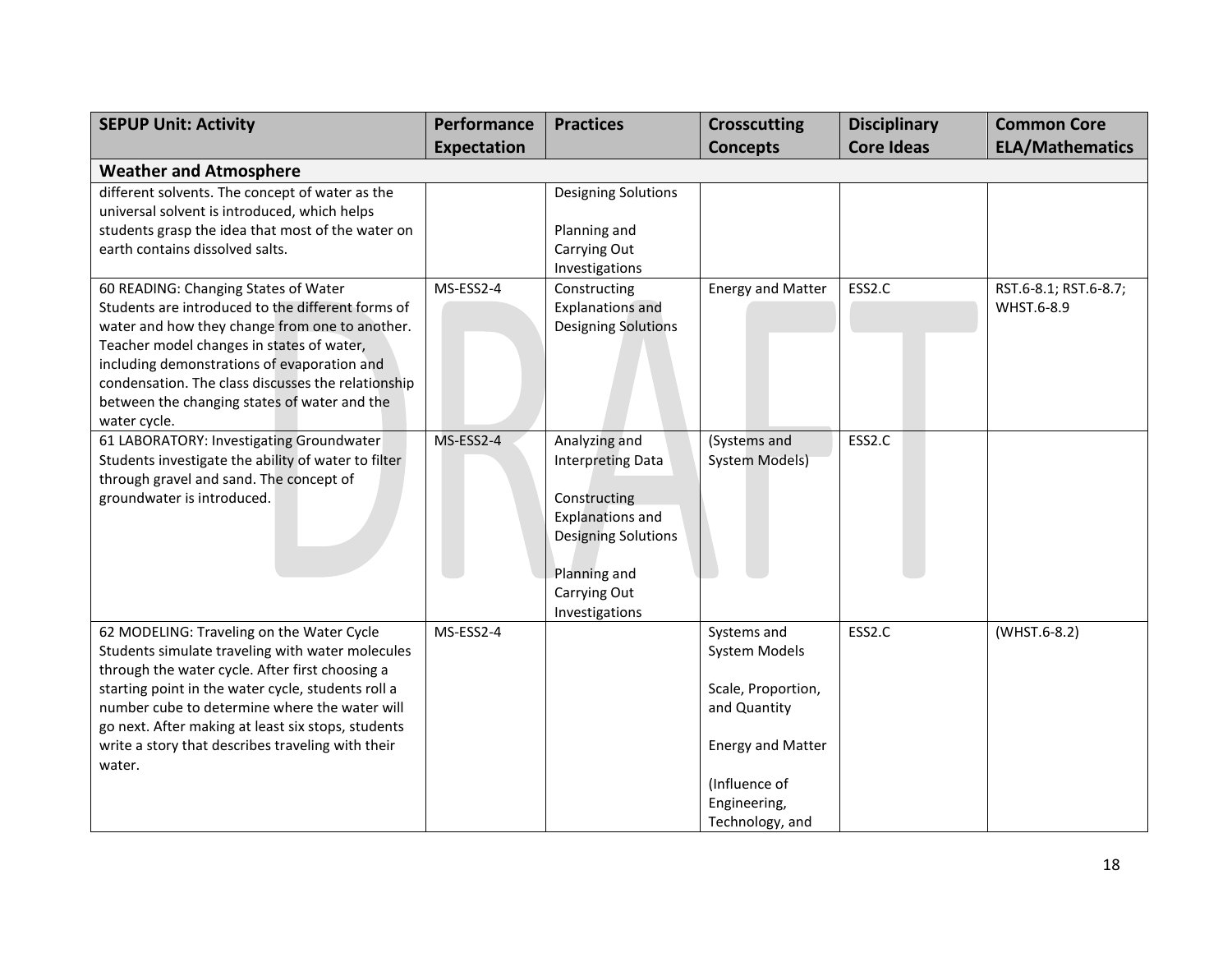| SEPUP Unit: Activity | Performance Expectation | Practices | Crosscutting Concepts | Disciplinary Core Ideas | Common Core ELA/Mathematics |
|---|---|---|---|---|---|
| **Weather and Atmosphere** | | | | | |
| different solvents. The concept of water as the universal solvent is introduced, which helps students grasp the idea that most of the water on earth contains dissolved salts. | | Designing Solutions<br><br>Planning and Carrying Out Investigations | | | |
| 60 READING: Changing States of Water<br>Students are introduced to the different forms of water and how they change from one to another. Teacher model changes in states of water, including demonstrations of evaporation and condensation. The class discusses the relationship between the changing states of water and the water cycle. | MS-ESS2-4 | Constructing Explanations and Designing Solutions | Energy and Matter | ESS2.C | RST.6-8.1; RST.6-8.7; WHST.6-8.9 |
| 61 LABORATORY: Investigating Groundwater<br>Students investigate the ability of water to filter through gravel and sand. The concept of groundwater is introduced. | MS-ESS2-4 | Analyzing and Interpreting Data<br><br>Constructing Explanations and Designing Solutions<br><br>Planning and Carrying Out Investigations | (Systems and System Models) | ESS2.C | |
| 62 MODELING: Traveling on the Water Cycle<br>Students simulate traveling with water molecules through the water cycle. After first choosing a starting point in the water cycle, students roll a number cube to determine where the water will go next. After making at least six stops, students write a story that describes traveling with their water. | MS-ESS2-4 | | Systems and System Models<br><br>Scale, Proportion, and Quantity<br><br>Energy and Matter<br><br>(Influence of Engineering, Technology, and | ESS2.C | (WHST.6-8.2) |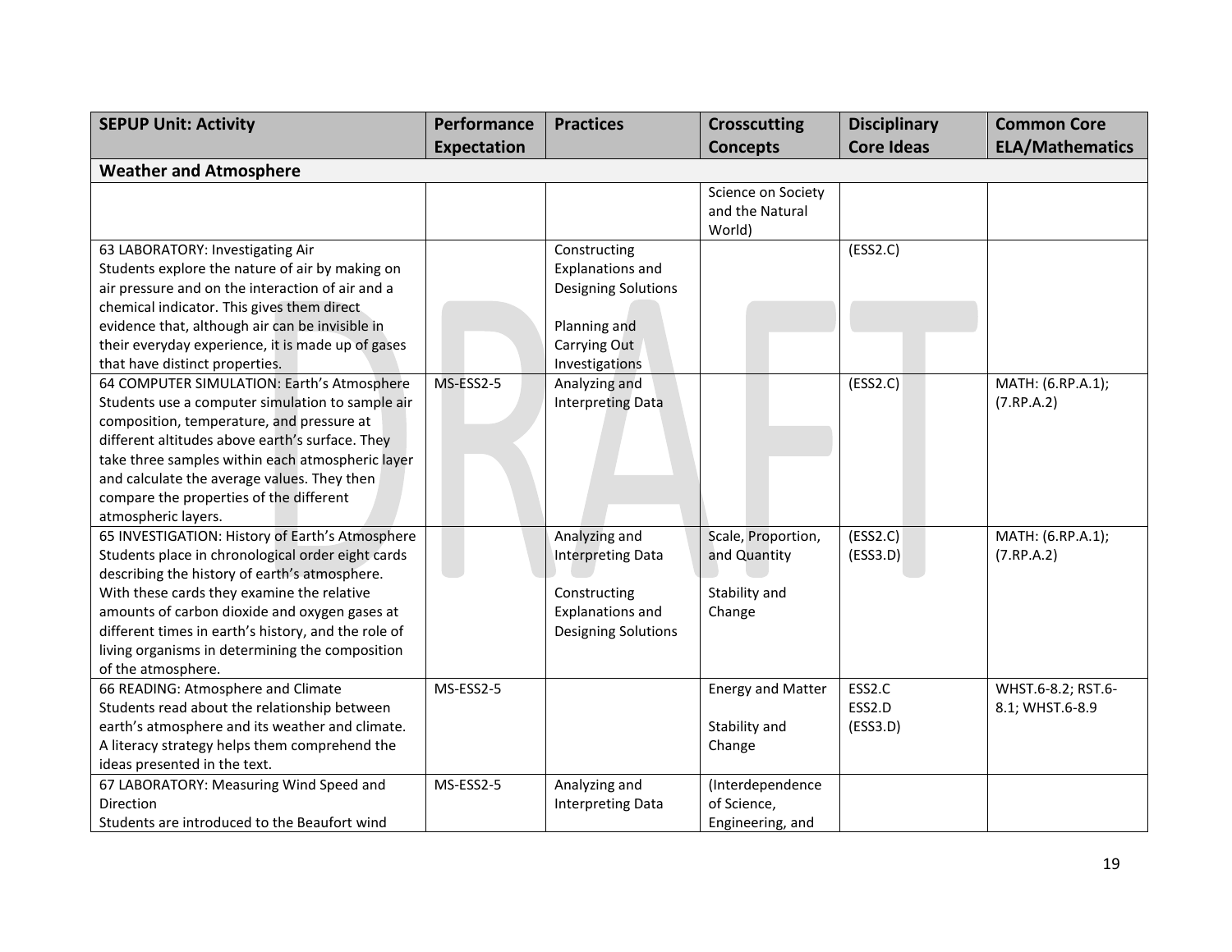| SEPUP Unit: Activity | Performance Expectation | Practices | Crosscutting Concepts | Disciplinary Core Ideas | Common Core ELA/Mathematics |
|---|---|---|---|---|---|
| **Weather and Atmosphere** | | | | | |
| | | | Science on Society and the Natural World) | | |
| 63 LABORATORY: Investigating Air<br>Students explore the nature of air by making on air pressure and on the interaction of air and a chemical indicator. This gives them direct evidence that, although air can be invisible in their everyday experience, it is made up of gases that have distinct properties. | | Constructing Explanations and Designing Solutions<br><br>Planning and Carrying Out Investigations | | (ESS2.C) | |
| 64 COMPUTER SIMULATION: Earth's Atmosphere<br>Students use a computer simulation to sample air composition, temperature, and pressure at different altitudes above earth's surface. They take three samples within each atmospheric layer and calculate the average values. They then compare the properties of the different atmospheric layers. | MS-ESS2-5 | Analyzing and Interpreting Data | | (ESS2.C) | MATH: (6.RP.A.1); (7.RP.A.2) |
| 65 INVESTIGATION: History of Earth's Atmosphere<br>Students place in chronological order eight cards describing the history of earth's atmosphere. With these cards they examine the relative amounts of carbon dioxide and oxygen gases at different times in earth's history, and the role of living organisms in determining the composition of the atmosphere. | | Analyzing and Interpreting Data<br><br>Constructing Explanations and Designing Solutions | Scale, Proportion, and Quantity<br><br>Stability and Change | (ESS2.C)<br>(ESS3.D) | MATH: (6.RP.A.1); (7.RP.A.2) |
| 66 READING: Atmosphere and Climate<br>Students read about the relationship between earth's atmosphere and its weather and climate. A literacy strategy helps them comprehend the ideas presented in the text. | MS-ESS2-5 | | Energy and Matter<br><br>Stability and Change | ESS2.C<br>ESS2.D<br>(ESS3.D) | WHST.6-8.2; RST.6-8.1; WHST.6-8.9 |
| 67 LABORATORY: Measuring Wind Speed and Direction<br>Students are introduced to the Beaufort wind | MS-ESS2-5 | Analyzing and Interpreting Data | (Interdependence of Science, Engineering, and | | |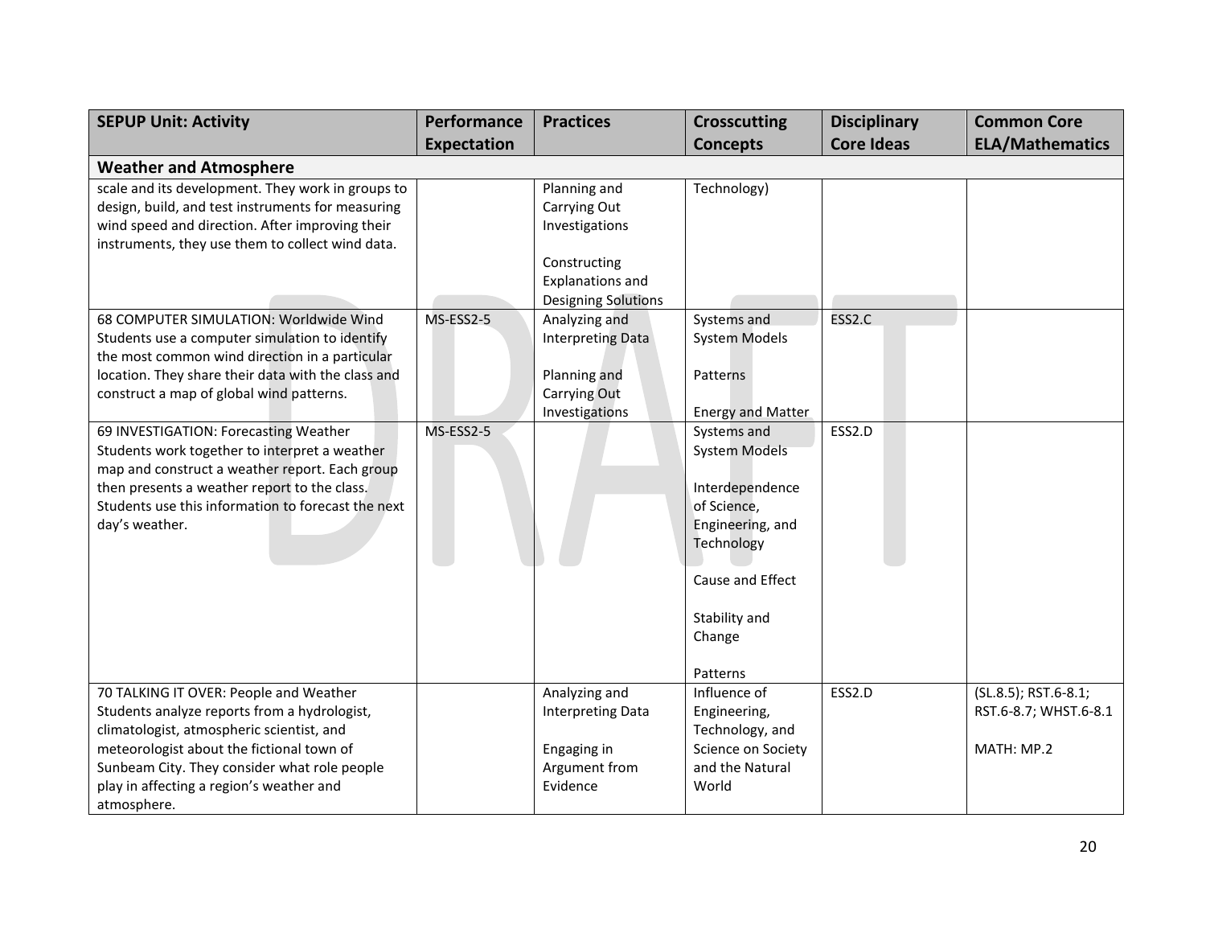| SEPUP Unit: Activity | Performance Expectation | Practices | Crosscutting Concepts | Disciplinary Core Ideas | Common Core ELA/Mathematics |
|---|---|---|---|---|---|
| **Weather and Atmosphere** | | | | | |
| scale and its development. They work in groups to design, build, and test instruments for measuring wind speed and direction. After improving their instruments, they use them to collect wind data. | | Planning and Carrying Out Investigations<br><br>Constructing Explanations and Designing Solutions | Technology) | | |
| 68 COMPUTER SIMULATION: Worldwide Wind<br>Students use a computer simulation to identify the most common wind direction in a particular location. They share their data with the class and construct a map of global wind patterns. | MS-ESS2-5 | Analyzing and Interpreting Data<br><br>Planning and Carrying Out Investigations | Systems and System Models<br><br>Patterns<br><br>Energy and Matter | ESS2.C | |
| 69 INVESTIGATION: Forecasting Weather<br>Students work together to interpret a weather map and construct a weather report. Each group then presents a weather report to the class. Students use this information to forecast the next day's weather. | MS-ESS2-5 | | Systems and System Models<br><br>Interdependence of Science, Engineering, and Technology<br><br>Cause and Effect<br><br>Stability and Change<br><br>Patterns | ESS2.D | |
| 70 TALKING IT OVER: People and Weather<br>Students analyze reports from a hydrologist, climatologist, atmospheric scientist, and meteorologist about the fictional town of Sunbeam City. They consider what role people play in affecting a region's weather and atmosphere. | | Analyzing and Interpreting Data<br><br>Engaging in Argument from Evidence | Influence of Engineering, Technology, and Science on Society and the Natural World | ESS2.D | (SL.8.5); RST.6-8.1; RST.6-8.7; WHST.6-8.1<br><br>MATH: MP.2 |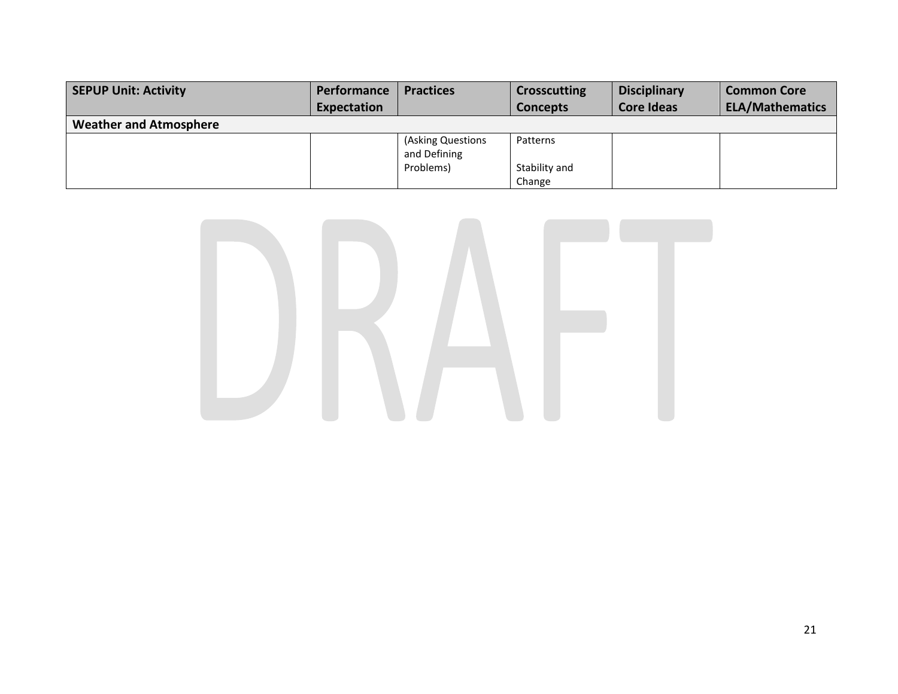| SEPUP Unit: Activity | Performance Expectation | Practices | Crosscutting Concepts | Disciplinary Core Ideas | Common Core ELA/Mathematics |
|---|---|---|---|---|---|
| **Weather and Atmosphere** | | | | | |
| | | (Asking Questions and Defining Problems) | Patterns<br><br>Stability and Change | | |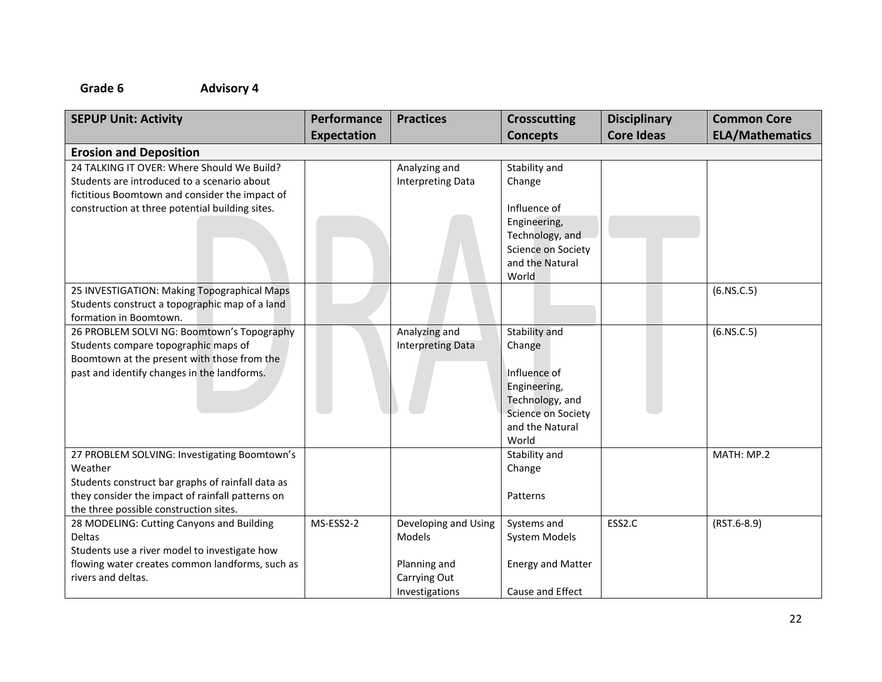**Grade 6 Advisory 4**

| SEPUP Unit: Activity | Performance Expectation | Practices | Crosscutting Concepts | Disciplinary Core Ideas | Common Core ELA/Mathematics |
|---|---|---|---|---|---|
| **Erosion and Deposition** | | | | | |
| 24 TALKING IT OVER: Where Should We Build? Students are introduced to a scenario about fictitious Boomtown and consider the impact of construction at three potential building sites. | | Analyzing and Interpreting Data | Stability and Change<br><br>Influence of Engineering, Technology, and Science on Society and the Natural World | | |
| 25 INVESTIGATION: Making Topographical Maps Students construct a topographic map of a land formation in Boomtown. | | | | | (6.NS.C.5) |
| 26 PROBLEM SOLVI NG: Boomtown's Topography Students compare topographic maps of Boomtown at the present with those from the past and identify changes in the landforms. | | Analyzing and Interpreting Data | Stability and Change<br><br>Influence of Engineering, Technology, and Science on Society and the Natural World | | (6.NS.C.5) |
| 27 PROBLEM SOLVING: Investigating Boomtown's Weather Students construct bar graphs of rainfall data as they consider the impact of rainfall patterns on the three possible construction sites. | | | Stability and Change<br><br>Patterns | | MATH: MP.2 |
| 28 MODELING: Cutting Canyons and Building Deltas Students use a river model to investigate how flowing water creates common landforms, such as rivers and deltas. | MS-ESS2-2 | Developing and Using Models<br><br>Planning and Carrying Out Investigations | Systems and System Models<br><br>Energy and Matter<br><br>Cause and Effect | ESS2.C | (RST.6-8.9) |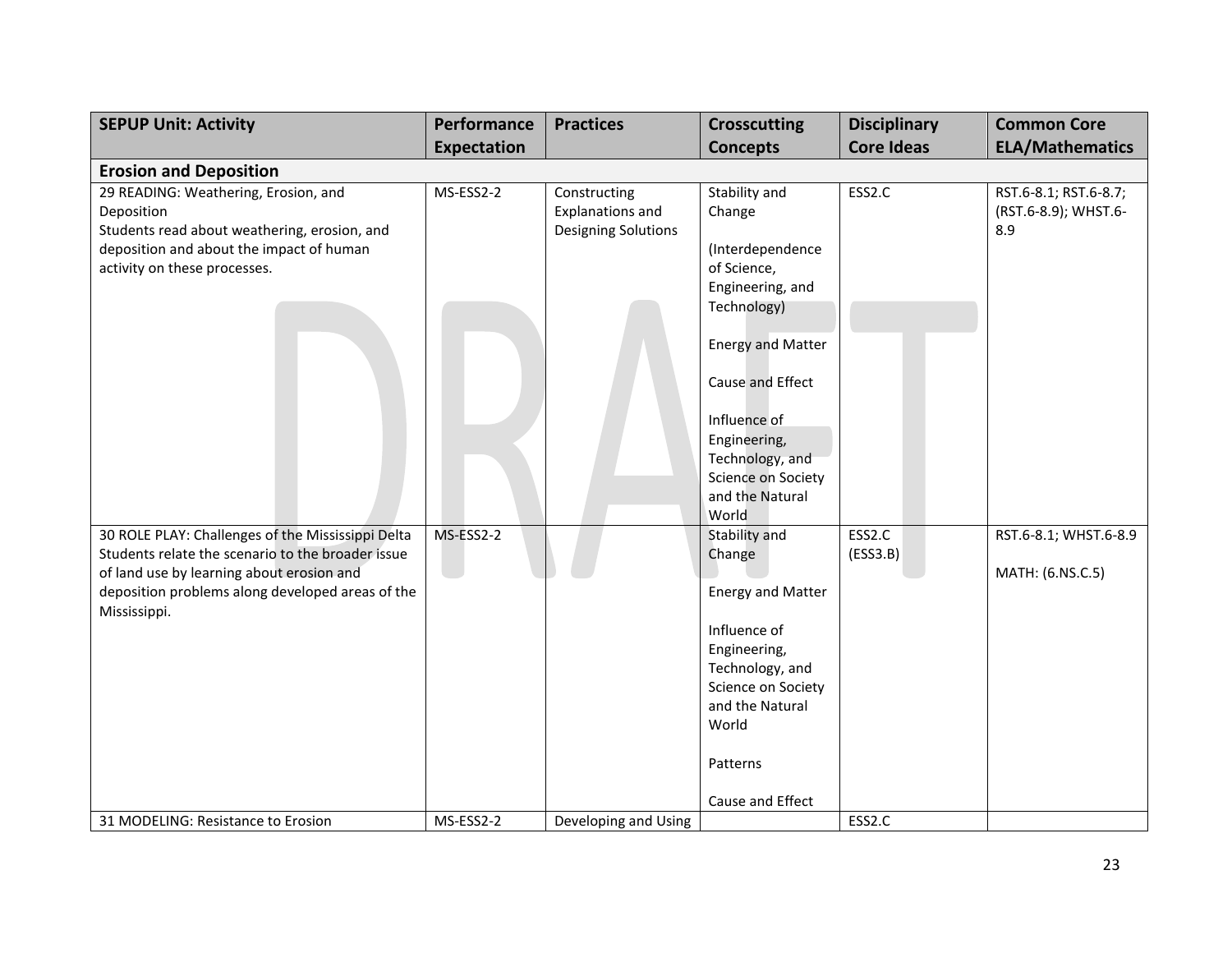| SEPUP Unit: Activity | Performance Expectation | Practices | Crosscutting Concepts | Disciplinary Core Ideas | Common Core ELA/Mathematics |
|---|---|---|---|---|---|
| **Erosion and Deposition** | | | | | |
| 29 READING: Weathering, Erosion, and Deposition<br>Students read about weathering, erosion, and deposition and about the impact of human activity on these processes. | MS-ESS2-2 | Constructing Explanations and Designing Solutions | Stability and Change<br><br>(Interdependence of Science, Engineering, and Technology)<br><br>Energy and Matter<br><br>Cause and Effect<br><br>Influence of Engineering, Technology, and Science on Society and the Natural World | ESS2.C | RST.6-8.1; RST.6-8.7; (RST.6-8.9); WHST.6-8.9 |
| 30 ROLE PLAY: Challenges of the Mississippi Delta<br>Students relate the scenario to the broader issue of land use by learning about erosion and deposition problems along developed areas of the Mississippi. | MS-ESS2-2 | | Stability and Change<br><br>Energy and Matter<br><br>Influence of Engineering, Technology, and Science on Society and the Natural World<br><br>Patterns<br><br>Cause and Effect | ESS2.C<br>(ESS3.B) | RST.6-8.1; WHST.6-8.9<br><br>MATH: (6.NS.C.5) |
| 31 MODELING: Resistance to Erosion | MS-ESS2-2 | Developing and Using | | ESS2.C | |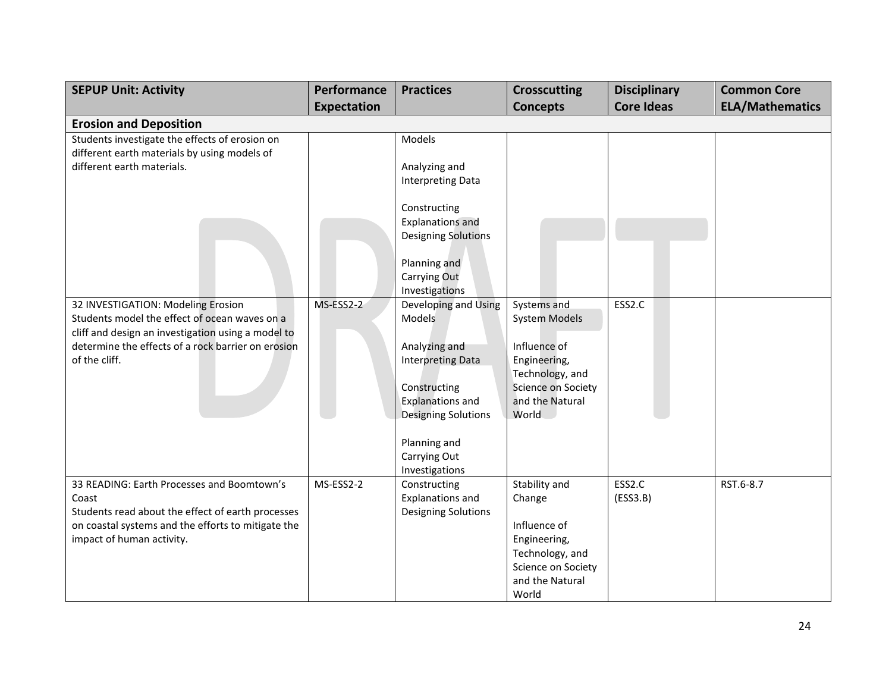| SEPUP Unit: Activity | Performance Expectation | Practices | Crosscutting Concepts | Disciplinary Core Ideas | Common Core ELA/Mathematics |
|---|---|---|---|---|---|
| **Erosion and Deposition** | | | | | |
| Students investigate the effects of erosion on different earth materials by using models of different earth materials. | | Models<br><br>Analyzing and Interpreting Data<br><br>Constructing Explanations and Designing Solutions<br><br>Planning and Carrying Out Investigations | | | |
| 32 INVESTIGATION: Modeling Erosion<br>Students model the effect of ocean waves on a cliff and design an investigation using a model to determine the effects of a rock barrier on erosion of the cliff. | MS-ESS2-2 | Developing and Using Models<br><br>Analyzing and Interpreting Data<br><br>Constructing Explanations and Designing Solutions<br><br>Planning and Carrying Out Investigations | Systems and System Models<br><br>Influence of Engineering, Technology, and Science on Society and the Natural World | ESS2.C | |
| 33 READING: Earth Processes and Boomtown's Coast<br>Students read about the effect of earth processes on coastal systems and the efforts to mitigate the impact of human activity. | MS-ESS2-2 | Constructing Explanations and Designing Solutions | Stability and Change<br><br>Influence of Engineering, Technology, and Science on Society and the Natural World | ESS2.C<br>(ESS3.B) | RST.6-8.7 |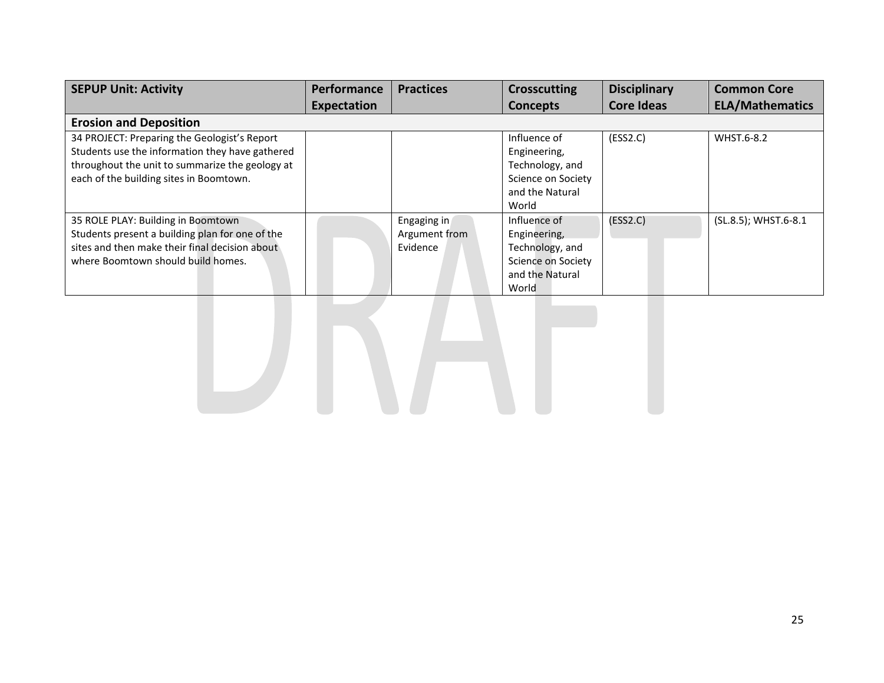| SEPUP Unit: Activity | Performance Expectation | Practices | Crosscutting Concepts | Disciplinary Core Ideas | Common Core ELA/Mathematics |
|---|---|---|---|---|---|
| **Erosion and Deposition** | | | | | |
| 34 PROJECT: Preparing the Geologist's Report<br>Students use the information they have gathered throughout the unit to summarize the geology at each of the building sites in Boomtown. | | | Influence of Engineering, Technology, and Science on Society and the Natural World | (ESS2.C) | WHST.6-8.2 |
| 35 ROLE PLAY: Building in Boomtown<br>Students present a building plan for one of the sites and then make their final decision about where Boomtown should build homes. | | Engaging in Argument from Evidence | Influence of Engineering, Technology, and Science on Society and the Natural World | (ESS2.C) | (SL.8.5); WHST.6-8.1 |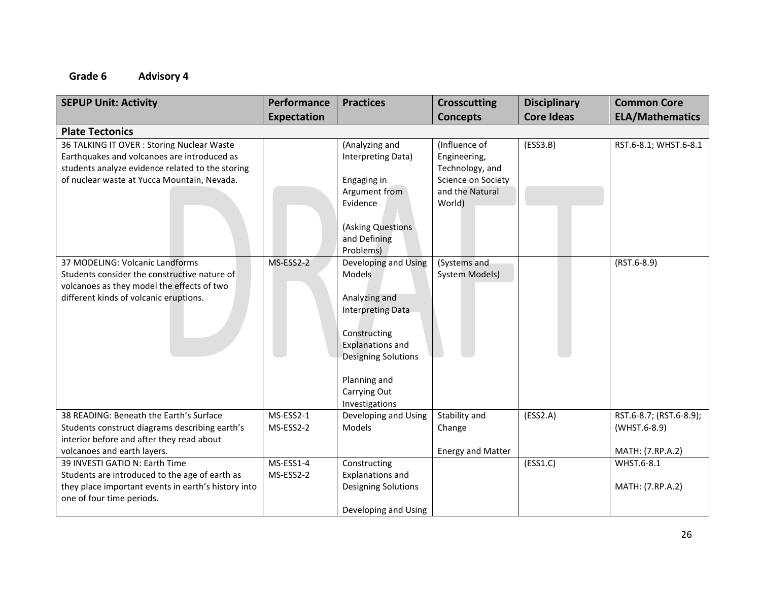**Grade 6 Advisory 4**

| SEPUP Unit: Activity | Performance Expectation | Practices | Crosscutting Concepts | Disciplinary Core Ideas | Common Core ELA/Mathematics |
|---|---|---|---|---|---|
| **Plate Tectonics** | | | | | |
| 36 TALKING IT OVER : Storing Nuclear Waste<br>Earthquakes and volcanoes are introduced as students analyze evidence related to the storing of nuclear waste at Yucca Mountain, Nevada. | | (Analyzing and Interpreting Data)<br><br>Engaging in Argument from Evidence<br><br>(Asking Questions and Defining Problems) | (Influence of Engineering, Technology, and Science on Society and the Natural World) | (ESS3.B) | RST.6-8.1; WHST.6-8.1 |
| 37 MODELING: Volcanic Landforms<br>Students consider the constructive nature of volcanoes as they model the effects of two different kinds of volcanic eruptions. | MS-ESS2-2 | Developing and Using Models<br><br>Analyzing and Interpreting Data<br><br>Constructing Explanations and Designing Solutions<br><br>Planning and Carrying Out Investigations | (Systems and System Models) | | (RST.6-8.9) |
| 38 READING: Beneath the Earth's Surface<br>Students construct diagrams describing earth's interior before and after they read about volcanoes and earth layers. | MS-ESS2-1<br>MS-ESS2-2 | Developing and Using Models | Stability and Change<br><br>Energy and Matter | (ESS2.A) | RST.6-8.7; (RST.6-8.9); (WHST.6-8.9)<br><br>MATH: (7.RP.A.2) |
| 39 INVESTI GATIO N: Earth Time<br>Students are introduced to the age of earth as they place important events in earth's history into one of four time periods. | MS-ESS1-4<br>MS-ESS2-2 | Constructing Explanations and Designing Solutions<br><br>Developing and Using | | (ESS1.C) | WHST.6-8.1<br><br>MATH: (7.RP.A.2) |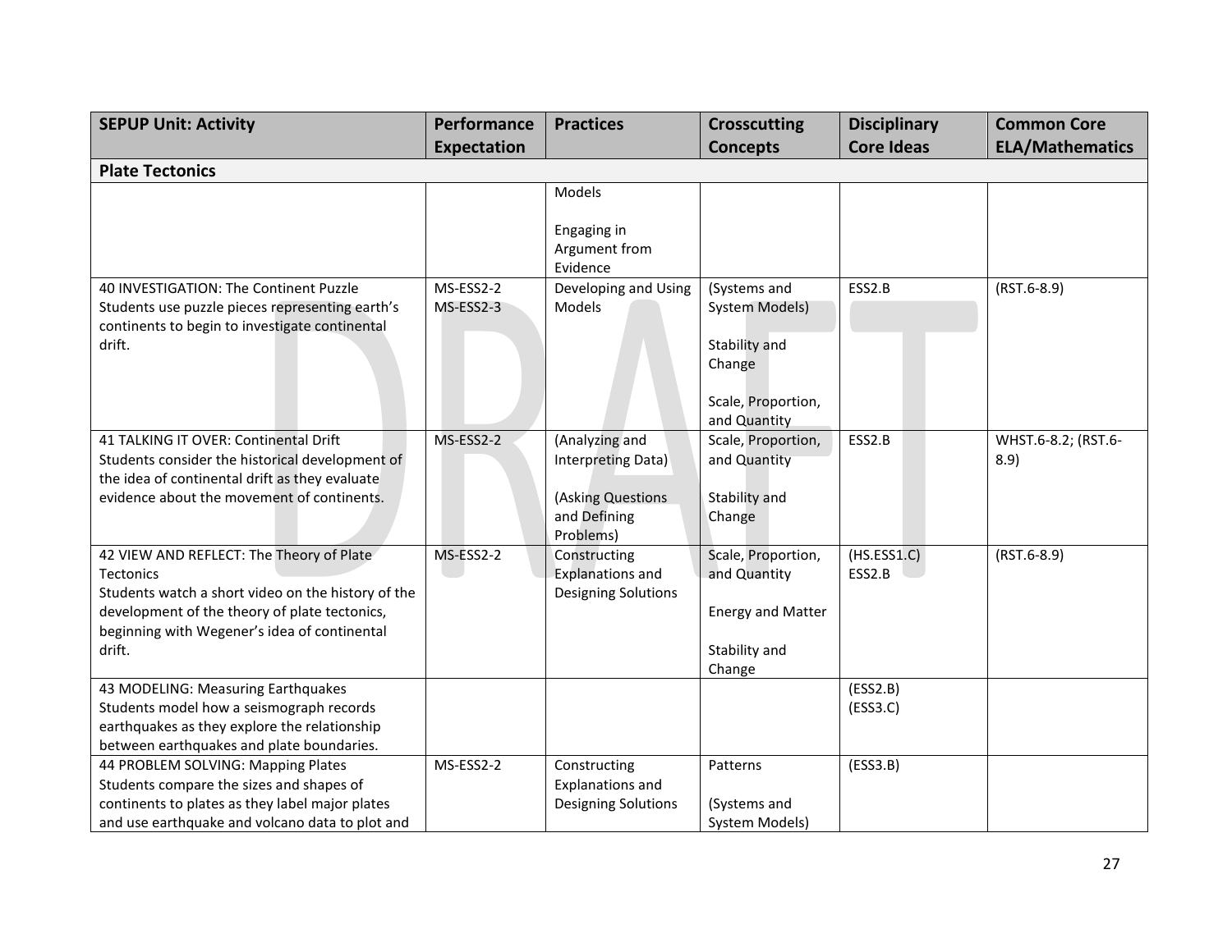| SEPUP Unit: Activity | Performance Expectation | Practices | Crosscutting Concepts | Disciplinary Core Ideas | Common Core ELA/Mathematics |
|---|---|---|---|---|---|
| **Plate Tectonics** | | | | | |
| | | Models<br><br>Engaging in Argument from Evidence | | | |
| 40 INVESTIGATION: The Continent Puzzle<br>Students use puzzle pieces representing earth's continents to begin to investigate continental drift. | MS-ESS2-2<br>MS-ESS2-3 | Developing and Using Models | (Systems and System Models)<br><br>Stability and Change<br><br>Scale, Proportion, and Quantity | ESS2.B | (RST.6-8.9) |
| 41 TALKING IT OVER: Continental Drift<br>Students consider the historical development of the idea of continental drift as they evaluate evidence about the movement of continents. | MS-ESS2-2 | (Analyzing and Interpreting Data)<br><br>(Asking Questions and Defining Problems) | Scale, Proportion, and Quantity<br><br>Stability and Change | ESS2.B | WHST.6-8.2; (RST.6-8.9) |
| 42 VIEW AND REFLECT: The Theory of Plate Tectonics<br>Students watch a short video on the history of the development of the theory of plate tectonics, beginning with Wegener's idea of continental drift. | MS-ESS2-2 | Constructing Explanations and Designing Solutions | Scale, Proportion, and Quantity<br><br>Energy and Matter<br><br>Stability and Change | (HS.ESS1.C)<br>ESS2.B | (RST.6-8.9) |
| 43 MODELING: Measuring Earthquakes<br>Students model how a seismograph records earthquakes as they explore the relationship between earthquakes and plate boundaries. | | | | (ESS2.B)<br>(ESS3.C) | |
| 44 PROBLEM SOLVING: Mapping Plates<br>Students compare the sizes and shapes of continents to plates as they label major plates and use earthquake and volcano data to plot and | MS-ESS2-2 | Constructing Explanations and Designing Solutions | Patterns<br><br>(Systems and System Models) | (ESS3.B) | |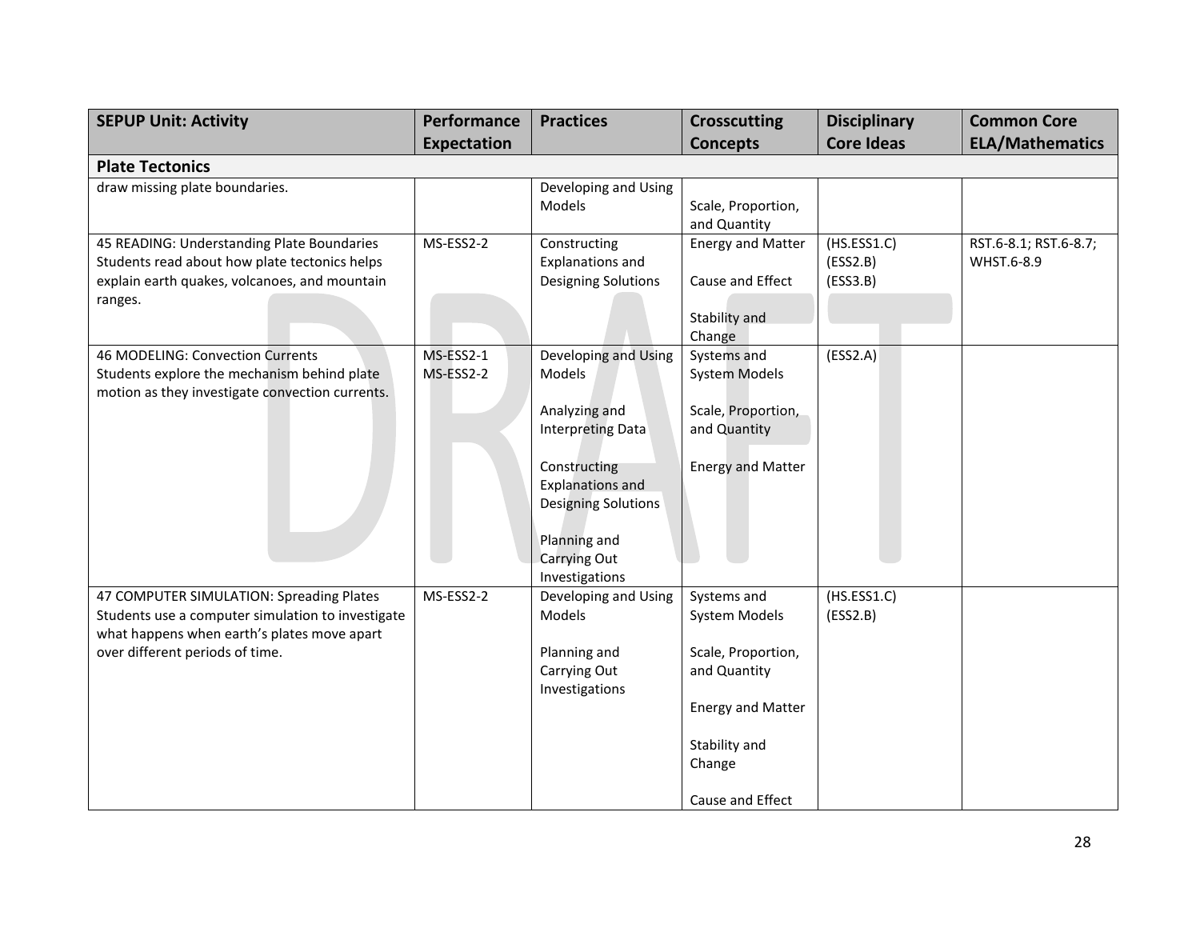| SEPUP Unit: Activity | Performance Expectation | Practices | Crosscutting Concepts | Disciplinary Core Ideas | Common Core ELA/Mathematics |
|---|---|---|---|---|---|
| **Plate Tectonics** | | | | | |
| draw missing plate boundaries. | | Developing and Using Models | Scale, Proportion, and Quantity | | |
| 45 READING: Understanding Plate Boundaries<br>Students read about how plate tectonics helps explain earth quakes, volcanoes, and mountain ranges. | MS-ESS2-2 | Constructing Explanations and Designing Solutions | Energy and Matter<br><br>Cause and Effect<br><br>Stability and Change | (HS.ESS1.C)<br>(ESS2.B)<br>(ESS3.B) | RST.6-8.1; RST.6-8.7; WHST.6-8.9 |
| 46 MODELING: Convection Currents<br>Students explore the mechanism behind plate motion as they investigate convection currents. | MS-ESS2-1<br>MS-ESS2-2 | Developing and Using Models<br><br>Analyzing and Interpreting Data<br><br>Constructing Explanations and Designing Solutions<br><br>Planning and Carrying Out Investigations | Systems and System Models<br><br>Scale, Proportion, and Quantity<br><br>Energy and Matter | (ESS2.A) | |
| 47 COMPUTER SIMULATION: Spreading Plates<br>Students use a computer simulation to investigate what happens when earth's plates move apart over different periods of time. | MS-ESS2-2 | Developing and Using Models<br><br>Planning and Carrying Out Investigations | Systems and System Models<br><br>Scale, Proportion, and Quantity<br><br>Energy and Matter<br><br>Stability and Change<br><br>Cause and Effect | (HS.ESS1.C)<br>(ESS2.B) | |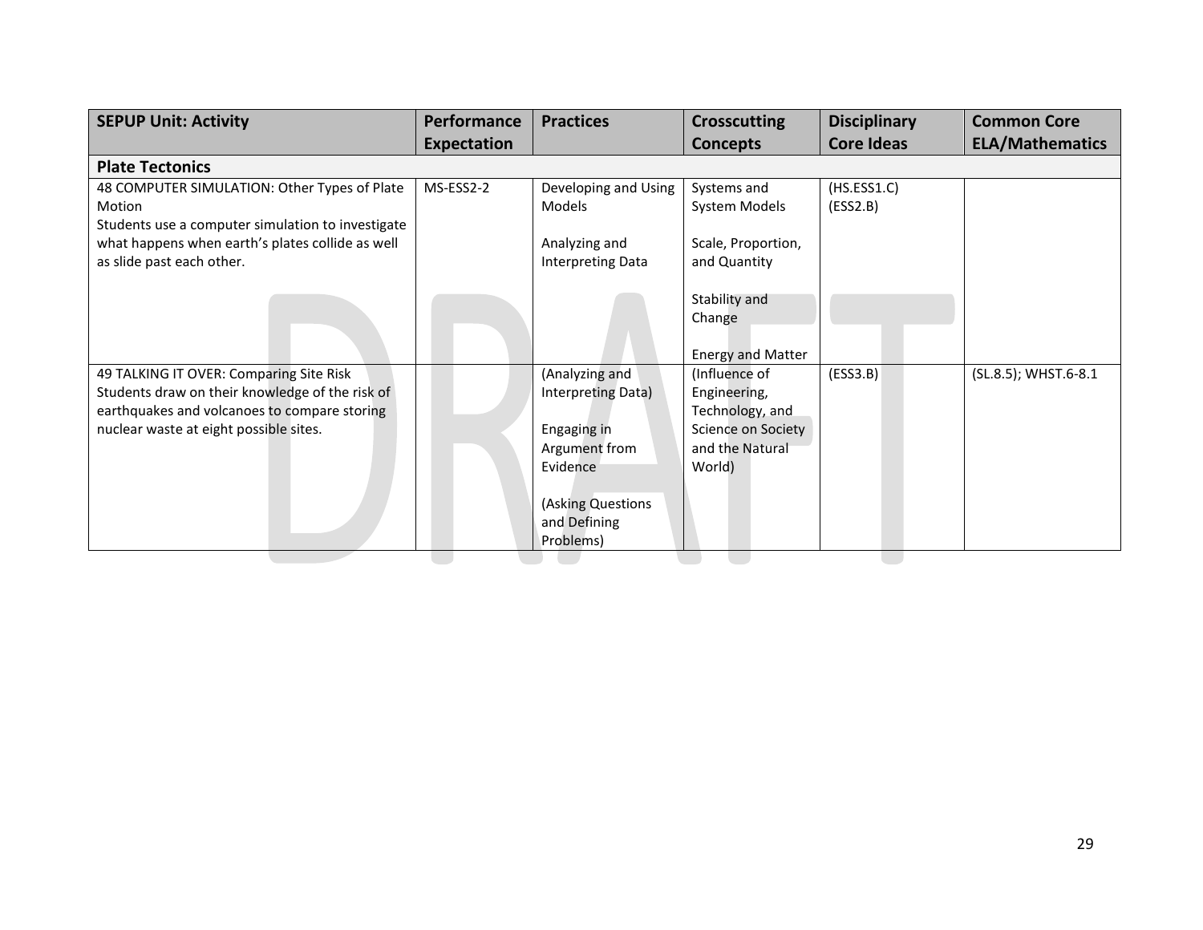| SEPUP Unit: Activity | Performance Expectation | Practices | Crosscutting Concepts | Disciplinary Core Ideas | Common Core ELA/Mathematics |
| --- | --- | --- | --- | --- | --- |
| **Plate Tectonics** | | | | | |
| 48 COMPUTER SIMULATION: Other Types of Plate Motion<br>Students use a computer simulation to investigate what happens when earth's plates collide as well as slide past each other. | MS-ESS2-2 | Developing and Using Models<br><br>Analyzing and Interpreting Data | Systems and System Models<br><br>Scale, Proportion, and Quantity<br><br>Stability and Change<br><br>Energy and Matter | (HS.ESS1.C)<br>(ESS2.B) | |
| 49 TALKING IT OVER: Comparing Site Risk<br>Students draw on their knowledge of the risk of earthquakes and volcanoes to compare storing nuclear waste at eight possible sites. | | (Analyzing and Interpreting Data)<br><br>Engaging in Argument from Evidence<br><br>(Asking Questions and Defining Problems) | (Influence of Engineering, Technology, and Science on Society and the Natural World) | (ESS3.B) | (SL.8.5); WHST.6-8.1 |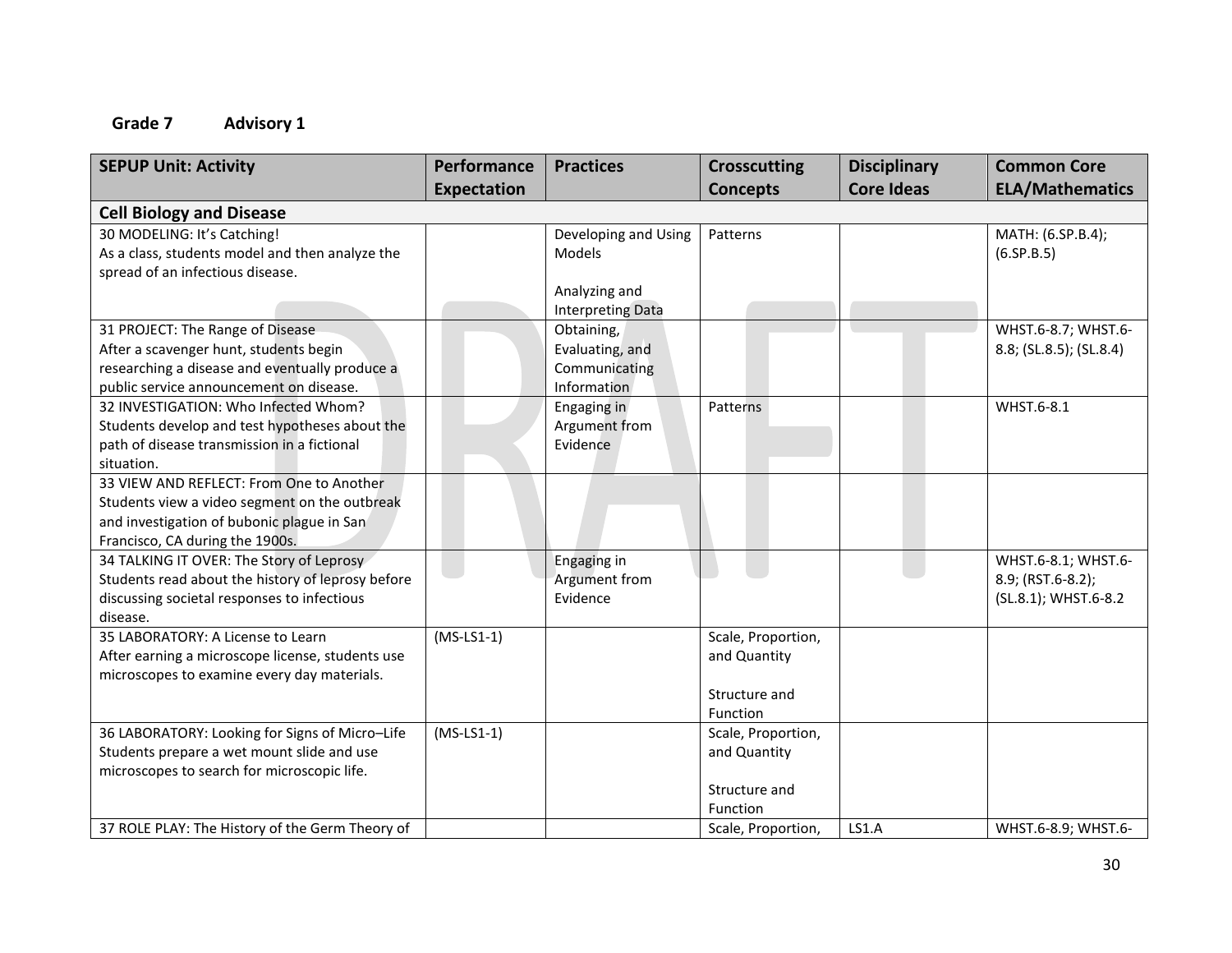**Grade 7 Advisory 1**

| SEPUP Unit: Activity | Performance Expectation | Practices | Crosscutting Concepts | Disciplinary Core Ideas | Common Core ELA/Mathematics |
|---|---|---|---|---|---|
| **Cell Biology and Disease** | | | | | |
| 30 MODELING: It's Catching!<br>As a class, students model and then analyze the spread of an infectious disease. | | Developing and Using Models<br><br>Analyzing and Interpreting Data | Patterns | | MATH: (6.SP.B.4); (6.SP.B.5) |
| 31 PROJECT: The Range of Disease<br>After a scavenger hunt, students begin researching a disease and eventually produce a public service announcement on disease. | | Obtaining, Evaluating, and Communicating Information | | | WHST.6-8.7; WHST.6-8.8; (SL.8.5); (SL.8.4) |
| 32 INVESTIGATION: Who Infected Whom?<br>Students develop and test hypotheses about the path of disease transmission in a fictional situation. | | Engaging in Argument from Evidence | Patterns | | WHST.6-8.1 |
| 33 VIEW AND REFLECT: From One to Another<br>Students view a video segment on the outbreak and investigation of bubonic plague in San Francisco, CA during the 1900s. | | | | | |
| 34 TALKING IT OVER: The Story of Leprosy<br>Students read about the history of leprosy before discussing societal responses to infectious disease. | | Engaging in Argument from Evidence | | | WHST.6-8.1; WHST.6-8.9; (RST.6-8.2); (SL.8.1); WHST.6-8.2 |
| 35 LABORATORY: A License to Learn<br>After earning a microscope license, students use microscopes to examine every day materials. | (MS-LS1-1) | | Scale, Proportion, and Quantity<br><br>Structure and Function | | |
| 36 LABORATORY: Looking for Signs of Micro–Life<br>Students prepare a wet mount slide and use microscopes to search for microscopic life. | (MS-LS1-1) | | Scale, Proportion, and Quantity<br><br>Structure and Function | | |
| 37 ROLE PLAY: The History of the Germ Theory of | | | Scale, Proportion, | LS1.A | WHST.6-8.9; WHST.6- |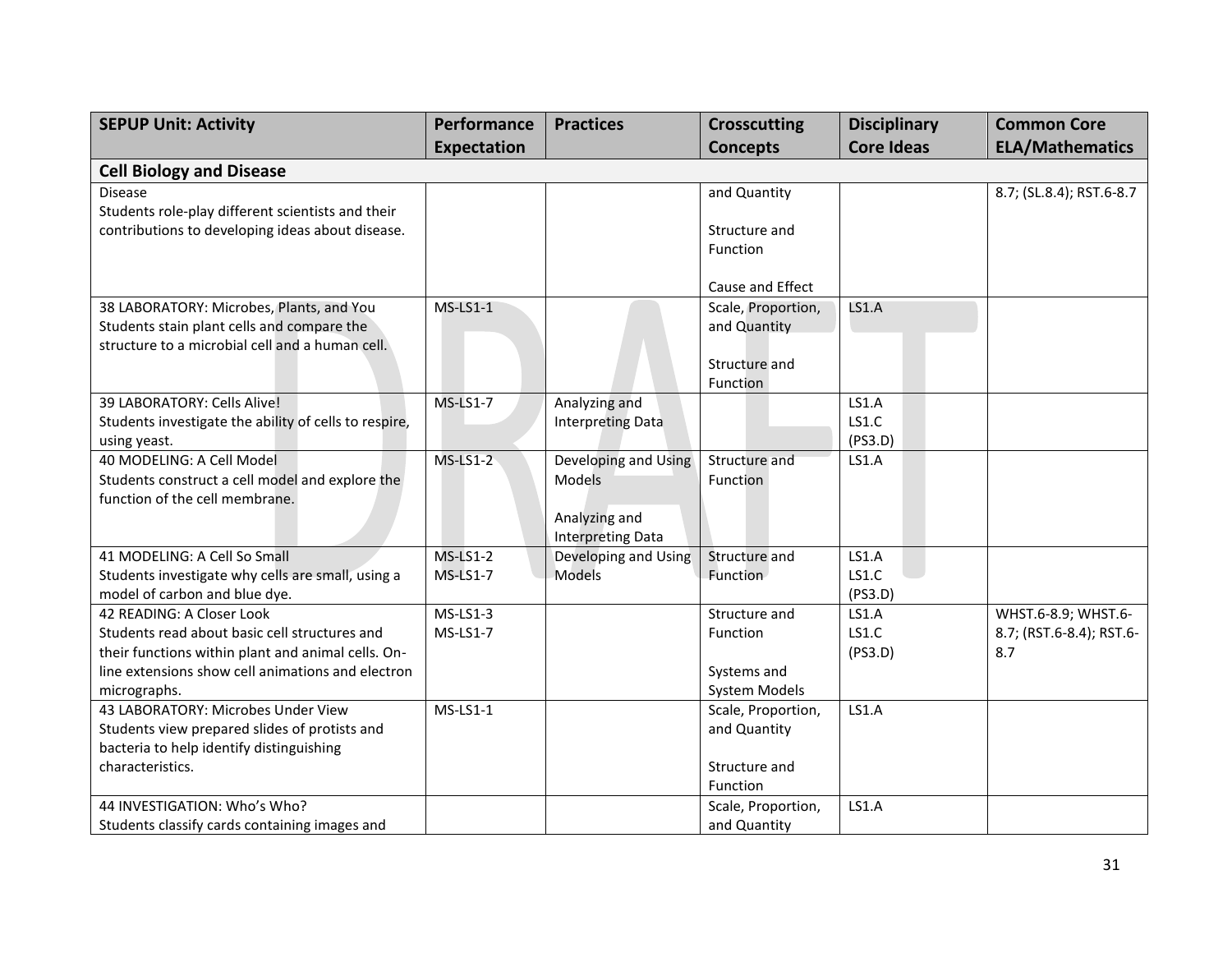| SEPUP Unit: Activity | Performance Expectation | Practices | Crosscutting Concepts | Disciplinary Core Ideas | Common Core ELA/Mathematics |
|---|---|---|---|---|---|
| **Cell Biology and Disease** | | | | | |
| Disease<br>Students role-play different scientists and their contributions to developing ideas about disease. | | | and Quantity<br><br>Structure and Function<br><br>Cause and Effect | | 8.7; (SL.8.4); RST.6-8.7 |
| 38 LABORATORY: Microbes, Plants, and You<br>Students stain plant cells and compare the structure to a microbial cell and a human cell. | MS-LS1-1 | | Scale, Proportion, and Quantity<br><br>Structure and Function | LS1.A | |
| 39 LABORATORY: Cells Alive!<br>Students investigate the ability of cells to respire, using yeast. | MS-LS1-7 | Analyzing and Interpreting Data | | LS1.A<br>LS1.C<br>(PS3.D) | |
| 40 MODELING: A Cell Model<br>Students construct a cell model and explore the function of the cell membrane. | MS-LS1-2 | Developing and Using Models<br><br>Analyzing and Interpreting Data | Structure and Function | LS1.A | |
| 41 MODELING: A Cell So Small<br>Students investigate why cells are small, using a model of carbon and blue dye. | MS-LS1-2<br>MS-LS1-7 | Developing and Using Models | Structure and Function | LS1.A<br>LS1.C<br>(PS3.D) | |
| 42 READING: A Closer Look<br>Students read about basic cell structures and their functions within plant and animal cells. On-line extensions show cell animations and electron micrographs. | MS-LS1-3<br>MS-LS1-7 | | Structure and Function<br><br>Systems and System Models | LS1.A<br>LS1.C<br>(PS3.D) | WHST.6-8.9; WHST.6-8.7; (RST.6-8.4); RST.6-8.7 |
| 43 LABORATORY: Microbes Under View<br>Students view prepared slides of protists and bacteria to help identify distinguishing characteristics. | MS-LS1-1 | | Scale, Proportion, and Quantity<br><br>Structure and Function | LS1.A | |
| 44 INVESTIGATION: Who's Who?<br>Students classify cards containing images and | | | Scale, Proportion, and Quantity | LS1.A | |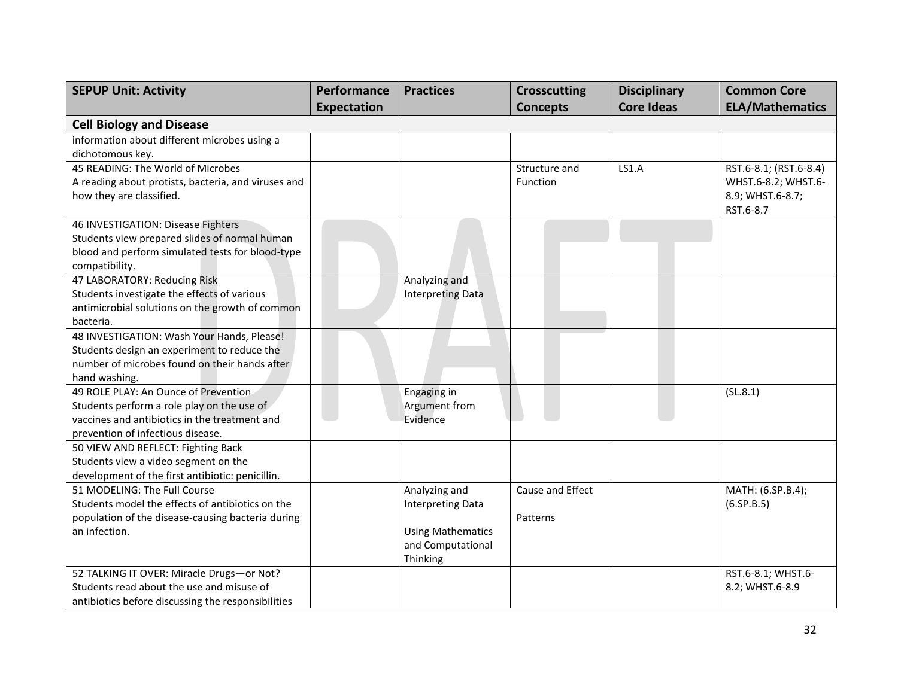| SEPUP Unit: Activity | Performance Expectation | Practices | Crosscutting Concepts | Disciplinary Core Ideas | Common Core ELA/Mathematics |
|---|---|---|---|---|---|
| **Cell Biology and Disease** | | | | | |
| information about different microbes using a dichotomous key. | | | | | |
| 45 READING: The World of Microbes<br>A reading about protists, bacteria, and viruses and how they are classified. | | | Structure and Function | LS1.A | RST.6-8.1; (RST.6-8.4) WHST.6-8.2; WHST.6-8.9; WHST.6-8.7; RST.6-8.7 |
| 46 INVESTIGATION: Disease Fighters<br>Students view prepared slides of normal human blood and perform simulated tests for blood-type compatibility. | | | | | |
| 47 LABORATORY: Reducing Risk<br>Students investigate the effects of various antimicrobial solutions on the growth of common bacteria. | | Analyzing and Interpreting Data | | | |
| 48 INVESTIGATION: Wash Your Hands, Please!<br>Students design an experiment to reduce the number of microbes found on their hands after hand washing. | | | | | |
| 49 ROLE PLAY: An Ounce of Prevention<br>Students perform a role play on the use of vaccines and antibiotics in the treatment and prevention of infectious disease. | | Engaging in Argument from Evidence | | | (SL.8.1) |
| 50 VIEW AND REFLECT: Fighting Back<br>Students view a video segment on the development of the first antibiotic: penicillin. | | | | | |
| 51 MODELING: The Full Course<br>Students model the effects of antibiotics on the population of the disease-causing bacteria during an infection. | | Analyzing and Interpreting Data<br><br>Using Mathematics and Computational Thinking | Cause and Effect<br><br>Patterns | | MATH: (6.SP.B.4); (6.SP.B.5) |
| 52 TALKING IT OVER: Miracle Drugs—or Not?<br>Students read about the use and misuse of antibiotics before discussing the responsibilities | | | | | RST.6-8.1; WHST.6-8.2; WHST.6-8.9 |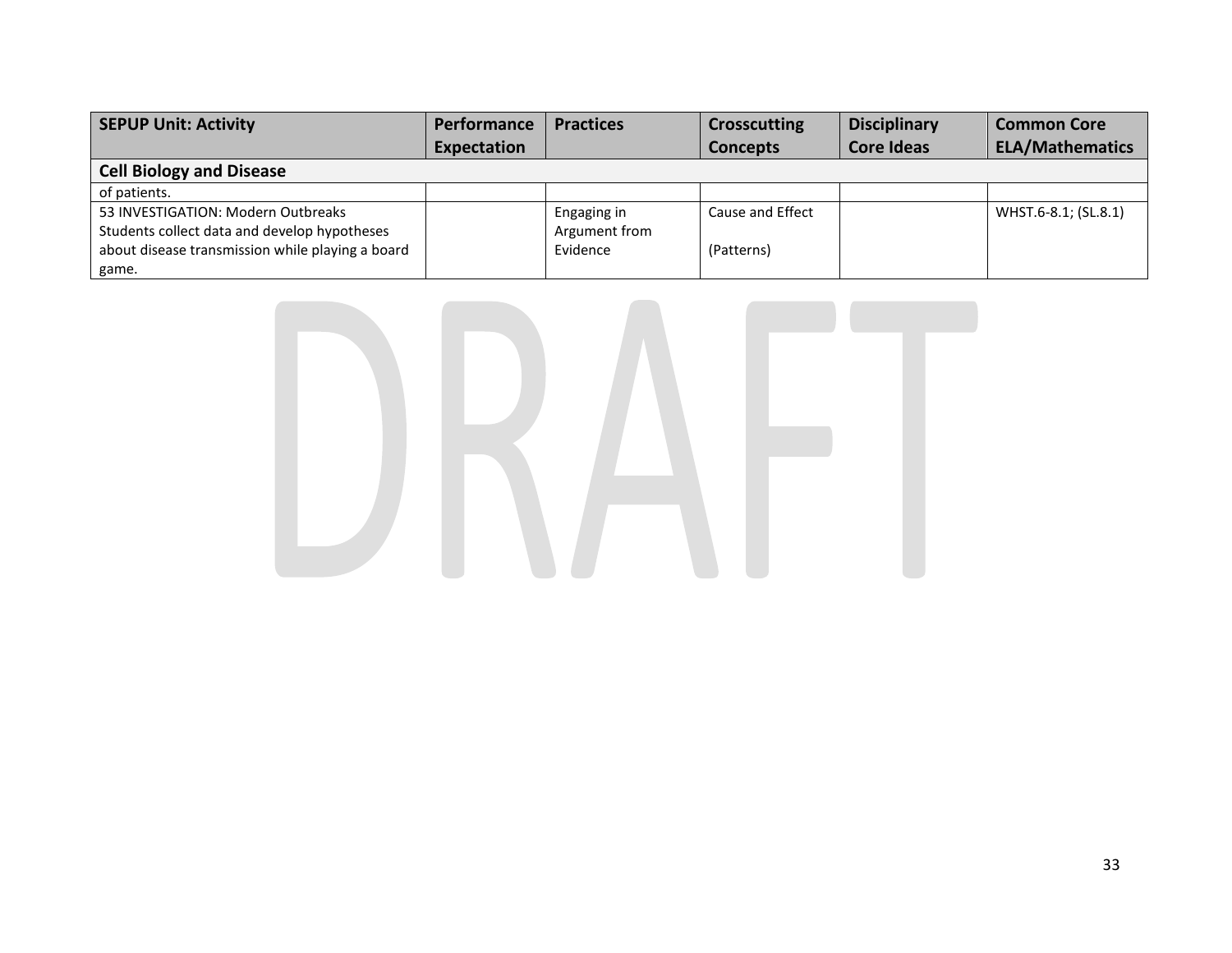| SEPUP Unit: Activity | Performance Expectation | Practices | Crosscutting Concepts | Disciplinary Core Ideas | Common Core ELA/Mathematics |
|---|---|---|---|---|---|
| **Cell Biology and Disease** | | | | | |
| of patients. | | | | | |
| 53 INVESTIGATION: Modern Outbreaks Students collect data and develop hypotheses about disease transmission while playing a board game. | | Engaging in Argument from Evidence | Cause and Effect (Patterns) | | WHST.6-8.1; (SL.8.1) |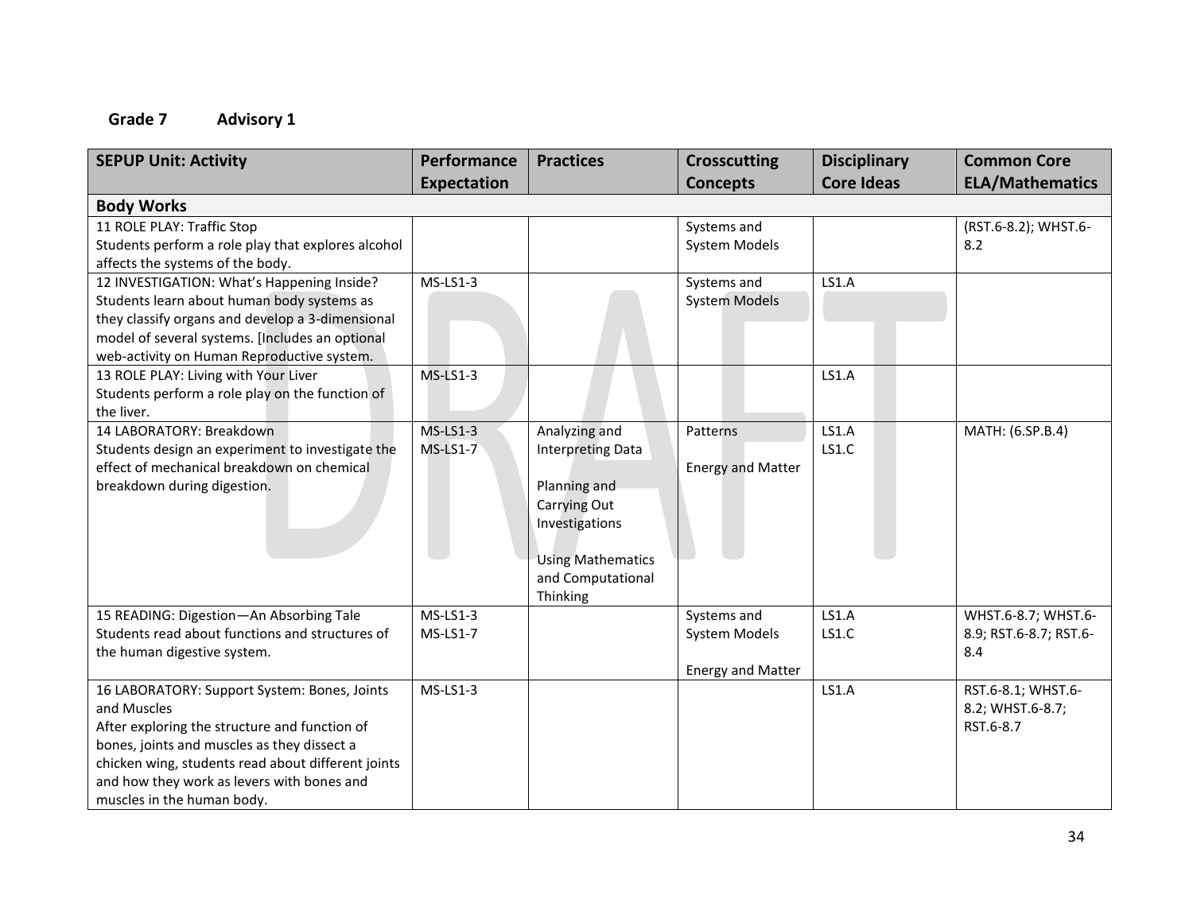**Grade 7 Advisory 1**

| SEPUP Unit: Activity | Performance Expectation | Practices | Crosscutting Concepts | Disciplinary Core Ideas | Common Core ELA/Mathematics |
|---|---|---|---|---|---|
| **Body Works** | | | | | |
| 11 ROLE PLAY: Traffic Stop<br>Students perform a role play that explores alcohol affects the systems of the body. | | | Systems and System Models | | (RST.6-8.2); WHST.6-8.2 |
| 12 INVESTIGATION: What's Happening Inside?<br>Students learn about human body systems as they classify organs and develop a 3-dimensional model of several systems. [Includes an optional web-activity on Human Reproductive system. | MS-LS1-3 | | Systems and System Models | LS1.A | |
| 13 ROLE PLAY: Living with Your Liver<br>Students perform a role play on the function of the liver. | MS-LS1-3 | | | LS1.A | |
| 14 LABORATORY: Breakdown<br>Students design an experiment to investigate the effect of mechanical breakdown on chemical breakdown during digestion. | MS-LS1-3<br>MS-LS1-7 | Analyzing and Interpreting Data<br><br>Planning and Carrying Out Investigations<br><br>Using Mathematics and Computational Thinking | Patterns<br><br>Energy and Matter | LS1.A<br>LS1.C | MATH: (6.SP.B.4) |
| 15 READING: Digestion—An Absorbing Tale<br>Students read about functions and structures of the human digestive system. | MS-LS1-3<br>MS-LS1-7 | | Systems and System Models<br><br>Energy and Matter | LS1.A<br>LS1.C | WHST.6-8.7; WHST.6-8.9; RST.6-8.7; RST.6-8.4 |
| 16 LABORATORY: Support System: Bones, Joints and Muscles<br>After exploring the structure and function of bones, joints and muscles as they dissect a chicken wing, students read about different joints and how they work as levers with bones and muscles in the human body. | MS-LS1-3 | | | LS1.A | RST.6-8.1; WHST.6-8.2; WHST.6-8.7; RST.6-8.7 |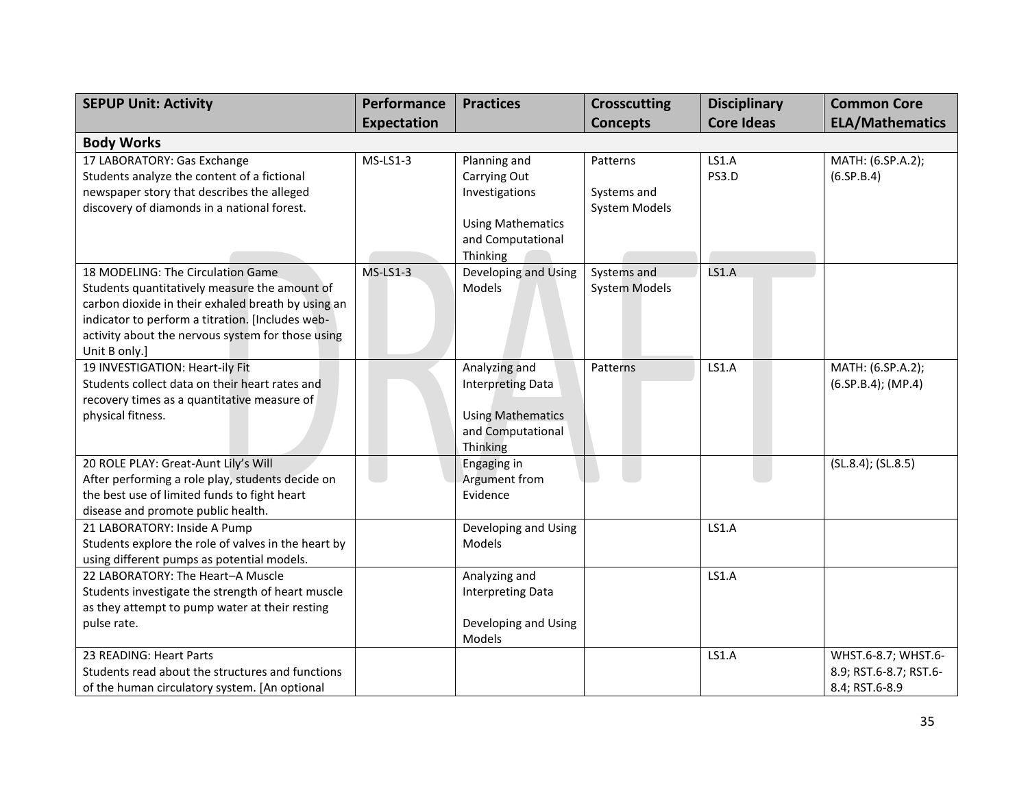| SEPUP Unit: Activity | Performance Expectation | Practices | Crosscutting Concepts | Disciplinary Core Ideas | Common Core ELA/Mathematics |
|---|---|---|---|---|---|
| **Body Works** | | | | | |
| 17 LABORATORY: Gas Exchange<br>Students analyze the content of a fictional newspaper story that describes the alleged discovery of diamonds in a national forest. | MS-LS1-3 | Planning and Carrying Out Investigations<br><br>Using Mathematics and Computational Thinking | Patterns<br><br>Systems and System Models | LS1.A<br>PS3.D | MATH: (6.SP.A.2); (6.SP.B.4) |
| 18 MODELING: The Circulation Game<br>Students quantitatively measure the amount of carbon dioxide in their exhaled breath by using an indicator to perform a titration. [Includes web-activity about the nervous system for those using Unit B only.] | MS-LS1-3 | Developing and Using Models | Systems and System Models | LS1.A | |
| 19 INVESTIGATION: Heart-ily Fit<br>Students collect data on their heart rates and recovery times as a quantitative measure of physical fitness. | | Analyzing and Interpreting Data<br><br>Using Mathematics and Computational Thinking | Patterns | LS1.A | MATH: (6.SP.A.2); (6.SP.B.4); (MP.4) |
| 20 ROLE PLAY: Great-Aunt Lily's Will<br>After performing a role play, students decide on the best use of limited funds to fight heart disease and promote public health. | | Engaging in Argument from Evidence | | | (SL.8.4); (SL.8.5) |
| 21 LABORATORY: Inside A Pump<br>Students explore the role of valves in the heart by using different pumps as potential models. | | Developing and Using Models | | LS1.A | |
| 22 LABORATORY: The Heart–A Muscle<br>Students investigate the strength of heart muscle as they attempt to pump water at their resting pulse rate. | | Analyzing and Interpreting Data<br><br>Developing and Using Models | | LS1.A | |
| 23 READING: Heart Parts<br>Students read about the structures and functions of the human circulatory system. [An optional | | | | LS1.A | WHST.6-8.7; WHST.6-8.9; RST.6-8.7; RST.6-8.4; RST.6-8.9 |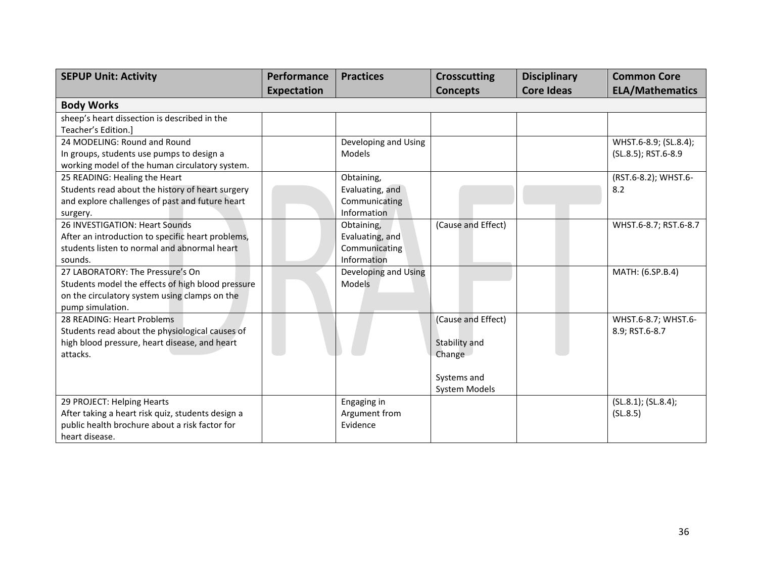| SEPUP Unit: Activity | Performance Expectation | Practices | Crosscutting Concepts | Disciplinary Core Ideas | Common Core ELA/Mathematics |
|---|---|---|---|---|---|
| **Body Works** | | | | | |
| sheep's heart dissection is described in the Teacher's Edition.] | | | | | |
| 24 MODELING: Round and Round<br>In groups, students use pumps to design a working model of the human circulatory system. | | Developing and Using Models | | | WHST.6-8.9; (SL.8.4); (SL.8.5); RST.6-8.9 |
| 25 READING: Healing the Heart<br>Students read about the history of heart surgery and explore challenges of past and future heart surgery. | | Obtaining, Evaluating, and Communicating Information | | | (RST.6-8.2); WHST.6-8.2 |
| 26 INVESTIGATION: Heart Sounds<br>After an introduction to specific heart problems, students listen to normal and abnormal heart sounds. | | Obtaining, Evaluating, and Communicating Information | (Cause and Effect) | | WHST.6-8.7; RST.6-8.7 |
| 27 LABORATORY: The Pressure's On<br>Students model the effects of high blood pressure on the circulatory system using clamps on the pump simulation. | | Developing and Using Models | | | MATH: (6.SP.B.4) |
| 28 READING: Heart Problems<br>Students read about the physiological causes of high blood pressure, heart disease, and heart attacks. | | | (Cause and Effect)<br><br>Stability and Change<br><br>Systems and System Models | | WHST.6-8.7; WHST.6-8.9; RST.6-8.7 |
| 29 PROJECT: Helping Hearts<br>After taking a heart risk quiz, students design a public health brochure about a risk factor for heart disease. | | Engaging in Argument from Evidence | | | (SL.8.1); (SL.8.4); (SL.8.5) |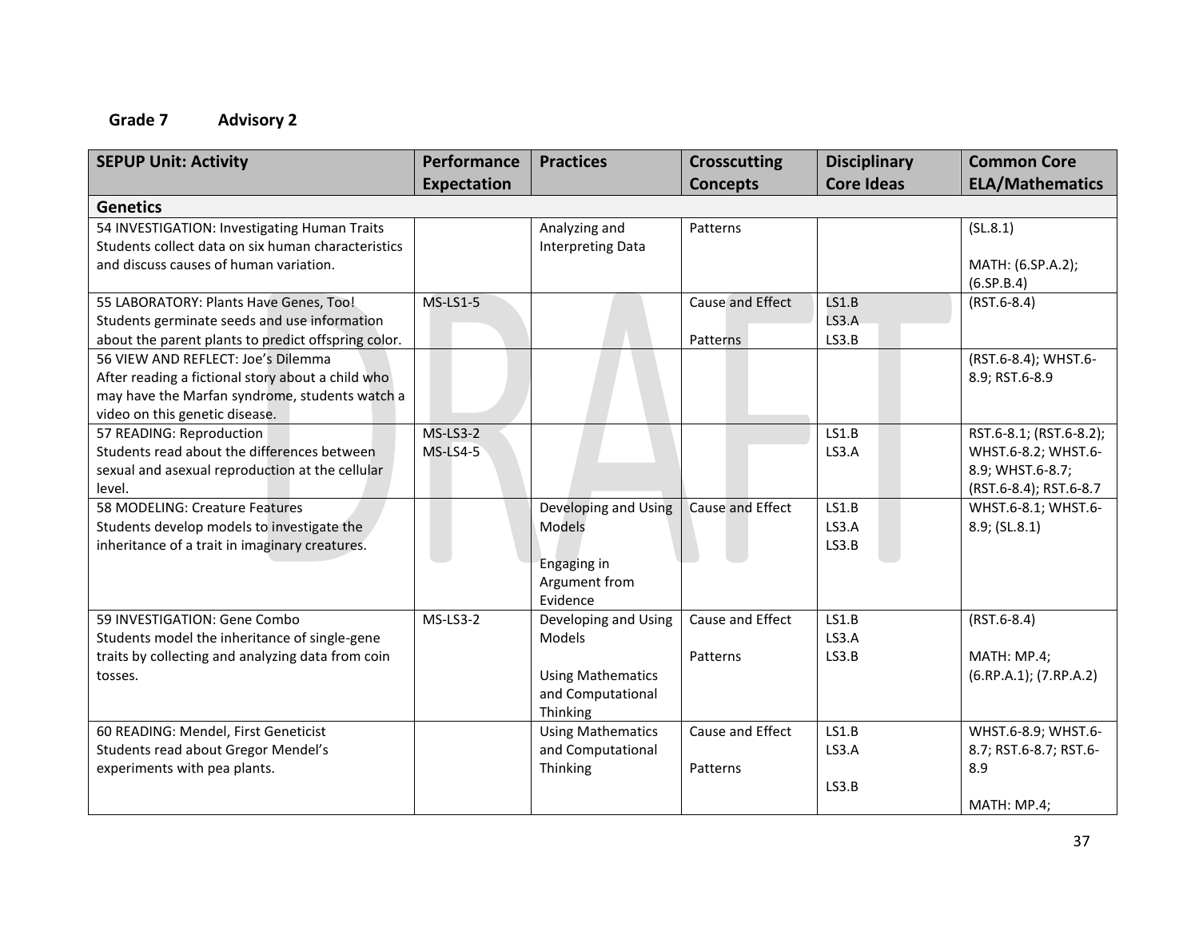**Grade 7 Advisory 2**

| SEPUP Unit: Activity | Performance Expectation | Practices | Crosscutting Concepts | Disciplinary Core Ideas | Common Core ELA/Mathematics |
|---|---|---|---|---|---|
| **Genetics** | | | | | |
| 54 INVESTIGATION: Investigating Human Traits<br>Students collect data on six human characteristics and discuss causes of human variation. | | Analyzing and Interpreting Data | Patterns | | (SL.8.1)<br><br>MATH: (6.SP.A.2); (6.SP.B.4) |
| 55 LABORATORY: Plants Have Genes, Too!<br>Students germinate seeds and use information about the parent plants to predict offspring color. | MS-LS1-5 | | Cause and Effect<br><br>Patterns | LS1.B<br>LS3.A<br>LS3.B | (RST.6-8.4) |
| 56 VIEW AND REFLECT: Joe's Dilemma<br>After reading a fictional story about a child who may have the Marfan syndrome, students watch a video on this genetic disease. | | | | | (RST.6-8.4); WHST.6-8.9; RST.6-8.9 |
| 57 READING: Reproduction<br>Students read about the differences between sexual and asexual reproduction at the cellular level. | MS-LS3-2<br>MS-LS4-5 | | | LS1.B<br>LS3.A | RST.6-8.1; (RST.6-8.2); WHST.6-8.2; WHST.6-8.9; WHST.6-8.7; (RST.6-8.4); RST.6-8.7 |
| 58 MODELING: Creature Features<br>Students develop models to investigate the inheritance of a trait in imaginary creatures. | | Developing and Using Models<br><br>Engaging in Argument from Evidence | Cause and Effect | LS1.B<br>LS3.A<br>LS3.B | WHST.6-8.1; WHST.6-8.9; (SL.8.1) |
| 59 INVESTIGATION: Gene Combo<br>Students model the inheritance of single-gene traits by collecting and analyzing data from coin tosses. | MS-LS3-2 | Developing and Using Models<br><br>Using Mathematics and Computational Thinking | Cause and Effect<br><br>Patterns | LS1.B<br>LS3.A<br>LS3.B | (RST.6-8.4)<br><br>MATH: MP.4; (6.RP.A.1); (7.RP.A.2) |
| 60 READING: Mendel, First Geneticist<br>Students read about Gregor Mendel's experiments with pea plants. | | Using Mathematics and Computational Thinking | Cause and Effect<br><br>Patterns | LS1.B<br>LS3.A<br><br>LS3.B | WHST.6-8.9; WHST.6-8.7; RST.6-8.7; RST.6-8.9<br><br>MATH: MP.4; |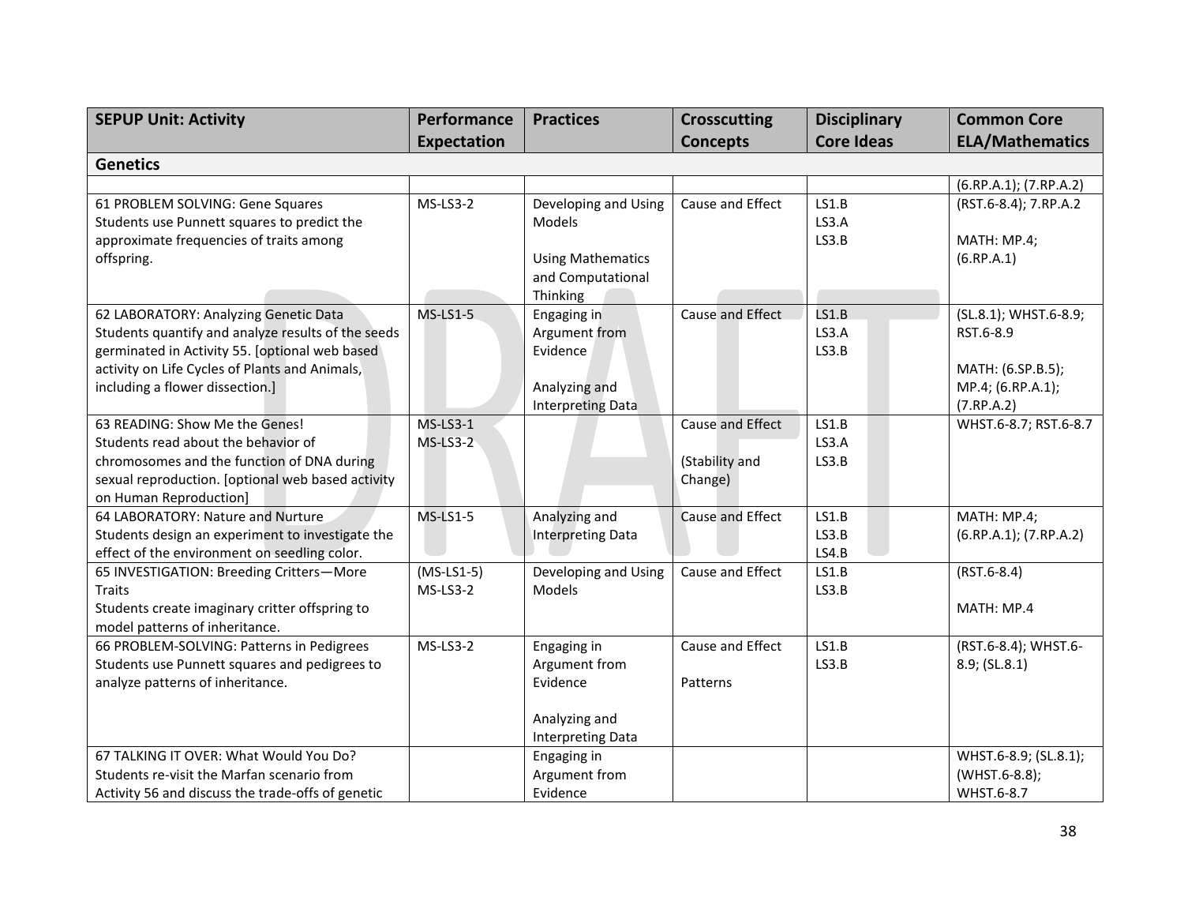| SEPUP Unit: Activity | Performance Expectation | Practices | Crosscutting Concepts | Disciplinary Core Ideas | Common Core ELA/Mathematics |
|---|---|---|---|---|---|
| **Genetics** | | | | | |
| | | | | | (6.RP.A.1); (7.RP.A.2) |
| 61 PROBLEM SOLVING: Gene Squares<br>Students use Punnett squares to predict the approximate frequencies of traits among offspring. | MS-LS3-2 | Developing and Using Models<br><br>Using Mathematics and Computational Thinking | Cause and Effect | LS1.B<br>LS3.A<br>LS3.B | (RST.6-8.4); 7.RP.A.2<br><br>MATH: MP.4; (6.RP.A.1) |
| 62 LABORATORY: Analyzing Genetic Data<br>Students quantify and analyze results of the seeds germinated in Activity 55. [optional web based activity on Life Cycles of Plants and Animals, including a flower dissection.] | MS-LS1-5 | Engaging in Argument from Evidence<br><br>Analyzing and Interpreting Data | Cause and Effect | LS1.B<br>LS3.A<br>LS3.B | (SL.8.1); WHST.6-8.9; RST.6-8.9<br><br>MATH: (6.SP.B.5); MP.4; (6.RP.A.1); (7.RP.A.2) |
| 63 READING: Show Me the Genes!<br>Students read about the behavior of chromosomes and the function of DNA during sexual reproduction. [optional web based activity on Human Reproduction] | MS-LS3-1<br>MS-LS3-2 | | Cause and Effect<br><br>(Stability and Change) | LS1.B<br>LS3.A<br>LS3.B | WHST.6-8.7; RST.6-8.7 |
| 64 LABORATORY: Nature and Nurture<br>Students design an experiment to investigate the effect of the environment on seedling color. | MS-LS1-5 | Analyzing and Interpreting Data | Cause and Effect | LS1.B<br>LS3.B<br>LS4.B | MATH: MP.4; (6.RP.A.1); (7.RP.A.2) |
| 65 INVESTIGATION: Breeding Critters—More Traits<br>Students create imaginary critter offspring to model patterns of inheritance. | (MS-LS1-5)<br>MS-LS3-2 | Developing and Using Models | Cause and Effect | LS1.B<br>LS3.B | (RST.6-8.4)<br><br>MATH: MP.4 |
| 66 PROBLEM-SOLVING: Patterns in Pedigrees<br>Students use Punnett squares and pedigrees to analyze patterns of inheritance. | MS-LS3-2 | Engaging in Argument from Evidence<br><br>Analyzing and Interpreting Data | Cause and Effect<br><br>Patterns | LS1.B<br>LS3.B | (RST.6-8.4); WHST.6-8.9; (SL.8.1) |
| 67 TALKING IT OVER: What Would You Do?<br>Students re-visit the Marfan scenario from Activity 56 and discuss the trade-offs of genetic | | Engaging in Argument from Evidence | | | WHST.6-8.9; (SL.8.1); (WHST.6-8.8); WHST.6-8.7 |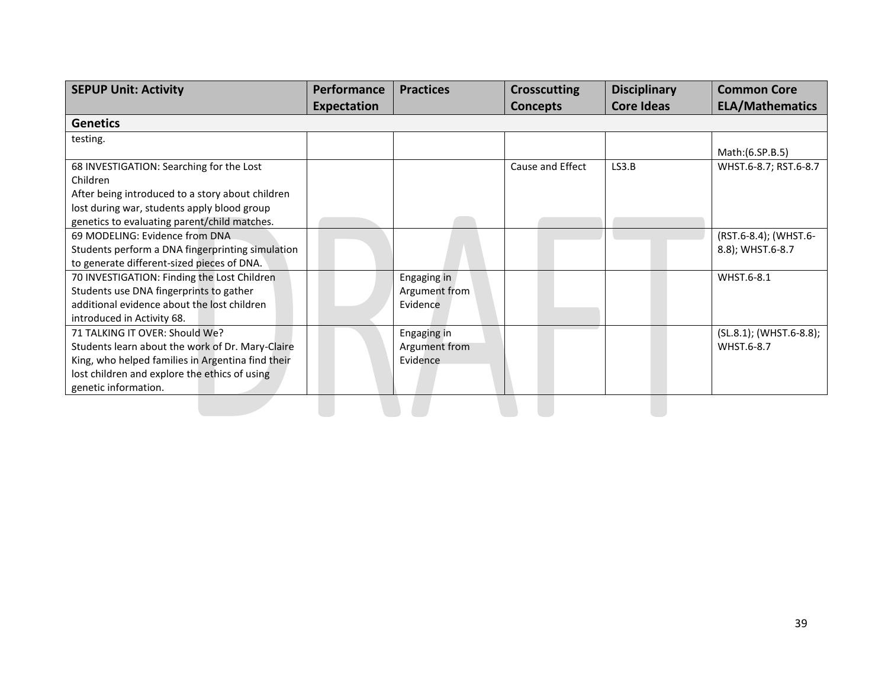| SEPUP Unit: Activity | Performance Expectation | Practices | Crosscutting Concepts | Disciplinary Core Ideas | Common Core ELA/Mathematics |
|---|---|---|---|---|---|
| **Genetics** | | | | | |
| testing. | | | | | Math:(6.SP.B.5) |
| 68 INVESTIGATION: Searching for the Lost Children<br>After being introduced to a story about children lost during war, students apply blood group genetics to evaluating parent/child matches. | | | Cause and Effect | LS3.B | WHST.6-8.7; RST.6-8.7 |
| 69 MODELING: Evidence from DNA<br>Students perform a DNA fingerprinting simulation to generate different-sized pieces of DNA. | | | | | (RST.6-8.4); (WHST.6-8.8); WHST.6-8.7 |
| 70 INVESTIGATION: Finding the Lost Children<br>Students use DNA fingerprints to gather additional evidence about the lost children introduced in Activity 68. | | Engaging in Argument from Evidence | | | WHST.6-8.1 |
| 71 TALKING IT OVER: Should We?<br>Students learn about the work of Dr. Mary-Claire King, who helped families in Argentina find their lost children and explore the ethics of using genetic information. | | Engaging in Argument from Evidence | | | (SL.8.1); (WHST.6-8.8); WHST.6-8.7 |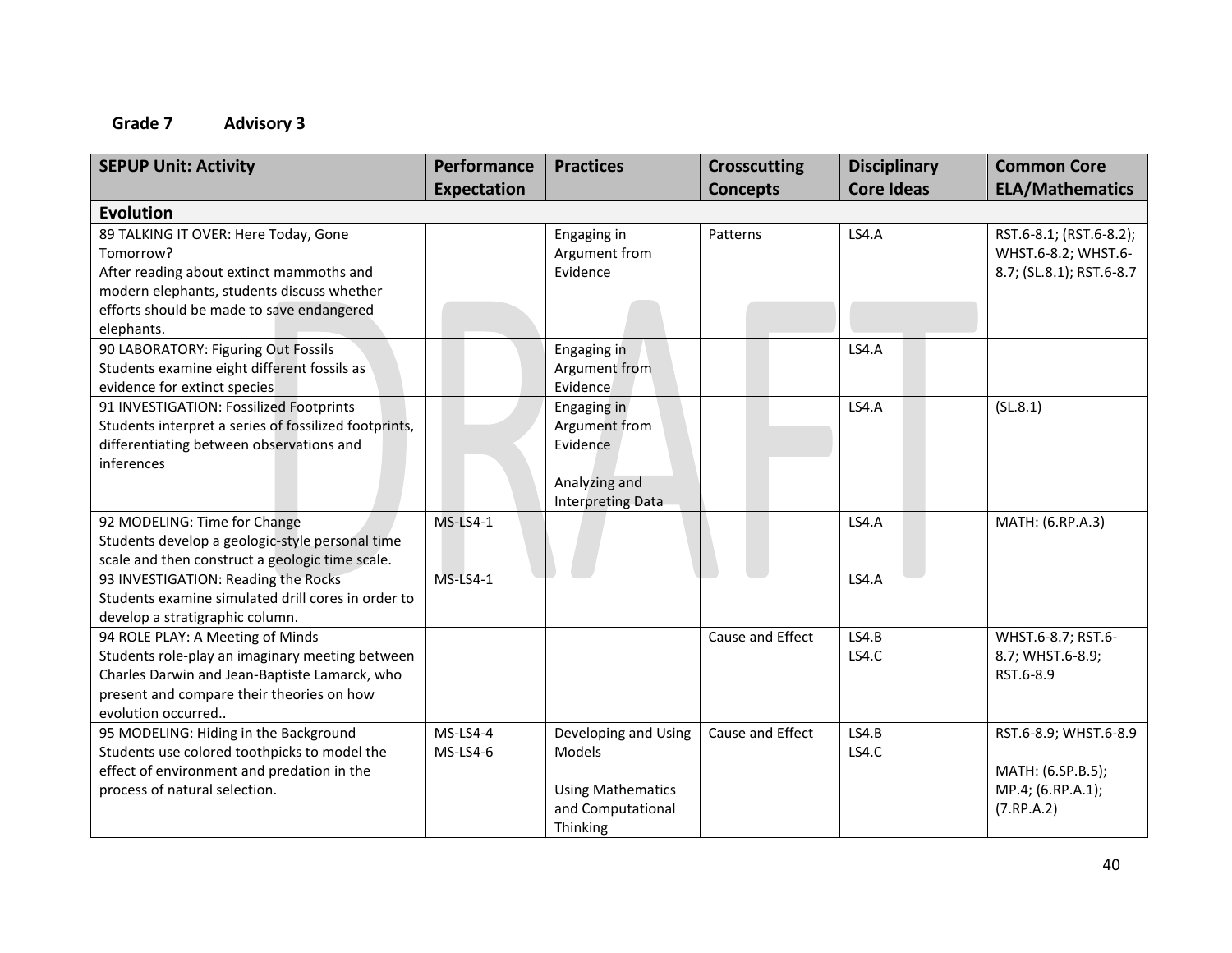**Grade 7 Advisory 3**

| SEPUP Unit: Activity | Performance Expectation | Practices | Crosscutting Concepts | Disciplinary Core Ideas | Common Core ELA/Mathematics |
|---|---|---|---|---|---|
| **Evolution** | | | | | |
| 89 TALKING IT OVER: Here Today, Gone Tomorrow? After reading about extinct mammoths and modern elephants, students discuss whether efforts should be made to save endangered elephants. | | Engaging in Argument from Evidence | Patterns | LS4.A | RST.6-8.1; (RST.6-8.2); WHST.6-8.2; WHST.6-8.7; (SL.8.1); RST.6-8.7 |
| 90 LABORATORY: Figuring Out Fossils Students examine eight different fossils as evidence for extinct species | | Engaging in Argument from Evidence | | LS4.A | |
| 91 INVESTIGATION: Fossilized Footprints Students interpret a series of fossilized footprints, differentiating between observations and inferences | | Engaging in Argument from Evidence<br><br>Analyzing and Interpreting Data | | LS4.A | (SL.8.1) |
| 92 MODELING: Time for Change Students develop a geologic-style personal time scale and then construct a geologic time scale. | MS-LS4-1 | | | LS4.A | MATH: (6.RP.A.3) |
| 93 INVESTIGATION: Reading the Rocks Students examine simulated drill cores in order to develop a stratigraphic column. | MS-LS4-1 | | | LS4.A | |
| 94 ROLE PLAY: A Meeting of Minds Students role-play an imaginary meeting between Charles Darwin and Jean-Baptiste Lamarck, who present and compare their theories on how evolution occurred.. | | | Cause and Effect | LS4.B<br>LS4.C | WHST.6-8.7; RST.6-8.7; WHST.6-8.9; RST.6-8.9 |
| 95 MODELING: Hiding in the Background Students use colored toothpicks to model the effect of environment and predation in the process of natural selection. | MS-LS4-4<br>MS-LS4-6 | Developing and Using Models<br><br>Using Mathematics and Computational Thinking | Cause and Effect | LS4.B<br>LS4.C | RST.6-8.9; WHST.6-8.9<br><br>MATH: (6.SP.B.5); MP.4; (6.RP.A.1); (7.RP.A.2) |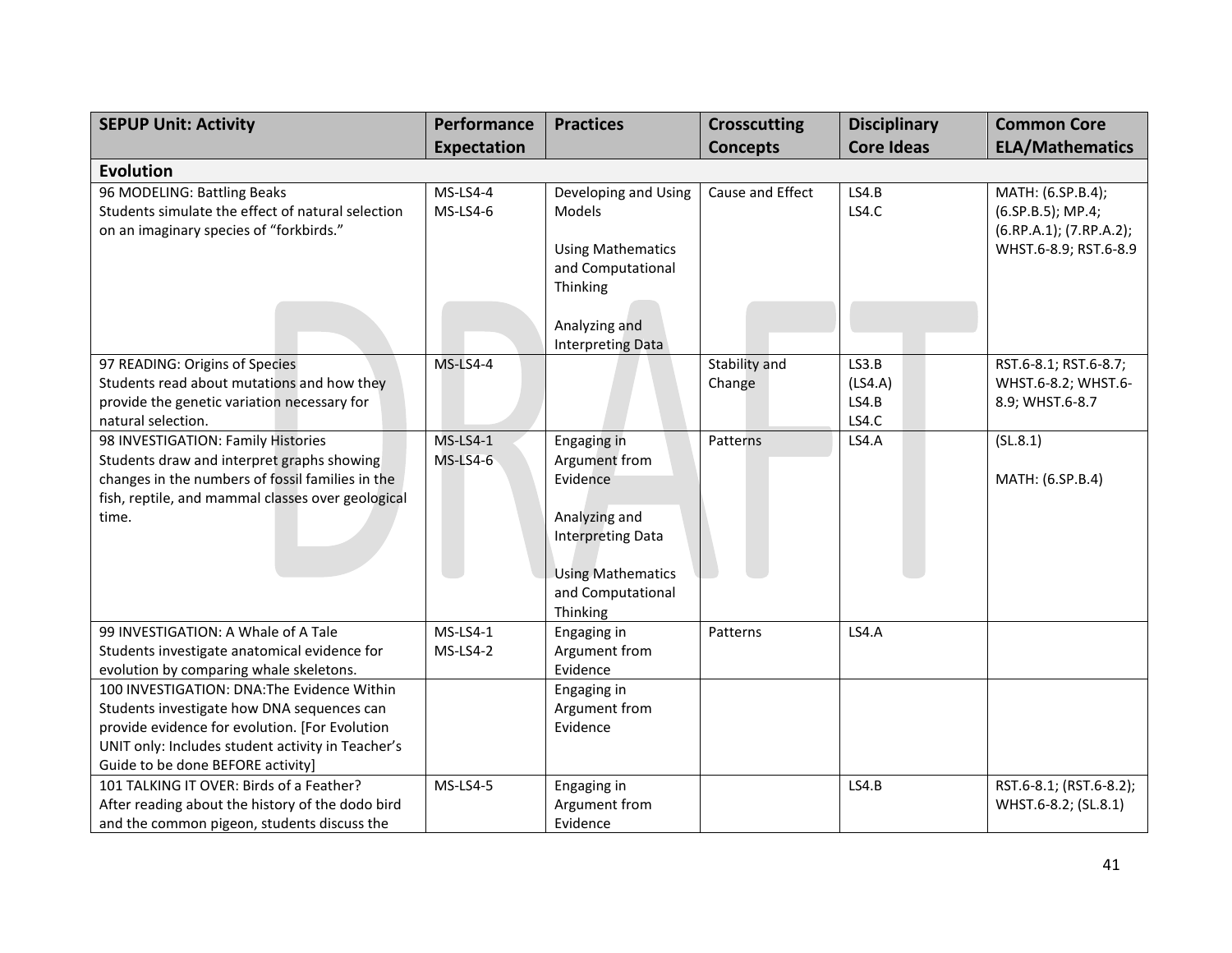| SEPUP Unit: Activity | Performance Expectation | Practices | Crosscutting Concepts | Disciplinary Core Ideas | Common Core ELA/Mathematics |
|---|---|---|---|---|---|
| **Evolution** | | | | | |
| 96 MODELING: Battling Beaks<br>Students simulate the effect of natural selection on an imaginary species of "forkbirds." | MS-LS4-4<br>MS-LS4-6 | Developing and Using Models<br><br>Using Mathematics and Computational Thinking<br><br>Analyzing and Interpreting Data | Cause and Effect | LS4.B<br>LS4.C | MATH: (6.SP.B.4); (6.SP.B.5); MP.4; (6.RP.A.1); (7.RP.A.2); WHST.6-8.9; RST.6-8.9 |
| 97 READING: Origins of Species<br>Students read about mutations and how they provide the genetic variation necessary for natural selection. | MS-LS4-4 | | Stability and Change | LS3.B<br>(LS4.A)<br>LS4.B<br>LS4.C | RST.6-8.1; RST.6-8.7; WHST.6-8.2; WHST.6-8.9; WHST.6-8.7 |
| 98 INVESTIGATION: Family Histories<br>Students draw and interpret graphs showing changes in the numbers of fossil families in the fish, reptile, and mammal classes over geological time. | MS-LS4-1<br>MS-LS4-6 | Engaging in Argument from Evidence<br><br>Analyzing and Interpreting Data<br><br>Using Mathematics and Computational Thinking | Patterns | LS4.A | (SL.8.1)<br><br>MATH: (6.SP.B.4) |
| 99 INVESTIGATION: A Whale of A Tale<br>Students investigate anatomical evidence for evolution by comparing whale skeletons. | MS-LS4-1<br>MS-LS4-2 | Engaging in Argument from Evidence | Patterns | LS4.A | |
| 100 INVESTIGATION: DNA:The Evidence Within<br>Students investigate how DNA sequences can provide evidence for evolution. [For Evolution UNIT only: Includes student activity in Teacher's Guide to be done BEFORE activity] | | Engaging in Argument from Evidence | | | |
| 101 TALKING IT OVER: Birds of a Feather?<br>After reading about the history of the dodo bird and the common pigeon, students discuss the | MS-LS4-5 | Engaging in Argument from Evidence | | LS4.B | RST.6-8.1; (RST.6-8.2); WHST.6-8.2; (SL.8.1) |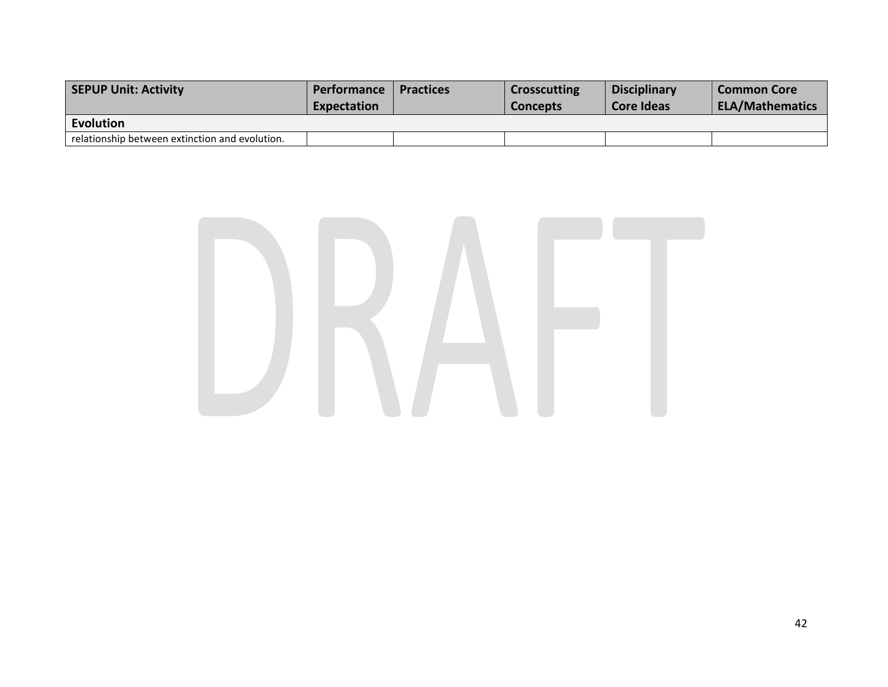| SEPUP Unit: Activity | Performance Expectation | Practices | Crosscutting Concepts | Disciplinary Core Ideas | Common Core ELA/Mathematics |
|---|---|---|---|---|---|
| **Evolution** | | | | | |
| relationship between extinction and evolution. | | | | | |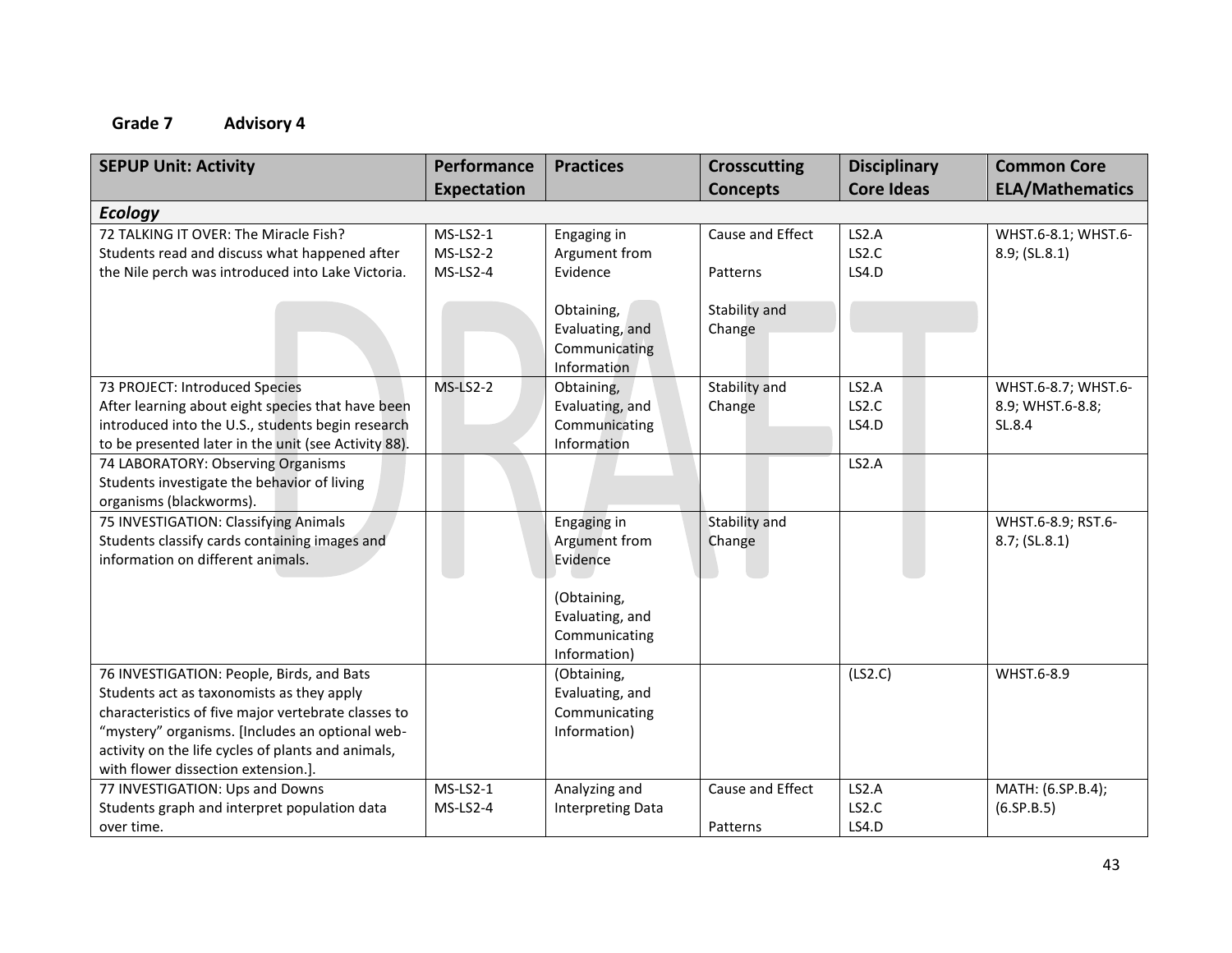**Grade 7 Advisory 4**

| SEPUP Unit: Activity | Performance Expectation | Practices | Crosscutting Concepts | Disciplinary Core Ideas | Common Core ELA/Mathematics |
|---|---|---|---|---|---|
| ***Ecology*** | | | | | |
| 72 TALKING IT OVER: The Miracle Fish? Students read and discuss what happened after the Nile perch was introduced into Lake Victoria. | MS-LS2-1<br>MS-LS2-2<br>MS-LS2-4 | Engaging in Argument from Evidence<br><br>Obtaining, Evaluating, and Communicating Information | Cause and Effect<br><br>Patterns<br><br>Stability and Change | LS2.A<br>LS2.C<br>LS4.D | WHST.6-8.1; WHST.6-8.9; (SL.8.1) |
| 73 PROJECT: Introduced Species After learning about eight species that have been introduced into the U.S., students begin research to be presented later in the unit (see Activity 88). | MS-LS2-2 | Obtaining, Evaluating, and Communicating Information | Stability and Change | LS2.A<br>LS2.C<br>LS4.D | WHST.6-8.7; WHST.6-8.9; WHST.6-8.8; SL.8.4 |
| 74 LABORATORY: Observing Organisms Students investigate the behavior of living organisms (blackworms). | | | | LS2.A | |
| 75 INVESTIGATION: Classifying Animals Students classify cards containing images and information on different animals. | | Engaging in Argument from Evidence<br><br>(Obtaining, Evaluating, and Communicating Information) | Stability and Change | | WHST.6-8.9; RST.6-8.7; (SL.8.1) |
| 76 INVESTIGATION: People, Birds, and Bats Students act as taxonomists as they apply characteristics of five major vertebrate classes to "mystery" organisms. [Includes an optional web-activity on the life cycles of plants and animals, with flower dissection extension.]. | | (Obtaining, Evaluating, and Communicating Information) | | (LS2.C) | WHST.6-8.9 |
| 77 INVESTIGATION: Ups and Downs Students graph and interpret population data over time. | MS-LS2-1<br>MS-LS2-4 | Analyzing and Interpreting Data | Cause and Effect<br><br>Patterns | LS2.A<br>LS2.C<br>LS4.D | MATH: (6.SP.B.4); (6.SP.B.5) |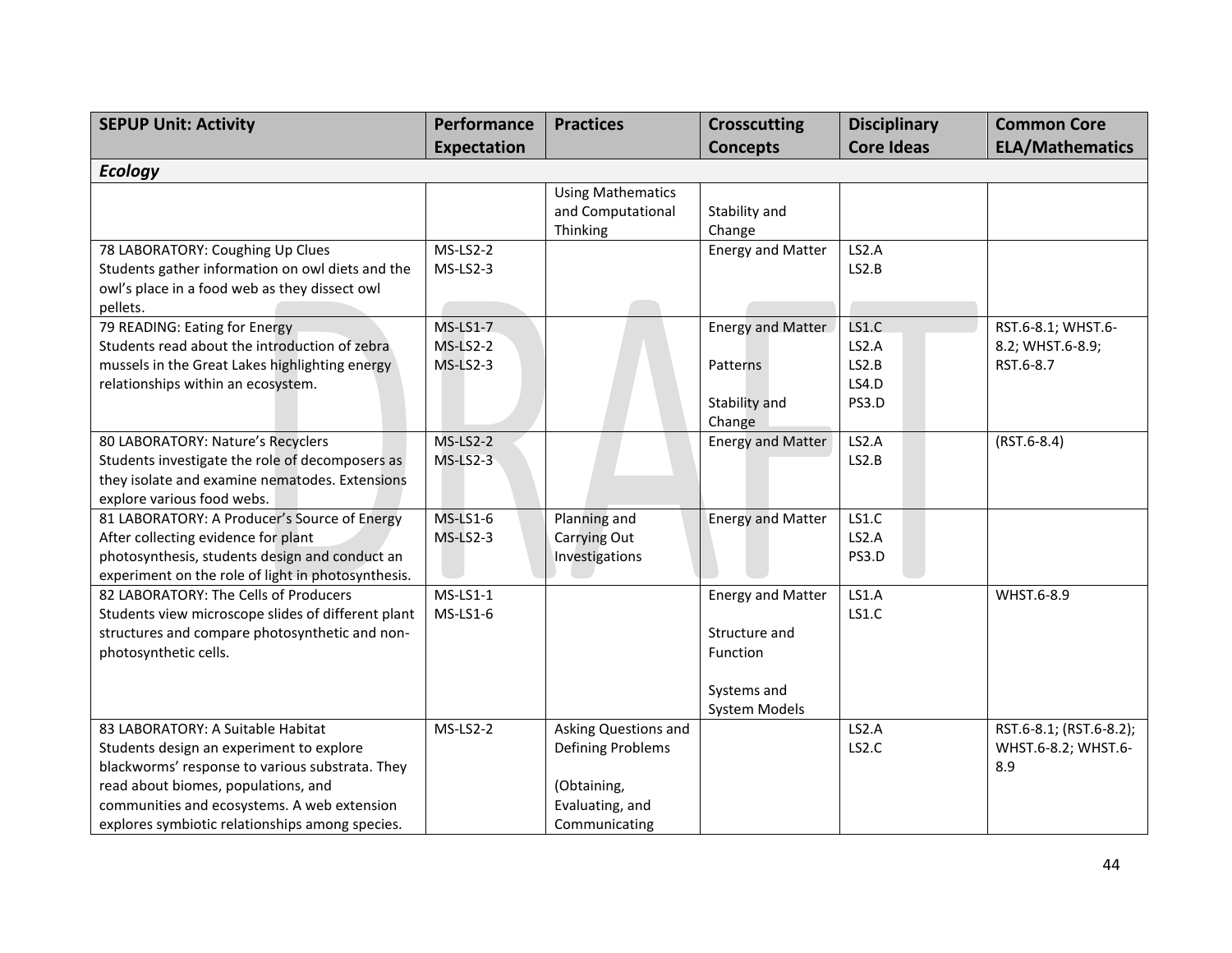| SEPUP Unit: Activity | Performance Expectation | Practices | Crosscutting Concepts | Disciplinary Core Ideas | Common Core ELA/Mathematics |
|---|---|---|---|---|---|
| ***Ecology*** | | | | | |
| | | Using Mathematics and Computational Thinking | Stability and Change | | |
| 78 LABORATORY: Coughing Up Clues<br>Students gather information on owl diets and the owl's place in a food web as they dissect owl pellets. | MS-LS2-2<br>MS-LS2-3 | | Energy and Matter | LS2.A<br>LS2.B | |
| 79 READING: Eating for Energy<br>Students read about the introduction of zebra mussels in the Great Lakes highlighting energy relationships within an ecosystem. | MS-LS1-7<br>MS-LS2-2<br>MS-LS2-3 | | Energy and Matter<br><br>Patterns<br><br>Stability and Change | LS1.C<br>LS2.A<br>LS2.B<br>LS4.D<br>PS3.D | RST.6-8.1; WHST.6-8.2; WHST.6-8.9; RST.6-8.7 |
| 80 LABORATORY: Nature's Recyclers<br>Students investigate the role of decomposers as they isolate and examine nematodes. Extensions explore various food webs. | MS-LS2-2<br>MS-LS2-3 | | Energy and Matter | LS2.A<br>LS2.B | (RST.6-8.4) |
| 81 LABORATORY: A Producer's Source of Energy<br>After collecting evidence for plant photosynthesis, students design and conduct an experiment on the role of light in photosynthesis. | MS-LS1-6<br>MS-LS2-3 | Planning and Carrying Out Investigations | Energy and Matter | LS1.C<br>LS2.A<br>PS3.D | |
| 82 LABORATORY: The Cells of Producers<br>Students view microscope slides of different plant structures and compare photosynthetic and non-photosynthetic cells. | MS-LS1-1<br>MS-LS1-6 | | Energy and Matter<br><br>Structure and Function<br><br>Systems and System Models | LS1.A<br>LS1.C | WHST.6-8.9 |
| 83 LABORATORY: A Suitable Habitat<br>Students design an experiment to explore blackworms' response to various substrata. They read about biomes, populations, and communities and ecosystems. A web extension explores symbiotic relationships among species. | MS-LS2-2 | Asking Questions and Defining Problems<br><br>(Obtaining, Evaluating, and Communicating | | LS2.A<br>LS2.C | RST.6-8.1; (RST.6-8.2); WHST.6-8.2; WHST.6-8.9 |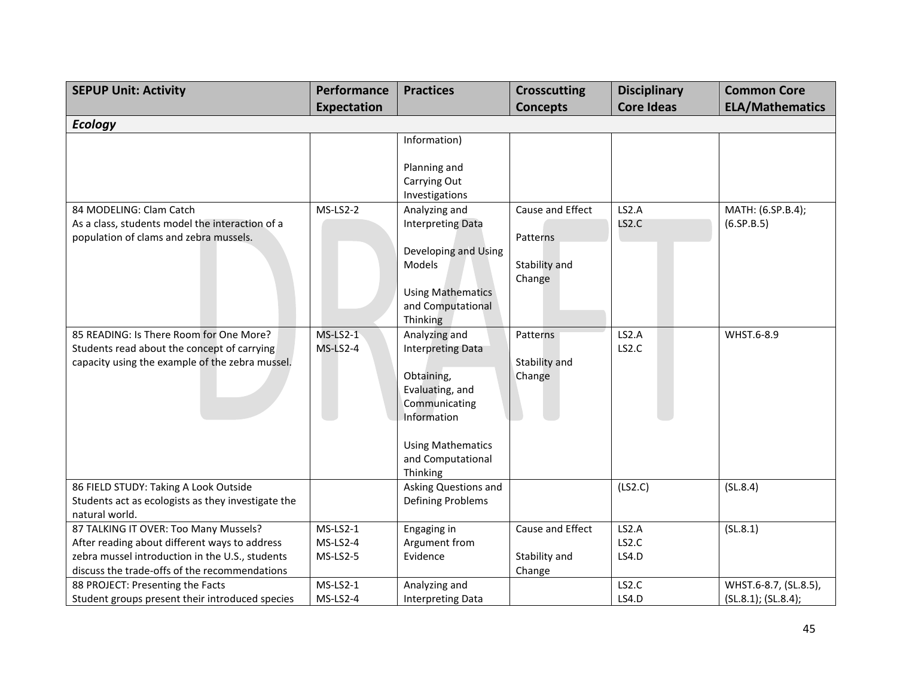| SEPUP Unit: Activity | Performance Expectation | Practices | Crosscutting Concepts | Disciplinary Core Ideas | Common Core ELA/Mathematics |
|---|---|---|---|---|---|
| ***Ecology*** | | | | | |
| | | Information)<br><br>Planning and Carrying Out Investigations | | | |
| 84 MODELING: Clam Catch<br>As a class, students model the interaction of a population of clams and zebra mussels. | MS-LS2-2 | Analyzing and Interpreting Data<br><br>Developing and Using Models<br><br>Using Mathematics and Computational Thinking | Cause and Effect<br><br>Patterns<br><br>Stability and Change | LS2.A<br>LS2.C | MATH: (6.SP.B.4); (6.SP.B.5) |
| 85 READING: Is There Room for One More?<br>Students read about the concept of carrying capacity using the example of the zebra mussel. | MS-LS2-1<br>MS-LS2-4 | Analyzing and Interpreting Data<br><br>Obtaining, Evaluating, and Communicating Information<br><br>Using Mathematics and Computational Thinking | Patterns<br><br>Stability and Change | LS2.A<br>LS2.C | WHST.6-8.9 |
| 86 FIELD STUDY: Taking A Look Outside<br>Students act as ecologists as they investigate the natural world. | | Asking Questions and Defining Problems | | (LS2.C) | (SL.8.4) |
| 87 TALKING IT OVER: Too Many Mussels?<br>After reading about different ways to address zebra mussel introduction in the U.S., students discuss the trade-offs of the recommendations | MS-LS2-1<br>MS-LS2-4<br>MS-LS2-5 | Engaging in Argument from Evidence | Cause and Effect<br><br>Stability and Change | LS2.A<br>LS2.C<br>LS4.D | (SL.8.1) |
| 88 PROJECT: Presenting the Facts<br>Student groups present their introduced species | MS-LS2-1<br>MS-LS2-4 | Analyzing and Interpreting Data | | LS2.C<br>LS4.D | WHST.6-8.7, (SL.8.5), (SL.8.1); (SL.8.4); |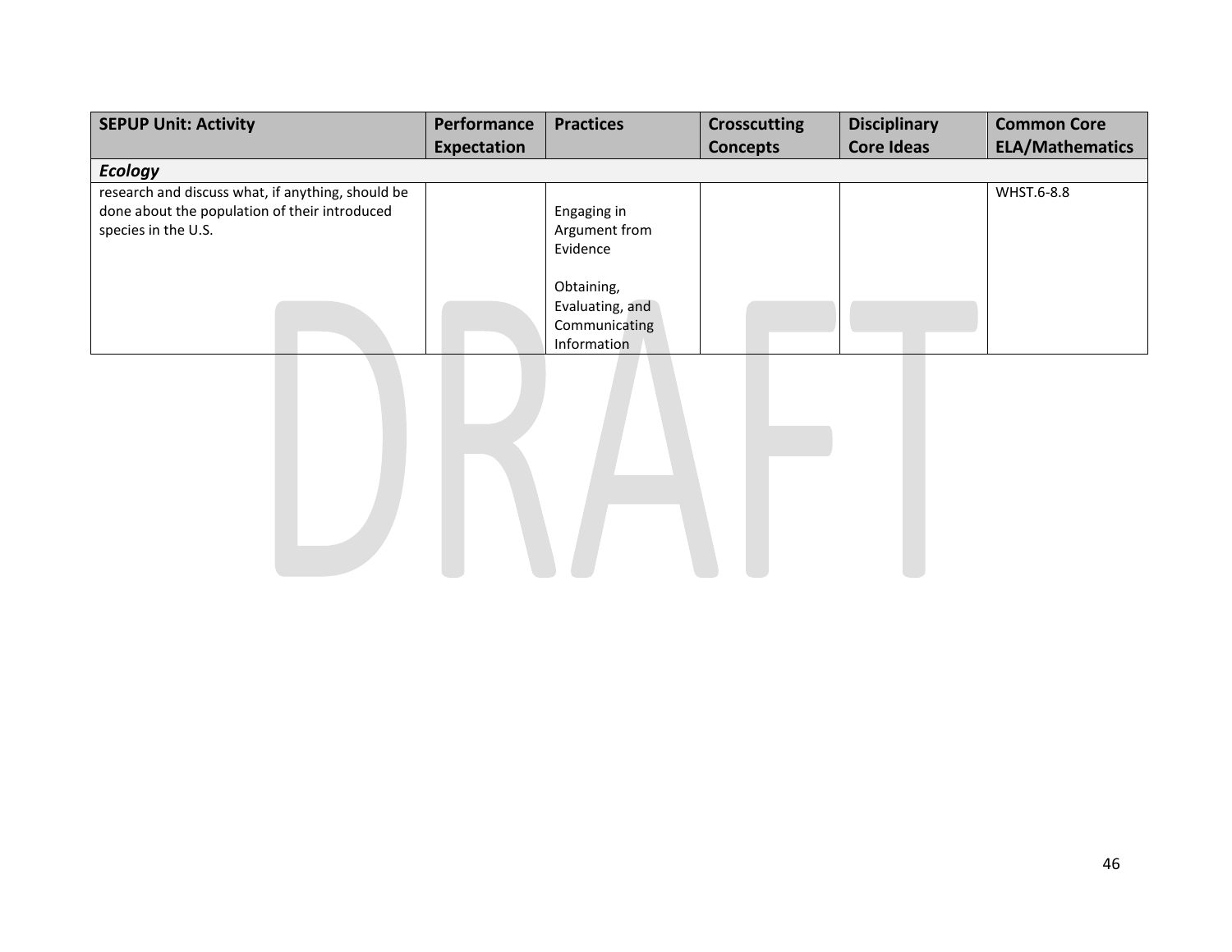| SEPUP Unit: Activity | Performance Expectation | Practices | Crosscutting Concepts | Disciplinary Core Ideas | Common Core ELA/Mathematics |
|---|---|---|---|---|---|
| ***Ecology*** | | | | | |
| research and discuss what, if anything, should be done about the population of their introduced species in the U.S. | | Engaging in Argument from Evidence<br><br>Obtaining, Evaluating, and Communicating Information | | | WHST.6-8.8 |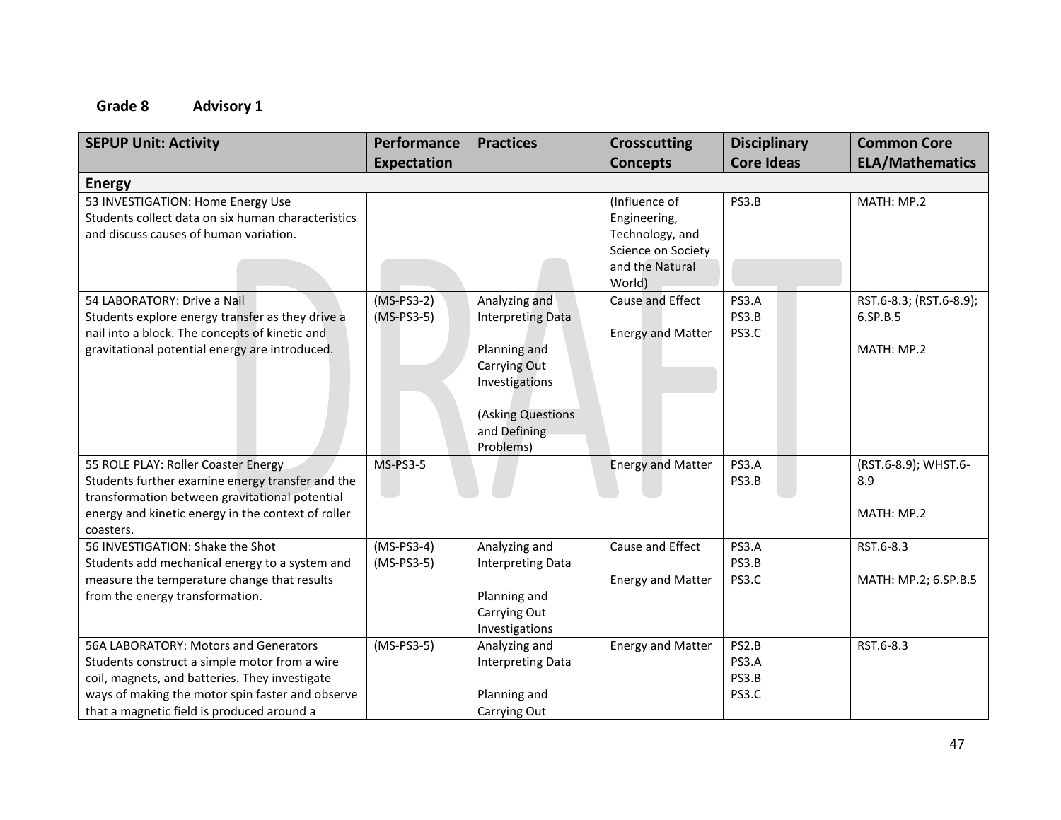**Grade 8 Advisory 1**

| SEPUP Unit: Activity | Performance Expectation | Practices | Crosscutting Concepts | Disciplinary Core Ideas | Common Core ELA/Mathematics |
|---|---|---|---|---|---|
| **Energy** | | | | | |
| 53 INVESTIGATION: Home Energy Use<br>Students collect data on six human characteristics and discuss causes of human variation. | | | (Influence of Engineering, Technology, and Science on Society and the Natural World) | PS3.B | MATH: MP.2 |
| 54 LABORATORY: Drive a Nail<br>Students explore energy transfer as they drive a nail into a block. The concepts of kinetic and gravitational potential energy are introduced. | (MS-PS3-2)<br>(MS-PS3-5) | Analyzing and Interpreting Data<br><br>Planning and Carrying Out Investigations<br><br>(Asking Questions and Defining Problems) | Cause and Effect<br><br>Energy and Matter | PS3.A<br>PS3.B<br>PS3.C | RST.6-8.3; (RST.6-8.9); 6.SP.B.5<br><br>MATH: MP.2 |
| 55 ROLE PLAY: Roller Coaster Energy<br>Students further examine energy transfer and the transformation between gravitational potential energy and kinetic energy in the context of roller coasters. | MS-PS3-5 | | Energy and Matter | PS3.A<br>PS3.B | (RST.6-8.9); WHST.6-8.9<br><br>MATH: MP.2 |
| 56 INVESTIGATION: Shake the Shot<br>Students add mechanical energy to a system and measure the temperature change that results from the energy transformation. | (MS-PS3-4)<br>(MS-PS3-5) | Analyzing and Interpreting Data<br><br>Planning and Carrying Out Investigations | Cause and Effect<br><br>Energy and Matter | PS3.A<br>PS3.B<br>PS3.C | RST.6-8.3<br><br>MATH: MP.2; 6.SP.B.5 |
| 56A LABORATORY: Motors and Generators<br>Students construct a simple motor from a wire coil, magnets, and batteries. They investigate ways of making the motor spin faster and observe that a magnetic field is produced around a | (MS-PS3-5) | Analyzing and Interpreting Data<br><br>Planning and Carrying Out | Energy and Matter | PS2.B<br>PS3.A<br>PS3.B<br>PS3.C | RST.6-8.3 |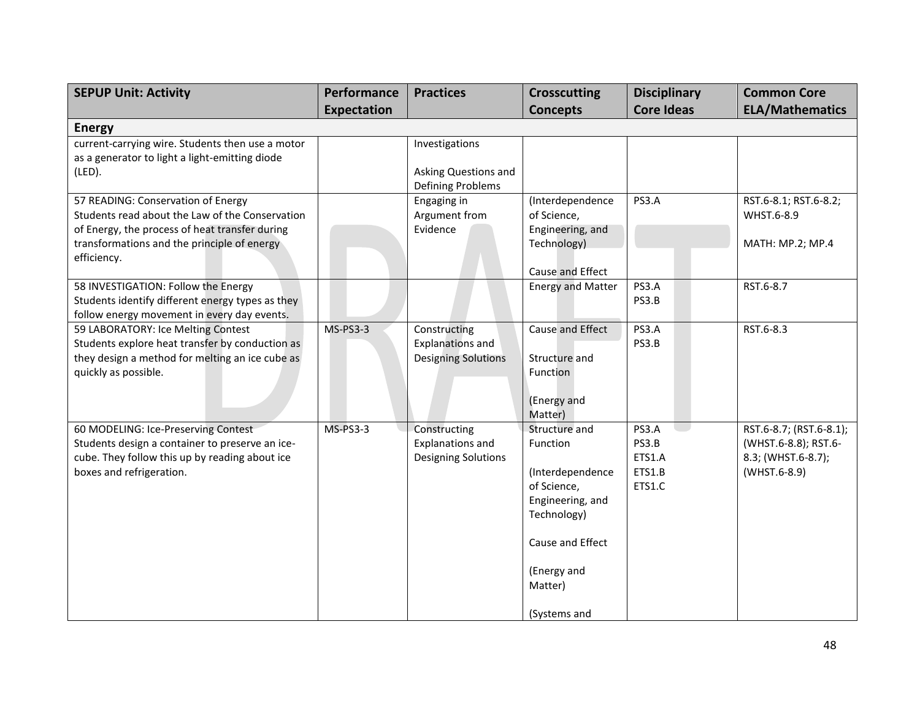| SEPUP Unit: Activity | Performance Expectation | Practices | Crosscutting Concepts | Disciplinary Core Ideas | Common Core ELA/Mathematics |
|---|---|---|---|---|---|
| **Energy** | | | | | |
| current-carrying wire. Students then use a motor as a generator to light a light-emitting diode (LED). | | Investigations<br><br>Asking Questions and Defining Problems | | | |
| 57 READING: Conservation of Energy<br>Students read about the Law of the Conservation of Energy, the process of heat transfer during transformations and the principle of energy efficiency. | | Engaging in Argument from Evidence | (Interdependence of Science, Engineering, and Technology)<br><br>Cause and Effect | PS3.A | RST.6-8.1; RST.6-8.2; WHST.6-8.9<br><br>MATH: MP.2; MP.4 |
| 58 INVESTIGATION: Follow the Energy<br>Students identify different energy types as they follow energy movement in every day events. | | | Energy and Matter | PS3.A<br>PS3.B | RST.6-8.7 |
| 59 LABORATORY: Ice Melting Contest<br>Students explore heat transfer by conduction as they design a method for melting an ice cube as quickly as possible. | MS-PS3-3 | Constructing Explanations and Designing Solutions | Cause and Effect<br><br>Structure and Function<br><br>(Energy and Matter) | PS3.A<br>PS3.B | RST.6-8.3 |
| 60 MODELING: Ice-Preserving Contest<br>Students design a container to preserve an ice-cube. They follow this up by reading about ice boxes and refrigeration. | MS-PS3-3 | Constructing Explanations and Designing Solutions | Structure and Function<br><br>(Interdependence of Science, Engineering, and Technology)<br><br>Cause and Effect<br><br>(Energy and Matter)<br><br>(Systems and | PS3.A<br>PS3.B<br>ETS1.A<br>ETS1.B<br>ETS1.C | RST.6-8.7; (RST.6-8.1); (WHST.6-8.8); RST.6-8.3; (WHST.6-8.7); (WHST.6-8.9) |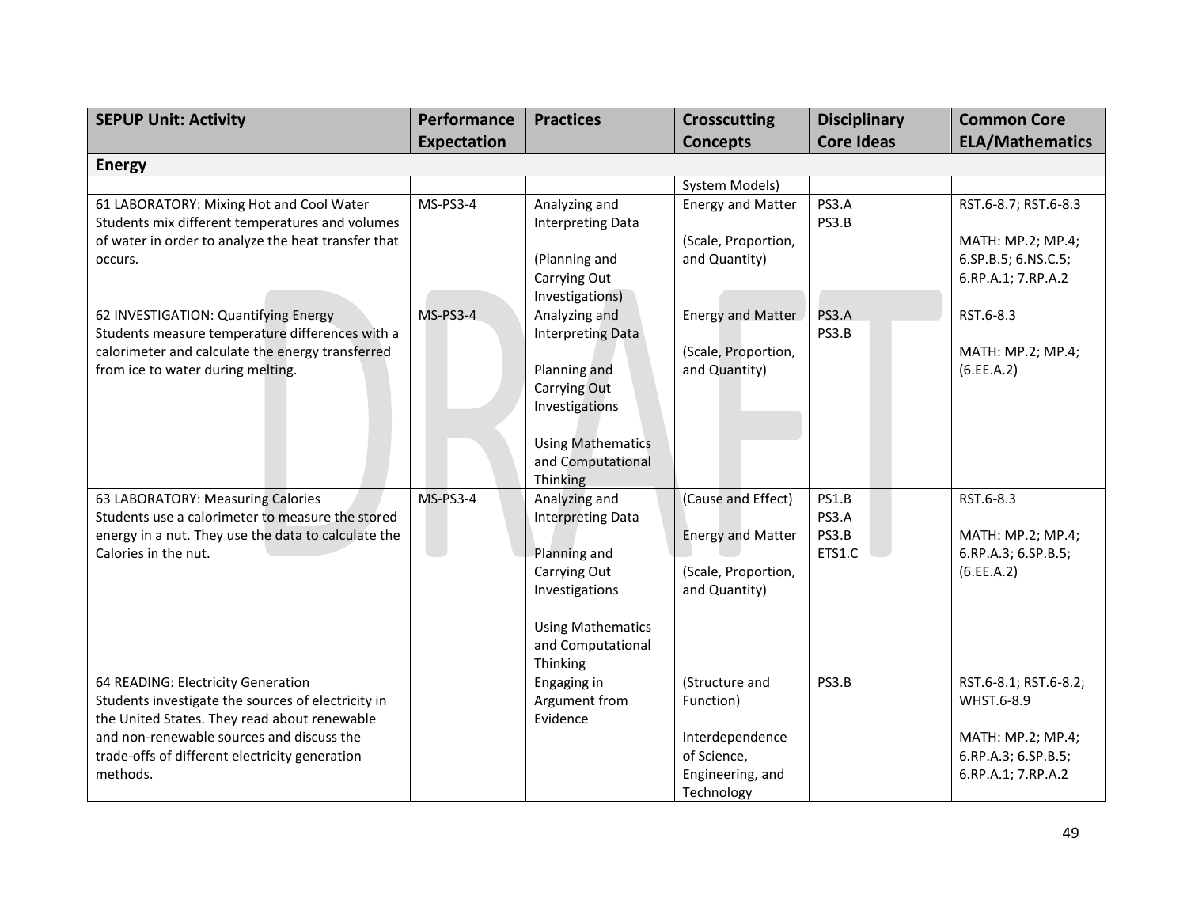| SEPUP Unit: Activity | Performance Expectation | Practices | Crosscutting Concepts | Disciplinary Core Ideas | Common Core ELA/Mathematics |
|---|---|---|---|---|---|
| **Energy** | | | | | |
| | | | System Models) | | |
| 61 LABORATORY: Mixing Hot and Cool Water<br>Students mix different temperatures and volumes of water in order to analyze the heat transfer that occurs. | MS-PS3-4 | Analyzing and Interpreting Data<br><br>(Planning and Carrying Out Investigations) | Energy and Matter<br><br>(Scale, Proportion, and Quantity) | PS3.A<br>PS3.B | RST.6-8.7; RST.6-8.3<br><br>MATH: MP.2; MP.4; 6.SP.B.5; 6.NS.C.5; 6.RP.A.1; 7.RP.A.2 |
| 62 INVESTIGATION: Quantifying Energy<br>Students measure temperature differences with a calorimeter and calculate the energy transferred from ice to water during melting. | MS-PS3-4 | Analyzing and Interpreting Data<br><br>Planning and Carrying Out Investigations<br><br>Using Mathematics and Computational Thinking | Energy and Matter<br><br>(Scale, Proportion, and Quantity) | PS3.A<br>PS3.B | RST.6-8.3<br><br>MATH: MP.2; MP.4; (6.EE.A.2) |
| 63 LABORATORY: Measuring Calories<br>Students use a calorimeter to measure the stored energy in a nut. They use the data to calculate the Calories in the nut. | MS-PS3-4 | Analyzing and Interpreting Data<br><br>Planning and Carrying Out Investigations<br><br>Using Mathematics and Computational Thinking | (Cause and Effect)<br><br>Energy and Matter<br><br>(Scale, Proportion, and Quantity) | PS1.B<br>PS3.A<br>PS3.B<br>ETS1.C | RST.6-8.3<br><br>MATH: MP.2; MP.4; 6.RP.A.3; 6.SP.B.5; (6.EE.A.2) |
| 64 READING: Electricity Generation<br>Students investigate the sources of electricity in the United States. They read about renewable and non-renewable sources and discuss the trade-offs of different electricity generation methods. | | Engaging in Argument from Evidence | (Structure and Function)<br><br>Interdependence of Science, Engineering, and Technology | PS3.B | RST.6-8.1; RST.6-8.2; WHST.6-8.9<br><br>MATH: MP.2; MP.4; 6.RP.A.3; 6.SP.B.5; 6.RP.A.1; 7.RP.A.2 |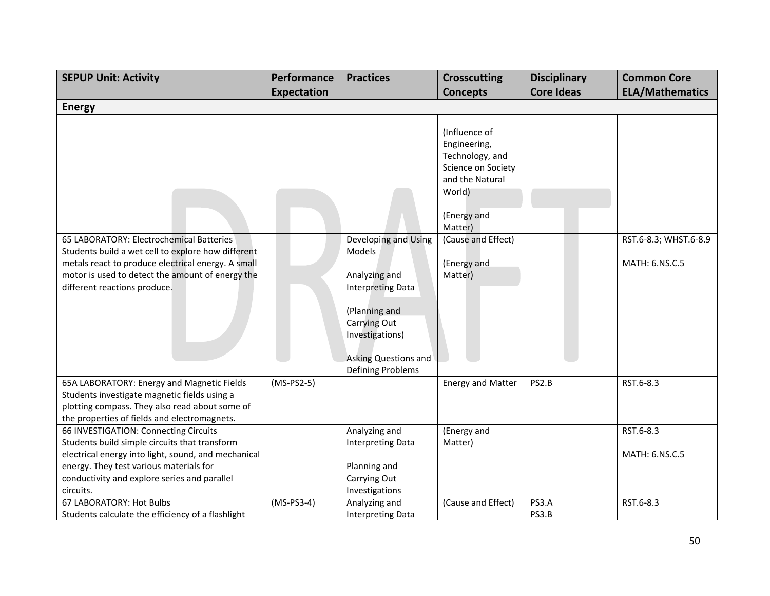| SEPUP Unit: Activity | Performance Expectation | Practices | Crosscutting Concepts | Disciplinary Core Ideas | Common Core ELA/Mathematics |
|---|---|---|---|---|---|
| **Energy** | | | | | |
| | | | (Influence of Engineering, Technology, and Science on Society and the Natural World)<br><br>(Energy and Matter) | | |
| 65 LABORATORY: Electrochemical Batteries<br>Students build a wet cell to explore how different metals react to produce electrical energy. A small motor is used to detect the amount of energy the different reactions produce. | | Developing and Using Models<br><br>Analyzing and Interpreting Data<br><br>(Planning and Carrying Out Investigations)<br><br>Asking Questions and Defining Problems | (Cause and Effect)<br><br>(Energy and Matter) | | RST.6-8.3; WHST.6-8.9<br><br>MATH: 6.NS.C.5 |
| 65A LABORATORY: Energy and Magnetic Fields<br>Students investigate magnetic fields using a plotting compass. They also read about some of the properties of fields and electromagnets. | (MS-PS2-5) | | Energy and Matter | PS2.B | RST.6-8.3 |
| 66 INVESTIGATION: Connecting Circuits<br>Students build simple circuits that transform electrical energy into light, sound, and mechanical energy. They test various materials for conductivity and explore series and parallel circuits. | | Analyzing and Interpreting Data<br><br>Planning and Carrying Out Investigations | (Energy and Matter) | | RST.6-8.3<br><br>MATH: 6.NS.C.5 |
| 67 LABORATORY: Hot Bulbs<br>Students calculate the efficiency of a flashlight | (MS-PS3-4) | Analyzing and Interpreting Data | (Cause and Effect) | PS3.A<br>PS3.B | RST.6-8.3 |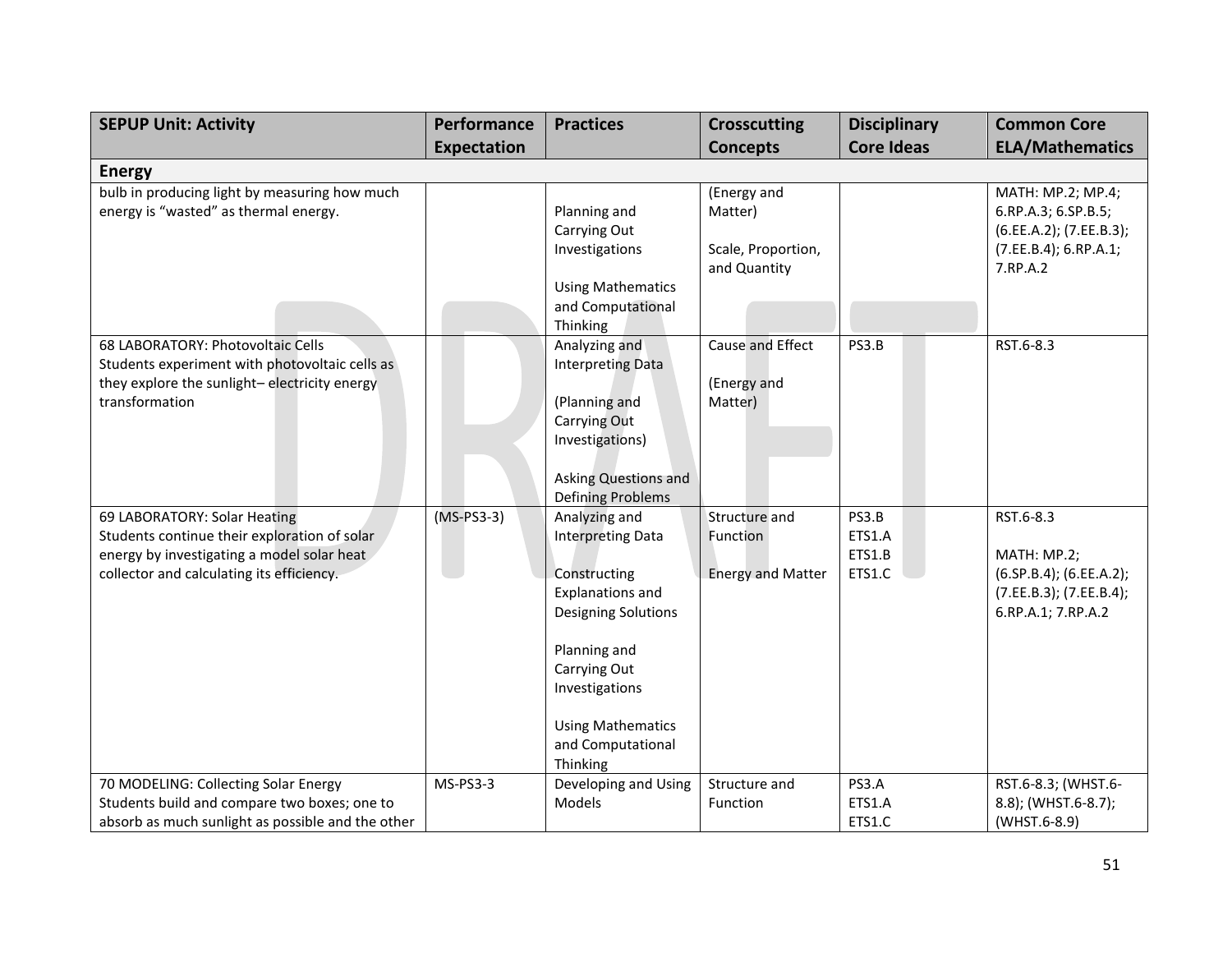| SEPUP Unit: Activity | Performance Expectation | Practices | Crosscutting Concepts | Disciplinary Core Ideas | Common Core ELA/Mathematics |
|---|---|---|---|---|---|
| **Energy** | | | | | |
| bulb in producing light by measuring how much energy is "wasted" as thermal energy. | | Planning and Carrying Out Investigations<br><br>Using Mathematics and Computational Thinking | (Energy and Matter)<br><br>Scale, Proportion, and Quantity | | MATH: MP.2; MP.4; 6.RP.A.3; 6.SP.B.5; (6.EE.A.2); (7.EE.B.3); (7.EE.B.4); 6.RP.A.1; 7.RP.A.2 |
| 68 LABORATORY: Photovoltaic Cells<br>Students experiment with photovoltaic cells as they explore the sunlight– electricity energy transformation | | Analyzing and Interpreting Data<br><br>(Planning and Carrying Out Investigations)<br><br>Asking Questions and Defining Problems | Cause and Effect<br><br>(Energy and Matter) | PS3.B | RST.6-8.3 |
| 69 LABORATORY: Solar Heating<br>Students continue their exploration of solar energy by investigating a model solar heat collector and calculating its efficiency. | (MS-PS3-3) | Analyzing and Interpreting Data<br><br>Constructing Explanations and Designing Solutions<br><br>Planning and Carrying Out Investigations<br><br>Using Mathematics and Computational Thinking | Structure and Function<br><br>Energy and Matter | PS3.B<br>ETS1.A<br>ETS1.B<br>ETS1.C | RST.6-8.3<br><br>MATH: MP.2; (6.SP.B.4); (6.EE.A.2); (7.EE.B.3); (7.EE.B.4); 6.RP.A.1; 7.RP.A.2 |
| 70 MODELING: Collecting Solar Energy<br>Students build and compare two boxes; one to absorb as much sunlight as possible and the other | MS-PS3-3 | Developing and Using Models | Structure and Function | PS3.A<br>ETS1.A<br>ETS1.C | RST.6-8.3; (WHST.6-8.8); (WHST.6-8.7); (WHST.6-8.9) |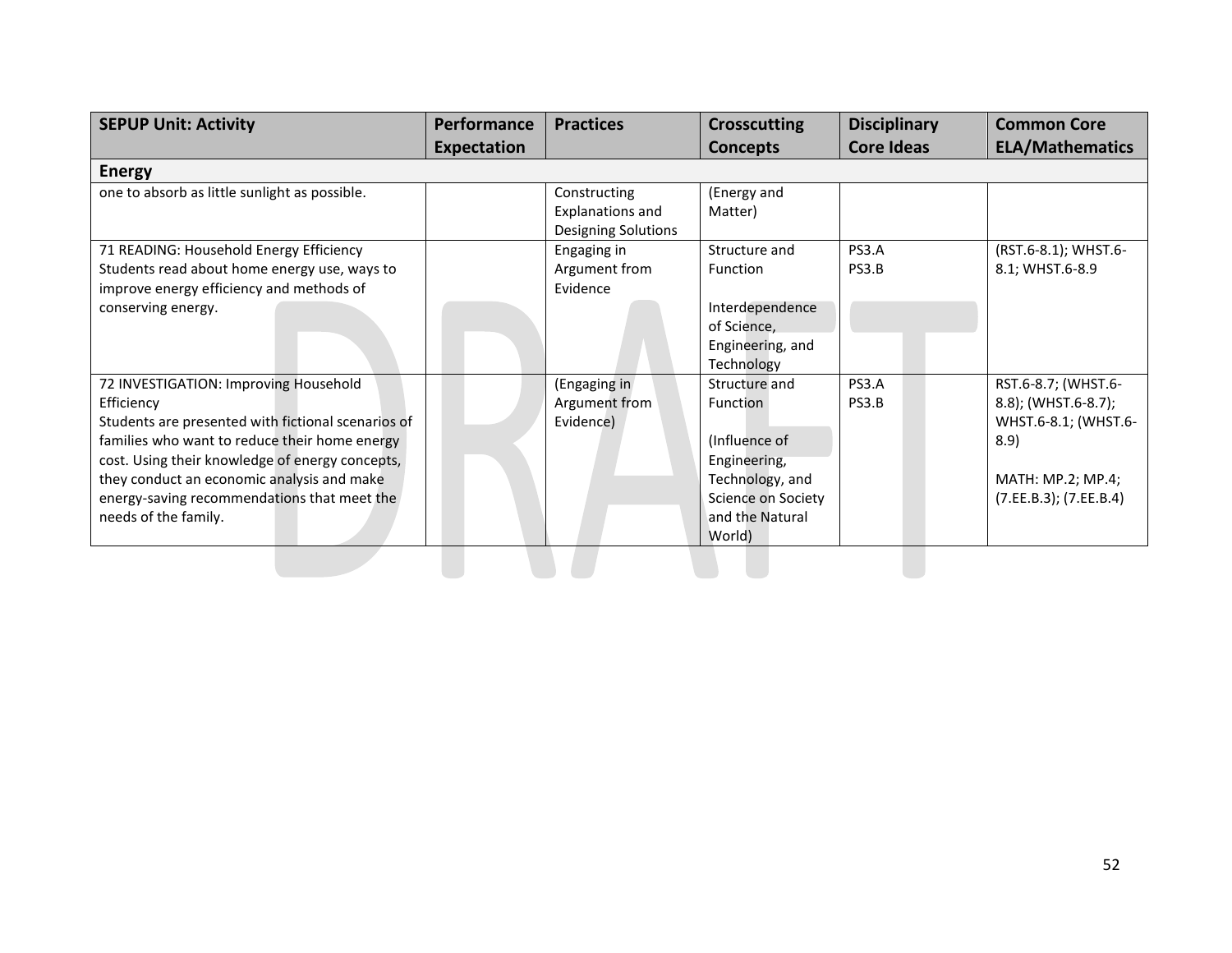| SEPUP Unit: Activity | Performance Expectation | Practices | Crosscutting Concepts | Disciplinary Core Ideas | Common Core ELA/Mathematics |
|---|---|---|---|---|---|
| **Energy** | | | | | |
| one to absorb as little sunlight as possible. | | Constructing Explanations and Designing Solutions | (Energy and Matter) | | |
| 71 READING: Household Energy Efficiency<br>Students read about home energy use, ways to improve energy efficiency and methods of conserving energy. | | Engaging in Argument from Evidence | Structure and Function<br><br>Interdependence of Science, Engineering, and Technology | PS3.A<br>PS3.B | (RST.6-8.1); WHST.6-8.1; WHST.6-8.9 |
| 72 INVESTIGATION: Improving Household Efficiency<br>Students are presented with fictional scenarios of families who want to reduce their home energy cost. Using their knowledge of energy concepts, they conduct an economic analysis and make energy-saving recommendations that meet the needs of the family. | | (Engaging in Argument from Evidence) | Structure and Function<br><br>(Influence of Engineering, Technology, and Science on Society and the Natural World) | PS3.A<br>PS3.B | RST.6-8.7; (WHST.6-8.8); (WHST.6-8.7); WHST.6-8.1; (WHST.6-8.9)<br><br>MATH: MP.2; MP.4; (7.EE.B.3); (7.EE.B.4) |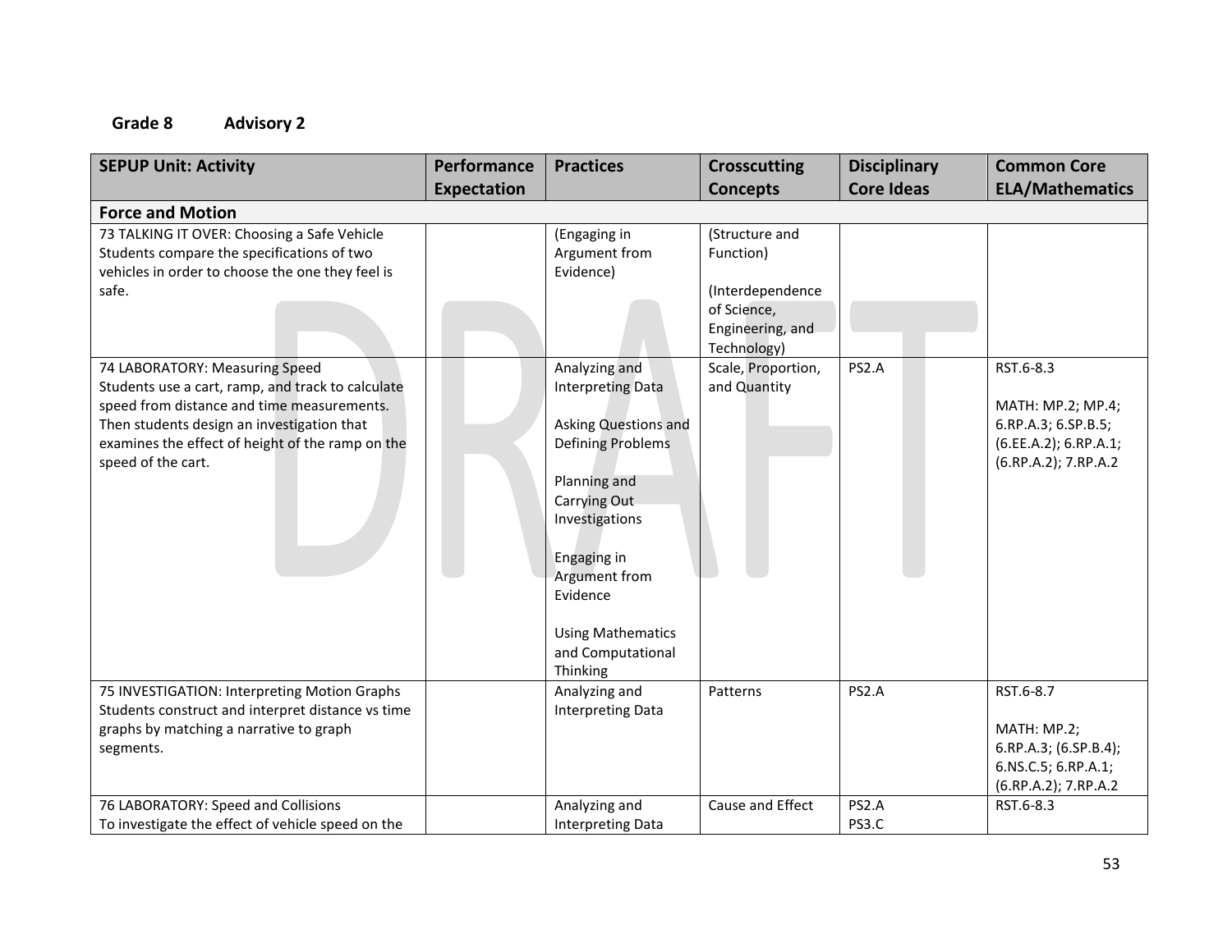**Grade 8 Advisory 2**

| SEPUP Unit: Activity | Performance Expectation | Practices | Crosscutting Concepts | Disciplinary Core Ideas | Common Core ELA/Mathematics |
|---|---|---|---|---|---|
| **Force and Motion** | | | | | |
| 73 TALKING IT OVER: Choosing a Safe Vehicle<br>Students compare the specifications of two vehicles in order to choose the one they feel is safe. | | (Engaging in Argument from Evidence) | (Structure and Function)<br><br>(Interdependence of Science, Engineering, and Technology) | | |
| 74 LABORATORY: Measuring Speed<br>Students use a cart, ramp, and track to calculate speed from distance and time measurements. Then students design an investigation that examines the effect of height of the ramp on the speed of the cart. | | Analyzing and Interpreting Data<br><br>Asking Questions and Defining Problems<br><br>Planning and Carrying Out Investigations<br><br>Engaging in Argument from Evidence<br><br>Using Mathematics and Computational Thinking | Scale, Proportion, and Quantity | PS2.A | RST.6-8.3<br><br>MATH: MP.2; MP.4; 6.RP.A.3; 6.SP.B.5; (6.EE.A.2); 6.RP.A.1; (6.RP.A.2); 7.RP.A.2 |
| 75 INVESTIGATION: Interpreting Motion Graphs<br>Students construct and interpret distance vs time graphs by matching a narrative to graph segments. | | Analyzing and Interpreting Data | Patterns | PS2.A | RST.6-8.7<br><br>MATH: MP.2; 6.RP.A.3; (6.SP.B.4); 6.NS.C.5; 6.RP.A.1; (6.RP.A.2); 7.RP.A.2 |
| 76 LABORATORY: Speed and Collisions<br>To investigate the effect of vehicle speed on the | | Analyzing and Interpreting Data | Cause and Effect | PS2.A<br>PS3.C | RST.6-8.3 |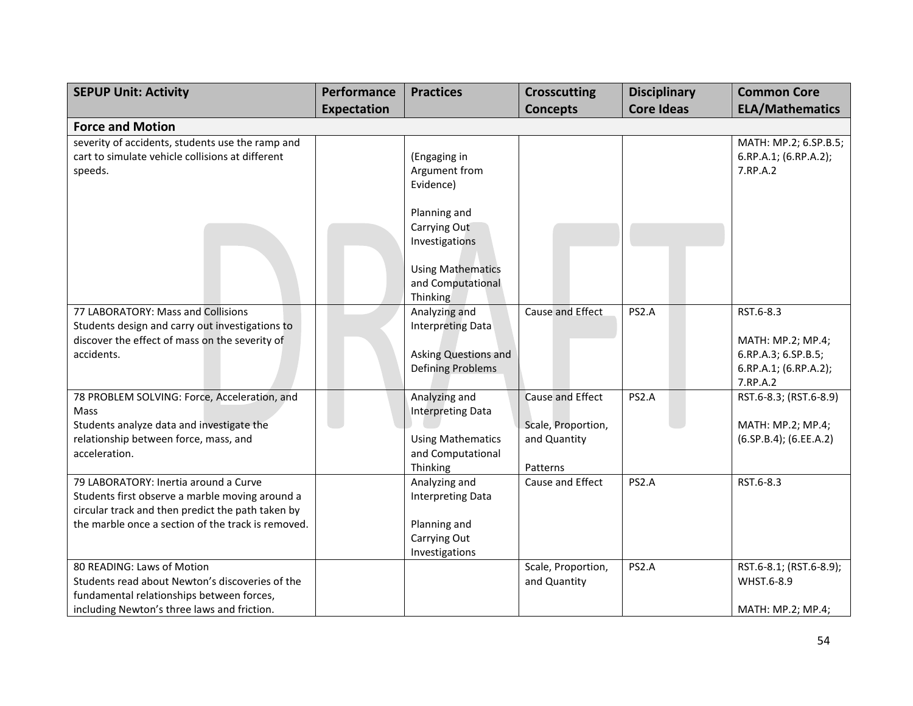| SEPUP Unit: Activity | Performance Expectation | Practices | Crosscutting Concepts | Disciplinary Core Ideas | Common Core ELA/Mathematics |
|---|---|---|---|---|---|
| **Force and Motion** | | | | | |
| severity of accidents, students use the ramp and cart to simulate vehicle collisions at different speeds. | | (Engaging in Argument from Evidence)<br><br>Planning and Carrying Out Investigations<br><br>Using Mathematics and Computational Thinking | | | MATH: MP.2; 6.SP.B.5; 6.RP.A.1; (6.RP.A.2); 7.RP.A.2 |
| 77 LABORATORY: Mass and Collisions<br>Students design and carry out investigations to discover the effect of mass on the severity of accidents. | | Analyzing and Interpreting Data<br><br>Asking Questions and Defining Problems | Cause and Effect | PS2.A | RST.6-8.3<br><br>MATH: MP.2; MP.4; 6.RP.A.3; 6.SP.B.5; 6.RP.A.1; (6.RP.A.2); 7.RP.A.2 |
| 78 PROBLEM SOLVING: Force, Acceleration, and Mass<br>Students analyze data and investigate the relationship between force, mass, and acceleration. | | Analyzing and Interpreting Data<br><br>Using Mathematics and Computational Thinking | Cause and Effect<br><br>Scale, Proportion, and Quantity<br><br>Patterns | PS2.A | RST.6-8.3; (RST.6-8.9)<br><br>MATH: MP.2; MP.4; (6.SP.B.4); (6.EE.A.2) |
| 79 LABORATORY: Inertia around a Curve<br>Students first observe a marble moving around a circular track and then predict the path taken by the marble once a section of the track is removed. | | Analyzing and Interpreting Data<br><br>Planning and Carrying Out Investigations | Cause and Effect | PS2.A | RST.6-8.3 |
| 80 READING: Laws of Motion<br>Students read about Newton's discoveries of the fundamental relationships between forces, including Newton's three laws and friction. | | | Scale, Proportion, and Quantity | PS2.A | RST.6-8.1; (RST.6-8.9); WHST.6-8.9<br><br>MATH: MP.2; MP.4; |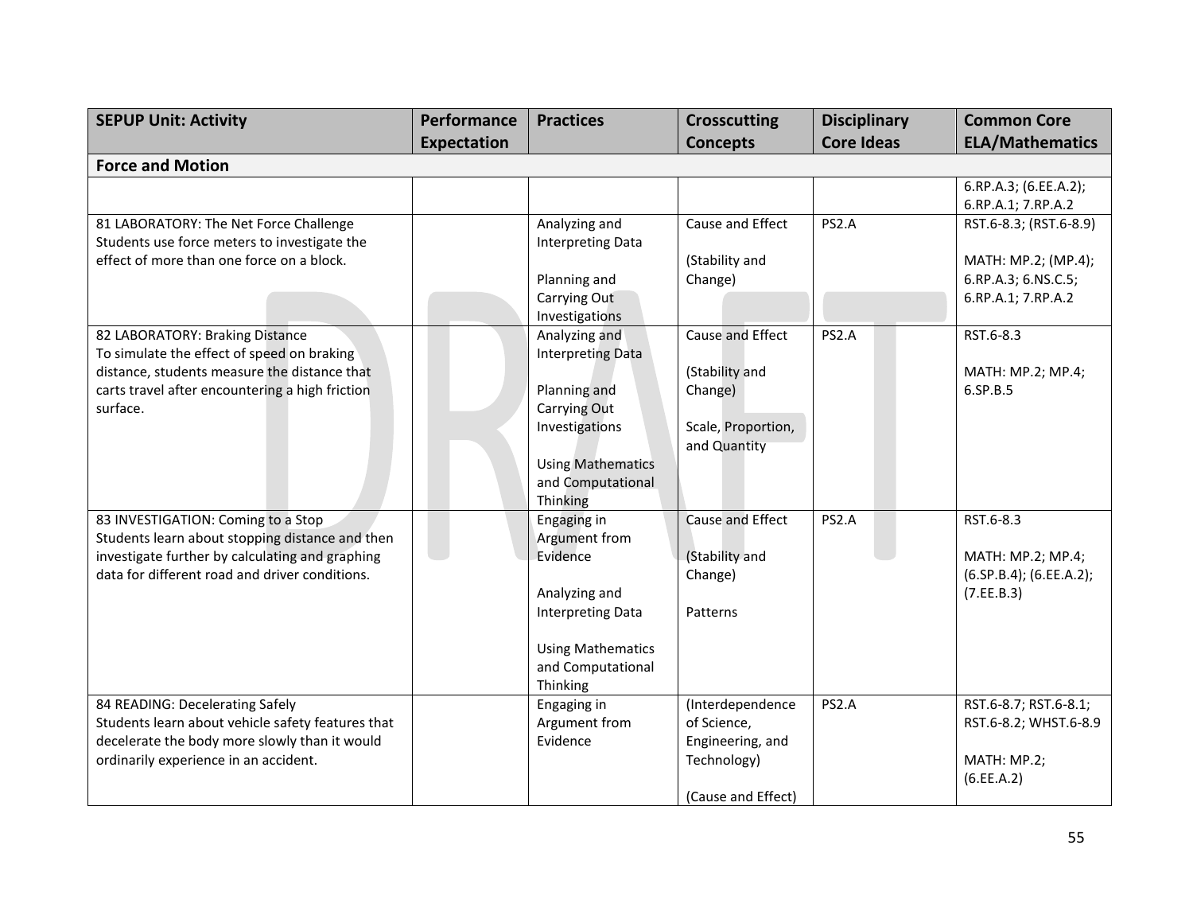| SEPUP Unit: Activity | Performance Expectation | Practices | Crosscutting Concepts | Disciplinary Core Ideas | Common Core ELA/Mathematics |
|---|---|---|---|---|---|
| **Force and Motion** | | | | | |
| | | | | | 6.RP.A.3; (6.EE.A.2); 6.RP.A.1; 7.RP.A.2 |
| 81 LABORATORY: The Net Force Challenge<br>Students use force meters to investigate the effect of more than one force on a block. | | Analyzing and Interpreting Data<br><br>Planning and Carrying Out Investigations | Cause and Effect<br><br>(Stability and Change) | PS2.A | RST.6-8.3; (RST.6-8.9)<br><br>MATH: MP.2; (MP.4); 6.RP.A.3; 6.NS.C.5; 6.RP.A.1; 7.RP.A.2 |
| 82 LABORATORY: Braking Distance<br>To simulate the effect of speed on braking distance, students measure the distance that carts travel after encountering a high friction surface. | | Analyzing and Interpreting Data<br><br>Planning and Carrying Out Investigations<br><br>Using Mathematics and Computational Thinking | Cause and Effect<br><br>(Stability and Change)<br><br>Scale, Proportion, and Quantity | PS2.A | RST.6-8.3<br><br>MATH: MP.2; MP.4; 6.SP.B.5 |
| 83 INVESTIGATION: Coming to a Stop<br>Students learn about stopping distance and then investigate further by calculating and graphing data for different road and driver conditions. | | Engaging in Argument from Evidence<br><br>Analyzing and Interpreting Data<br><br>Using Mathematics and Computational Thinking | Cause and Effect<br><br>(Stability and Change)<br><br>Patterns | PS2.A | RST.6-8.3<br><br>MATH: MP.2; MP.4; (6.SP.B.4); (6.EE.A.2); (7.EE.B.3) |
| 84 READING: Decelerating Safely<br>Students learn about vehicle safety features that decelerate the body more slowly than it would ordinarily experience in an accident. | | Engaging in Argument from Evidence | (Interdependence of Science, Engineering, and Technology)<br><br>(Cause and Effect) | PS2.A | RST.6-8.7; RST.6-8.1; RST.6-8.2; WHST.6-8.9<br><br>MATH: MP.2; (6.EE.A.2) |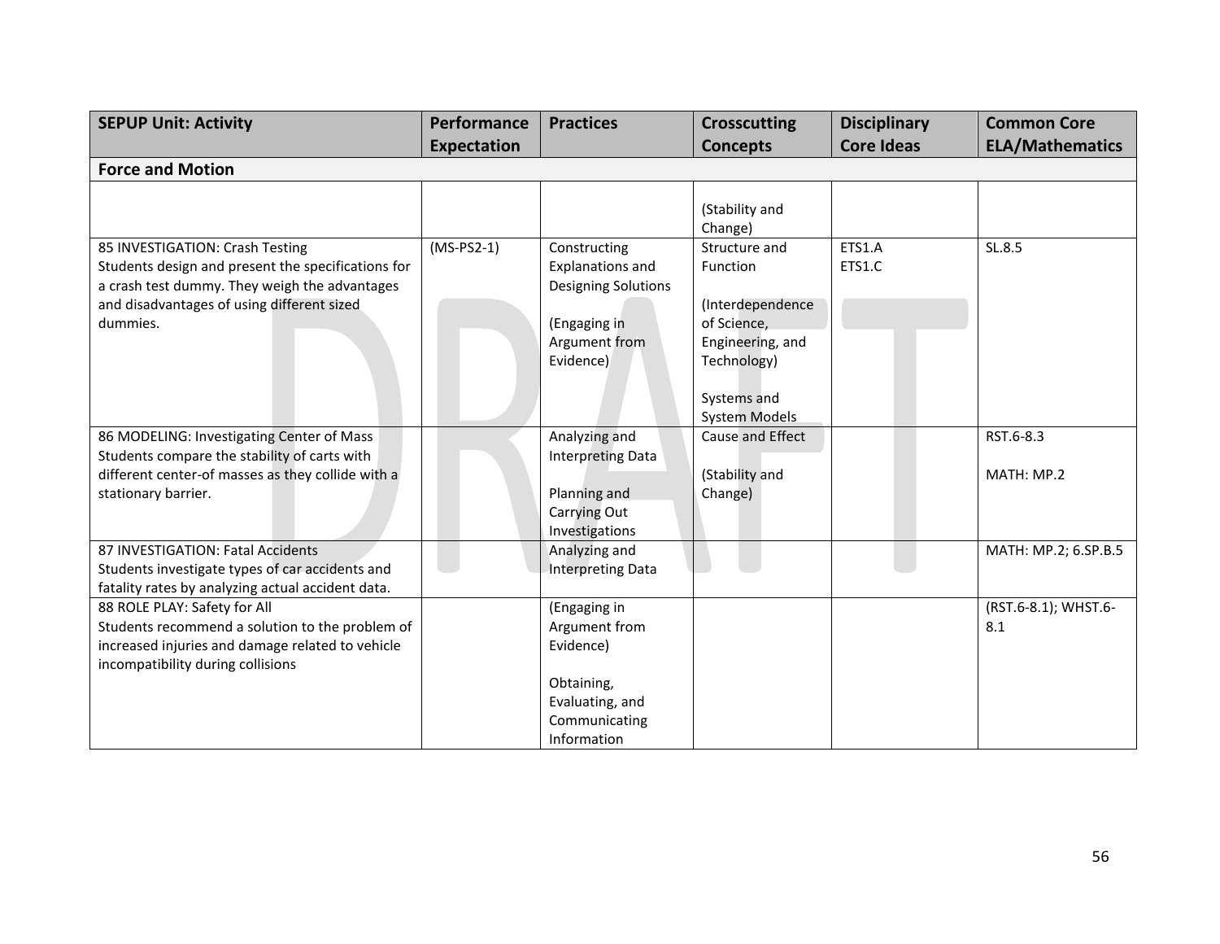| SEPUP Unit: Activity | Performance Expectation | Practices | Crosscutting Concepts | Disciplinary Core Ideas | Common Core ELA/Mathematics |
|---|---|---|---|---|---|
| **Force and Motion** | | | | | |
| | | | (Stability and Change) | | |
| 85 INVESTIGATION: Crash Testing<br>Students design and present the specifications for a crash test dummy. They weigh the advantages and disadvantages of using different sized dummies. | (MS-PS2-1) | Constructing Explanations and Designing Solutions<br><br>(Engaging in Argument from Evidence) | Structure and Function<br><br>(Interdependence of Science, Engineering, and Technology)<br><br>Systems and System Models | ETS1.A<br>ETS1.C | SL.8.5 |
| 86 MODELING: Investigating Center of Mass<br>Students compare the stability of carts with different center-of masses as they collide with a stationary barrier. | | Analyzing and Interpreting Data<br><br>Planning and Carrying Out Investigations | Cause and Effect<br><br>(Stability and Change) | | RST.6-8.3<br><br>MATH: MP.2 |
| 87 INVESTIGATION: Fatal Accidents<br>Students investigate types of car accidents and fatality rates by analyzing actual accident data. | | Analyzing and Interpreting Data | | | MATH: MP.2; 6.SP.B.5 |
| 88 ROLE PLAY: Safety for All<br>Students recommend a solution to the problem of increased injuries and damage related to vehicle incompatibility during collisions | | (Engaging in Argument from Evidence)<br><br>Obtaining, Evaluating, and Communicating Information | | | (RST.6-8.1); WHST.6-8.1 |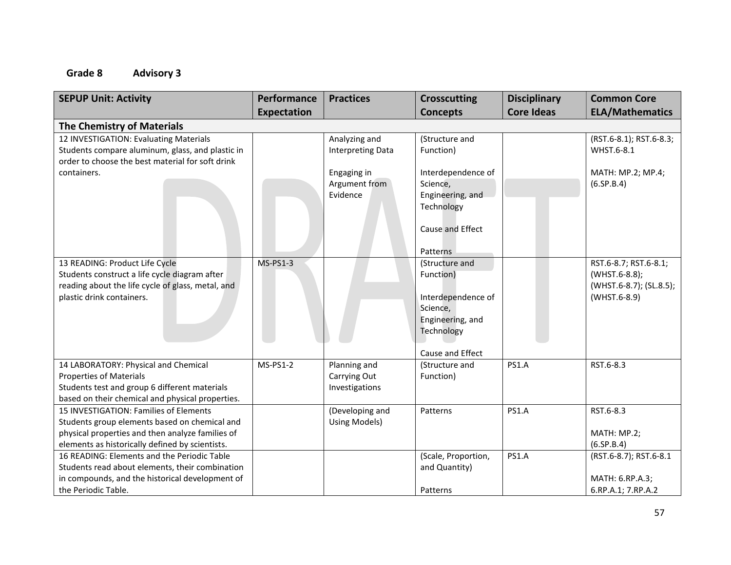**Grade 8 Advisory 3**

| SEPUP Unit: Activity | Performance Expectation | Practices | Crosscutting Concepts | Disciplinary Core Ideas | Common Core ELA/Mathematics |
|---|---|---|---|---|---|
| **The Chemistry of Materials** | | | | | |
| 12 INVESTIGATION: Evaluating Materials<br>Students compare aluminum, glass, and plastic in order to choose the best material for soft drink containers. | | Analyzing and Interpreting Data<br><br>Engaging in Argument from Evidence | (Structure and Function)<br><br>Interdependence of Science, Engineering, and Technology<br><br>Cause and Effect<br><br>Patterns | | (RST.6-8.1); RST.6-8.3; WHST.6-8.1<br><br>MATH: MP.2; MP.4; (6.SP.B.4) |
| 13 READING: Product Life Cycle<br>Students construct a life cycle diagram after reading about the life cycle of glass, metal, and plastic drink containers. | MS-PS1-3 | | (Structure and Function)<br><br>Interdependence of Science, Engineering, and Technology<br><br>Cause and Effect | | RST.6-8.7; RST.6-8.1; (WHST.6-8.8); (WHST.6-8.7); (SL.8.5); (WHST.6-8.9) |
| 14 LABORATORY: Physical and Chemical Properties of Materials<br>Students test and group 6 different materials based on their chemical and physical properties. | MS-PS1-2 | Planning and Carrying Out Investigations | (Structure and Function) | PS1.A | RST.6-8.3 |
| 15 INVESTIGATION: Families of Elements<br>Students group elements based on chemical and physical properties and then analyze families of elements as historically defined by scientists. | | (Developing and Using Models) | Patterns | PS1.A | RST.6-8.3<br><br>MATH: MP.2; (6.SP.B.4) |
| 16 READING: Elements and the Periodic Table<br>Students read about elements, their combination in compounds, and the historical development of the Periodic Table. | | | (Scale, Proportion, and Quantity)<br><br>Patterns | PS1.A | (RST.6-8.7); RST.6-8.1<br><br>MATH: 6.RP.A.3; 6.RP.A.1; 7.RP.A.2 |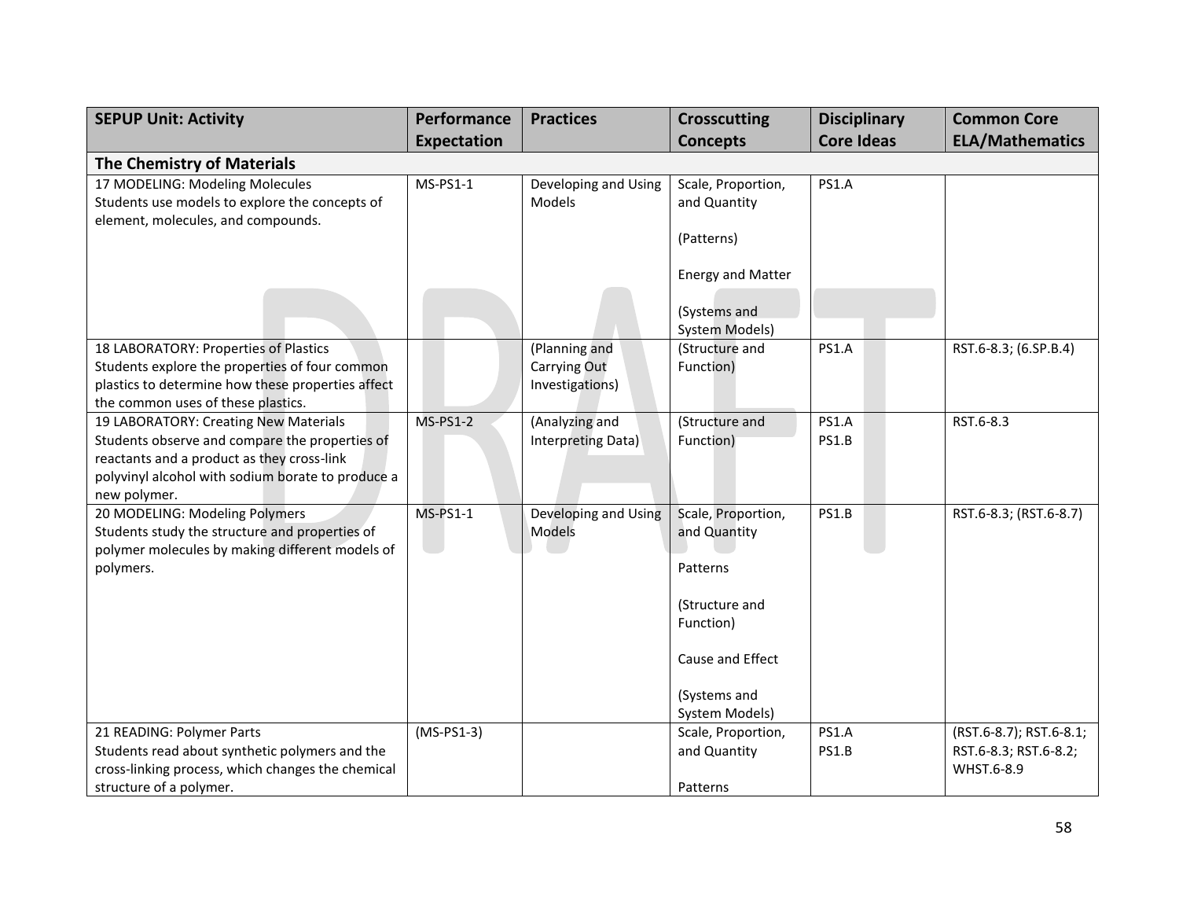| SEPUP Unit: Activity | Performance Expectation | Practices | Crosscutting Concepts | Disciplinary Core Ideas | Common Core ELA/Mathematics |
|---|---|---|---|---|---|
| **The Chemistry of Materials** | | | | | |
| 17 MODELING: Modeling Molecules<br>Students use models to explore the concepts of element, molecules, and compounds. | MS-PS1-1 | Developing and Using Models | Scale, Proportion, and Quantity<br><br>(Patterns)<br><br>Energy and Matter<br><br>(Systems and System Models) | PS1.A | |
| 18 LABORATORY: Properties of Plastics<br>Students explore the properties of four common plastics to determine how these properties affect the common uses of these plastics. | | (Planning and Carrying Out Investigations) | (Structure and Function) | PS1.A | RST.6-8.3; (6.SP.B.4) |
| 19 LABORATORY: Creating New Materials<br>Students observe and compare the properties of reactants and a product as they cross-link polyvinyl alcohol with sodium borate to produce a new polymer. | MS-PS1-2 | (Analyzing and Interpreting Data) | (Structure and Function) | PS1.A<br>PS1.B | RST.6-8.3 |
| 20 MODELING: Modeling Polymers<br>Students study the structure and properties of polymer molecules by making different models of polymers. | MS-PS1-1 | Developing and Using Models | Scale, Proportion, and Quantity<br><br>Patterns<br><br>(Structure and Function)<br><br>Cause and Effect<br><br>(Systems and System Models) | PS1.B | RST.6-8.3; (RST.6-8.7) |
| 21 READING: Polymer Parts<br>Students read about synthetic polymers and the cross-linking process, which changes the chemical structure of a polymer. | (MS-PS1-3) | | Scale, Proportion, and Quantity<br><br>Patterns | PS1.A<br>PS1.B | (RST.6-8.7); RST.6-8.1; RST.6-8.3; RST.6-8.2; WHST.6-8.9 |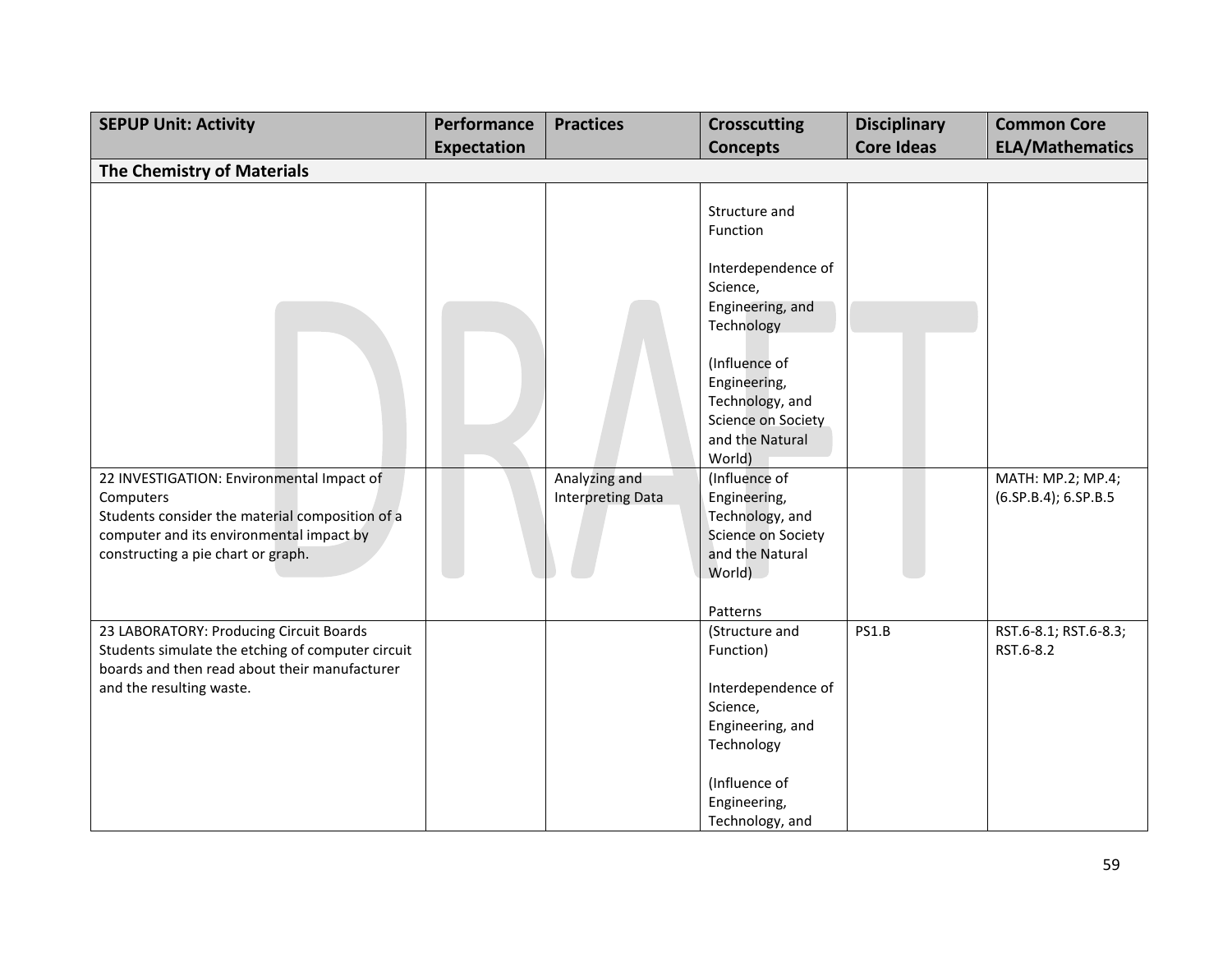| SEPUP Unit: Activity | Performance Expectation | Practices | Crosscutting Concepts | Disciplinary Core Ideas | Common Core ELA/Mathematics |
|---|---|---|---|---|---|
| **The Chemistry of Materials** | | | | | |
| | | | Structure and Function<br><br>Interdependence of Science, Engineering, and Technology<br><br>(Influence of Engineering, Technology, and Science on Society and the Natural World) | | |
| 22 INVESTIGATION: Environmental Impact of Computers<br>Students consider the material composition of a computer and its environmental impact by constructing a pie chart or graph. | | Analyzing and Interpreting Data | (Influence of Engineering, Technology, and Science on Society and the Natural World)<br><br>Patterns | | MATH: MP.2; MP.4; (6.SP.B.4); 6.SP.B.5 |
| 23 LABORATORY: Producing Circuit Boards<br>Students simulate the etching of computer circuit boards and then read about their manufacturer and the resulting waste. | | | (Structure and Function)<br><br>Interdependence of Science, Engineering, and Technology<br><br>(Influence of Engineering, Technology, and | PS1.B | RST.6-8.1; RST.6-8.3; RST.6-8.2 |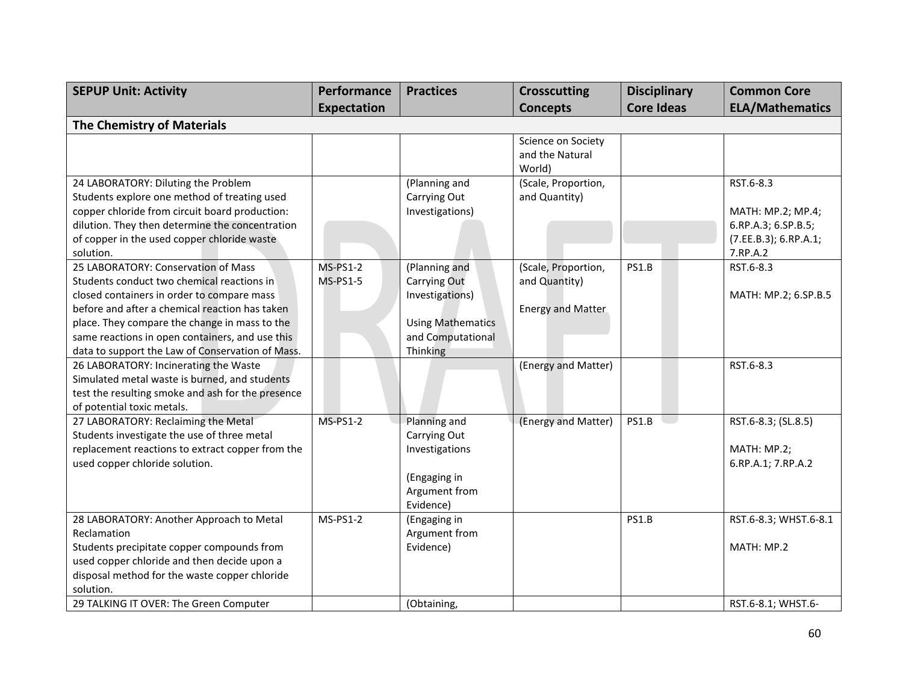| SEPUP Unit: Activity | Performance Expectation | Practices | Crosscutting Concepts | Disciplinary Core Ideas | Common Core ELA/Mathematics |
|---|---|---|---|---|---|
| **The Chemistry of Materials** | | | | | |
| | | | Science on Society and the Natural World) | | |
| 24 LABORATORY: Diluting the Problem<br>Students explore one method of treating used copper chloride from circuit board production: dilution. They then determine the concentration of copper in the used copper chloride waste solution. | | (Planning and Carrying Out Investigations) | (Scale, Proportion, and Quantity) | | RST.6-8.3<br><br>MATH: MP.2; MP.4; 6.RP.A.3; 6.SP.B.5; (7.EE.B.3); 6.RP.A.1; 7.RP.A.2 |
| 25 LABORATORY: Conservation of Mass<br>Students conduct two chemical reactions in closed containers in order to compare mass before and after a chemical reaction has taken place. They compare the change in mass to the same reactions in open containers, and use this data to support the Law of Conservation of Mass. | MS-PS1-2<br>MS-PS1-5 | (Planning and Carrying Out Investigations)<br><br>Using Mathematics and Computational Thinking | (Scale, Proportion, and Quantity)<br><br>Energy and Matter | PS1.B | RST.6-8.3<br><br>MATH: MP.2; 6.SP.B.5 |
| 26 LABORATORY: Incinerating the Waste<br>Simulated metal waste is burned, and students test the resulting smoke and ash for the presence of potential toxic metals. | | | (Energy and Matter) | | RST.6-8.3 |
| 27 LABORATORY: Reclaiming the Metal<br>Students investigate the use of three metal replacement reactions to extract copper from the used copper chloride solution. | MS-PS1-2 | Planning and Carrying Out Investigations<br><br>(Engaging in Argument from Evidence) | (Energy and Matter) | PS1.B | RST.6-8.3; (SL.8.5)<br><br>MATH: MP.2; 6.RP.A.1; 7.RP.A.2 |
| 28 LABORATORY: Another Approach to Metal Reclamation<br>Students precipitate copper compounds from used copper chloride and then decide upon a disposal method for the waste copper chloride solution. | MS-PS1-2 | (Engaging in Argument from Evidence) | | PS1.B | RST.6-8.3; WHST.6-8.1<br><br>MATH: MP.2 |
| 29 TALKING IT OVER: The Green Computer | | (Obtaining, | | | RST.6-8.1; WHST.6- |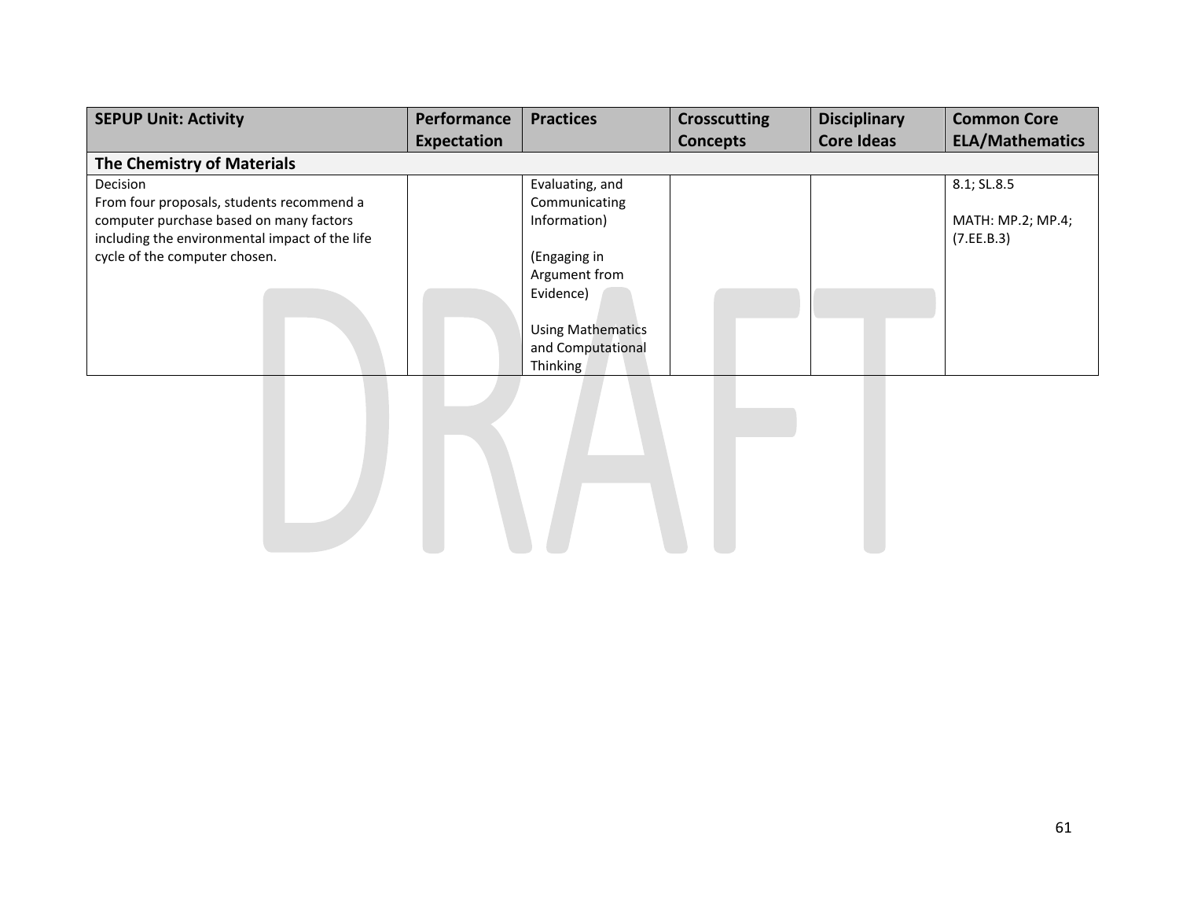| SEPUP Unit: Activity | Performance Expectation | Practices | Crosscutting Concepts | Disciplinary Core Ideas | Common Core ELA/Mathematics |
|---|---|---|---|---|---|
| **The Chemistry of Materials** | | | | | |
| Decision<br>From four proposals, students recommend a computer purchase based on many factors including the environmental impact of the life cycle of the computer chosen. | | Evaluating, and Communicating Information)<br><br>(Engaging in Argument from Evidence)<br><br>Using Mathematics and Computational Thinking | | | 8.1; SL.8.5<br><br>MATH: MP.2; MP.4; (7.EE.B.3) |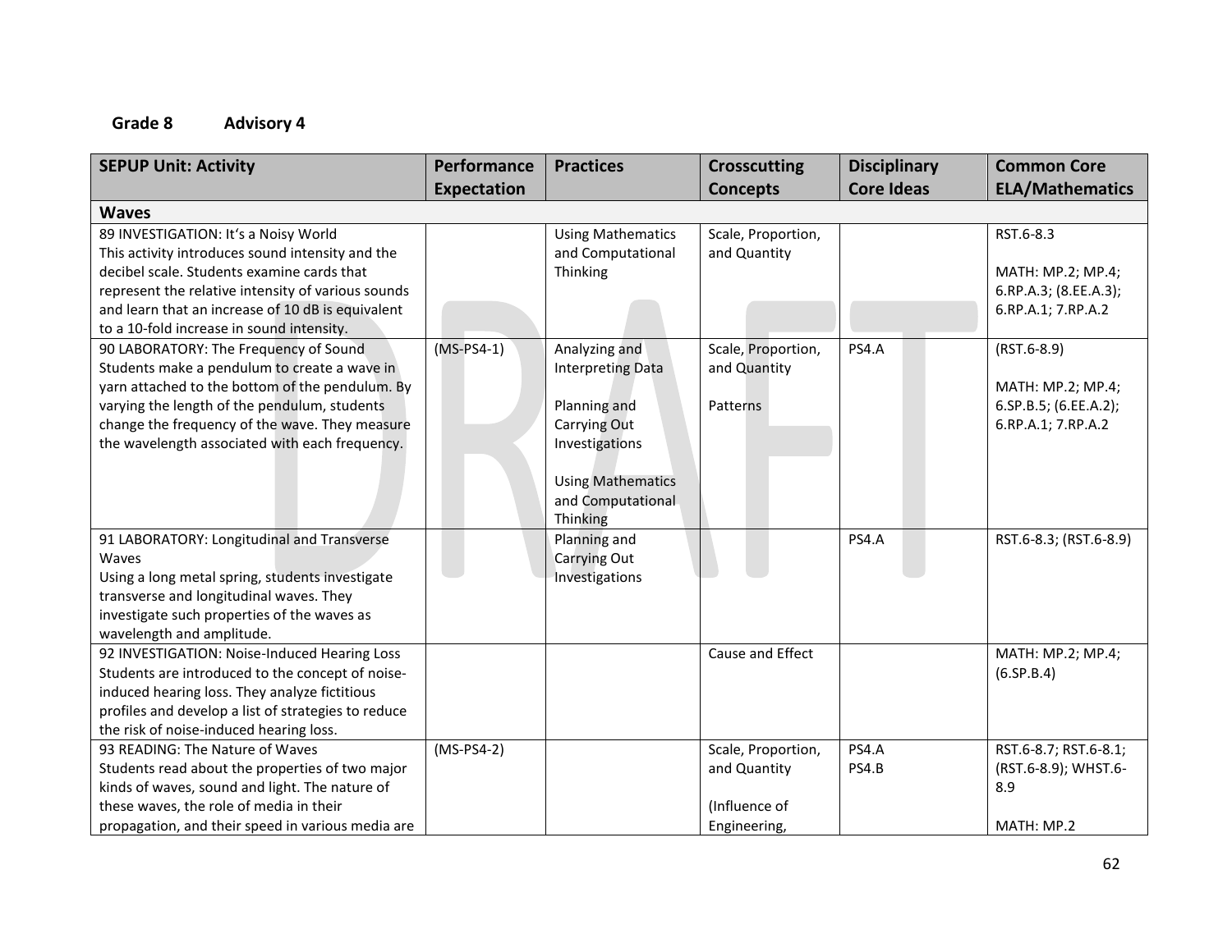**Grade 8 Advisory 4**

| SEPUP Unit: Activity | Performance Expectation | Practices | Crosscutting Concepts | Disciplinary Core Ideas | Common Core ELA/Mathematics |
|---|---|---|---|---|---|
| **Waves** | | | | | |
| 89 INVESTIGATION: It's a Noisy World<br>This activity introduces sound intensity and the decibel scale. Students examine cards that represent the relative intensity of various sounds and learn that an increase of 10 dB is equivalent to a 10-fold increase in sound intensity. | | Using Mathematics and Computational Thinking | Scale, Proportion, and Quantity | | RST.6-8.3<br><br>MATH: MP.2; MP.4; 6.RP.A.3; (8.EE.A.3); 6.RP.A.1; 7.RP.A.2 |
| 90 LABORATORY: The Frequency of Sound<br>Students make a pendulum to create a wave in yarn attached to the bottom of the pendulum. By varying the length of the pendulum, students change the frequency of the wave. They measure the wavelength associated with each frequency. | (MS-PS4-1) | Analyzing and Interpreting Data<br><br>Planning and Carrying Out Investigations<br><br>Using Mathematics and Computational Thinking | Scale, Proportion, and Quantity<br><br>Patterns | PS4.A | (RST.6-8.9)<br><br>MATH: MP.2; MP.4; 6.SP.B.5; (6.EE.A.2); 6.RP.A.1; 7.RP.A.2 |
| 91 LABORATORY: Longitudinal and Transverse Waves<br>Using a long metal spring, students investigate transverse and longitudinal waves. They investigate such properties of the waves as wavelength and amplitude. | | Planning and Carrying Out Investigations | | PS4.A | RST.6-8.3; (RST.6-8.9) |
| 92 INVESTIGATION: Noise-Induced Hearing Loss<br>Students are introduced to the concept of noise-induced hearing loss. They analyze fictitious profiles and develop a list of strategies to reduce the risk of noise-induced hearing loss. | | | Cause and Effect | | MATH: MP.2; MP.4; (6.SP.B.4) |
| 93 READING: The Nature of Waves<br>Students read about the properties of two major kinds of waves, sound and light. The nature of these waves, the role of media in their propagation, and their speed in various media are | (MS-PS4-2) | | Scale, Proportion, and Quantity<br><br>(Influence of Engineering, | PS4.A<br>PS4.B | RST.6-8.7; RST.6-8.1; (RST.6-8.9); WHST.6-8.9<br><br>MATH: MP.2 |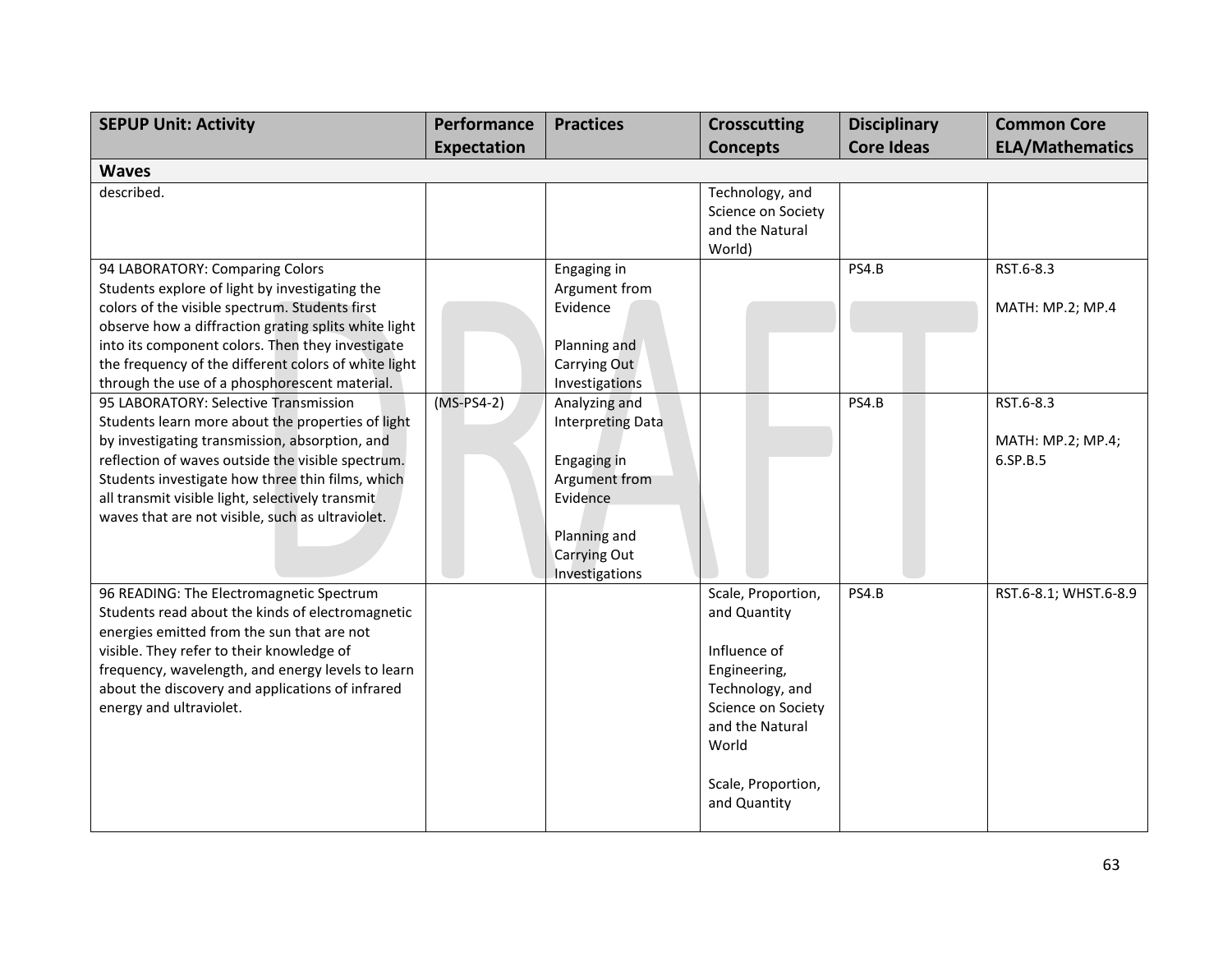| SEPUP Unit: Activity | Performance Expectation | Practices | Crosscutting Concepts | Disciplinary Core Ideas | Common Core ELA/Mathematics |
|---|---|---|---|---|---|
| **Waves** | | | | | |
| described. | | | Technology, and Science on Society and the Natural World) | | |
| 94 LABORATORY: Comparing Colors<br>Students explore of light by investigating the colors of the visible spectrum. Students first observe how a diffraction grating splits white light into its component colors. Then they investigate the frequency of the different colors of white light through the use of a phosphorescent material. | | Engaging in Argument from Evidence<br><br>Planning and Carrying Out Investigations | | PS4.B | RST.6-8.3<br><br>MATH: MP.2; MP.4 |
| 95 LABORATORY: Selective Transmission<br>Students learn more about the properties of light by investigating transmission, absorption, and reflection of waves outside the visible spectrum. Students investigate how three thin films, which all transmit visible light, selectively transmit waves that are not visible, such as ultraviolet. | (MS-PS4-2) | Analyzing and Interpreting Data<br><br>Engaging in Argument from Evidence<br><br>Planning and Carrying Out Investigations | | PS4.B | RST.6-8.3<br><br>MATH: MP.2; MP.4; 6.SP.B.5 |
| 96 READING: The Electromagnetic Spectrum<br>Students read about the kinds of electromagnetic energies emitted from the sun that are not visible. They refer to their knowledge of frequency, wavelength, and energy levels to learn about the discovery and applications of infrared energy and ultraviolet. | | | Scale, Proportion, and Quantity<br><br>Influence of Engineering, Technology, and Science on Society and the Natural World<br><br>Scale, Proportion, and Quantity | PS4.B | RST.6-8.1; WHST.6-8.9 |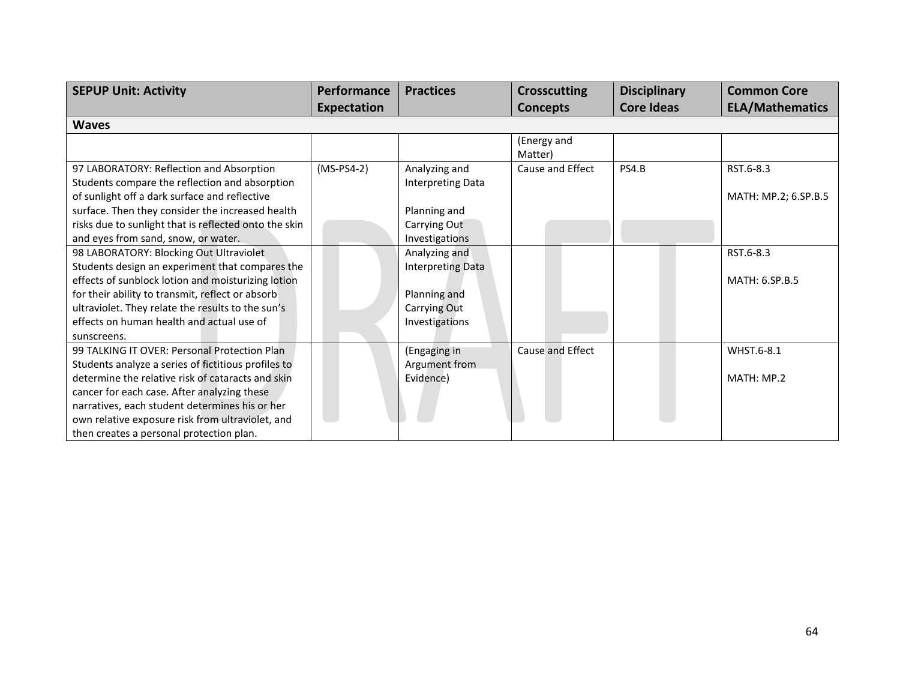| SEPUP Unit: Activity | Performance Expectation | Practices | Crosscutting Concepts | Disciplinary Core Ideas | Common Core ELA/Mathematics |
| --- | --- | --- | --- | --- | --- |
| **Waves** | | | | | |
| | | | (Energy and Matter) | | |
| 97 LABORATORY: Reflection and Absorption<br>Students compare the reflection and absorption of sunlight off a dark surface and reflective surface. Then they consider the increased health risks due to sunlight that is reflected onto the skin and eyes from sand, snow, or water. | (MS-PS4-2) | Analyzing and Interpreting Data<br><br>Planning and Carrying Out Investigations | Cause and Effect | PS4.B | RST.6-8.3<br><br>MATH: MP.2; 6.SP.B.5 |
| 98 LABORATORY: Blocking Out Ultraviolet<br>Students design an experiment that compares the effects of sunblock lotion and moisturizing lotion for their ability to transmit, reflect or absorb ultraviolet. They relate the results to the sun's effects on human health and actual use of sunscreens. | | Analyzing and Interpreting Data<br><br>Planning and Carrying Out Investigations | | | RST.6-8.3<br><br>MATH: 6.SP.B.5 |
| 99 TALKING IT OVER: Personal Protection Plan<br>Students analyze a series of fictitious profiles to determine the relative risk of cataracts and skin cancer for each case. After analyzing these narratives, each student determines his or her own relative exposure risk from ultraviolet, and then creates a personal protection plan. | | (Engaging in Argument from Evidence) | Cause and Effect | | WHST.6-8.1<br><br>MATH: MP.2 |